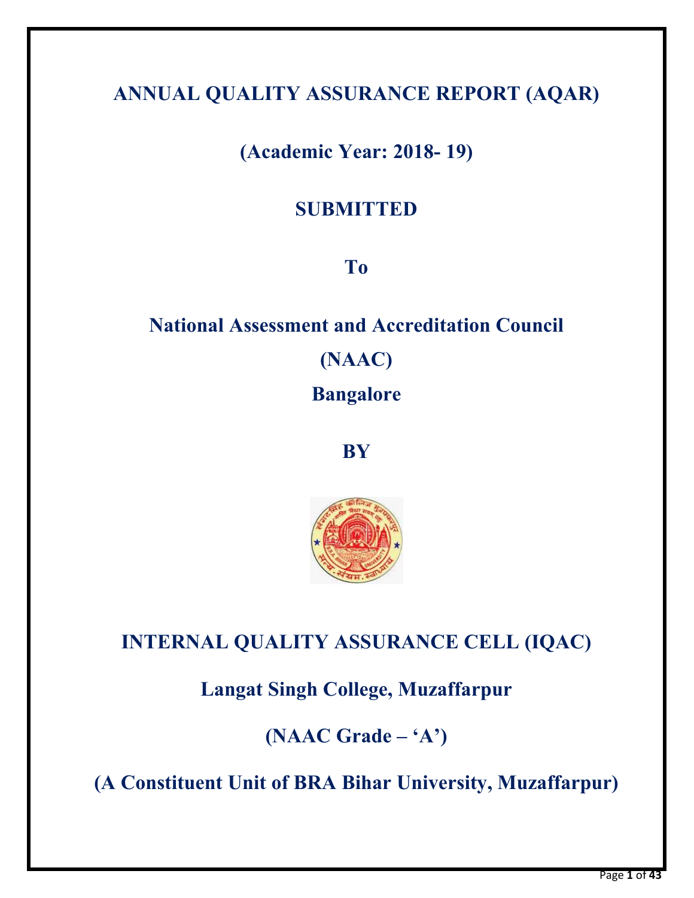# ANNUAL QUALITY ASSURANCE REPORT (AQAR)

## (Academic Year: 2018- 19)

## SUBMITTED

## To

## National Assessment and Accreditation Council (NAAC) Bangalore

## BY

## INTERNAL QUALITY ASSURANCE CELL (IQAC)

## Langat Singh College, Muzaffarpur

## (NAAC Grade – 'A')

## (A Constituent Unit of BRA Bihar University, Muzaffarpur)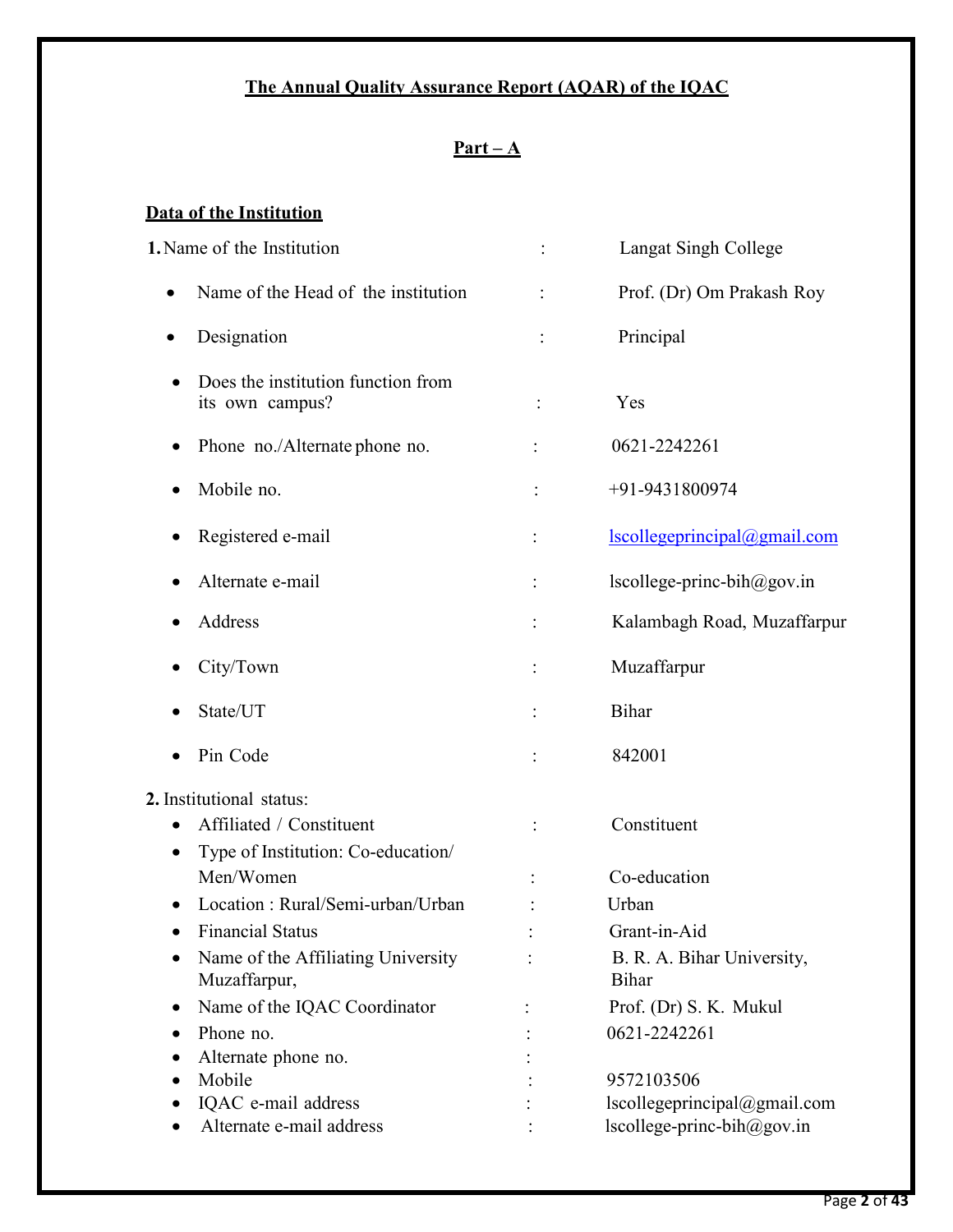# The Annual Quality Assurance Report (AQAR) of the IQAC

## Part – A

### Data of the Institution

**1.** Name of the Institution : Langat Singh College

- Name of the Head of the institution : Prof. (Dr) Om Prakash Roy
- Designation : Principal
- Does the institution function from its own campus? : Yes
- Phone no./Alternate phone no. : 0621-2242261
- Mobile no. : +91-9431800974
- Registered e-mail : lscollegeprincipal@gmail.com
- Alternate e-mail : lscollege-princ-bih@gov.in
- Address : Kalambagh Road, Muzaffarpur
- City/Town : Muzaffarpur
- State/UT : Bihar
- Pin Code : 842001

**2.** Institutional status:

- Affiliated / Constituent : Constituent
- Type of Institution: Co-education/ Men/Women : Co-education
- Location : Rural/Semi-urban/Urban : Urban
- Financial Status : Grant-in-Aid
- Name of the Affiliating University : B. R. A. Bihar University, Muzaffarpur, Bihar
- Name of the IQAC Coordinator : Prof. (Dr) S. K. Mukul
- Phone no. : 0621-2242261
- Alternate phone no. :
- Mobile : 9572103506
- IQAC e-mail address : lscollegeprincipal@gmail.com
- Alternate e-mail address : lscollege-princ-bih@gov.in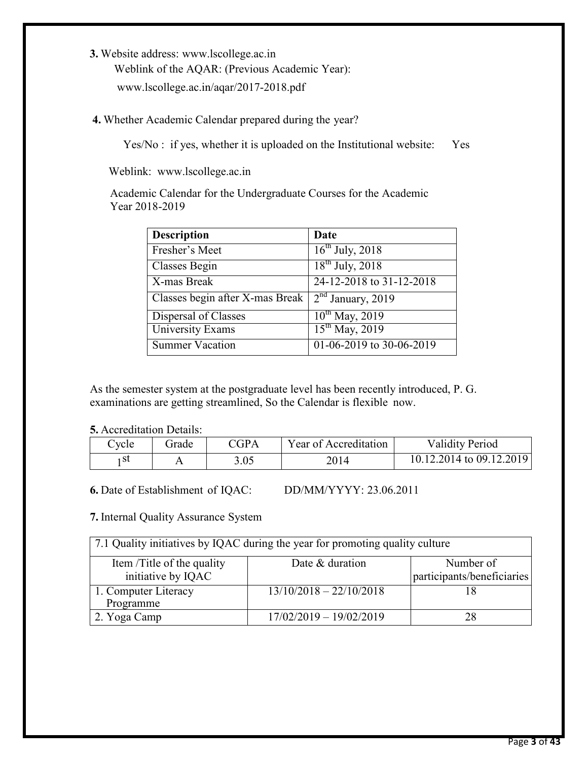**3.** Website address: www.lscollege.ac.in

Weblink of the AQAR: (Previous Academic Year):

www.lscollege.ac.in/aqar/2017-2018.pdf

**4.** Whether Academic Calendar prepared during the year?

Yes/No : if yes, whether it is uploaded on the Institutional website: Yes

Weblink: www.lscollege.ac.in

Academic Calendar for the Undergraduate Courses for the Academic Year 2018-2019

| **Description** | **Date** |
|---|---|
| Fresher's Meet | 16th July, 2018 |
| Classes Begin | 18th July, 2018 |
| X-mas Break | 24-12-2018 to 31-12-2018 |
| Classes begin after X-mas Break | 2nd January, 2019 |
| Dispersal of Classes | 10th May, 2019 |
| University Exams | 15th May, 2019 |
| Summer Vacation | 01-06-2019 to 30-06-2019 |

As the semester system at the postgraduate level has been recently introduced, P. G. examinations are getting streamlined, So the Calendar is flexible now.

**5.** Accreditation Details:

| Cycle | Grade | CGPA | Year of Accreditation | Validity Period |
|---|---|---|---|---|
| 1st | A | 3.05 | 2014 | 10.12.2014 to 09.12.2019 |

**6.** Date of Establishment of IQAC: DD/MM/YYYY: 23.06.2011

**7.** Internal Quality Assurance System

| 7.1 Quality initiatives by IQAC during the year for promoting quality culture | | |
|---|---|---|
| Item /Title of the quality initiative by IQAC | Date & duration | Number of participants/beneficiaries |
| 1. Computer Literacy Programme | 13/10/2018 – 22/10/2018 | 18 |
| 2. Yoga Camp | 17/02/2019 – 19/02/2019 | 28 |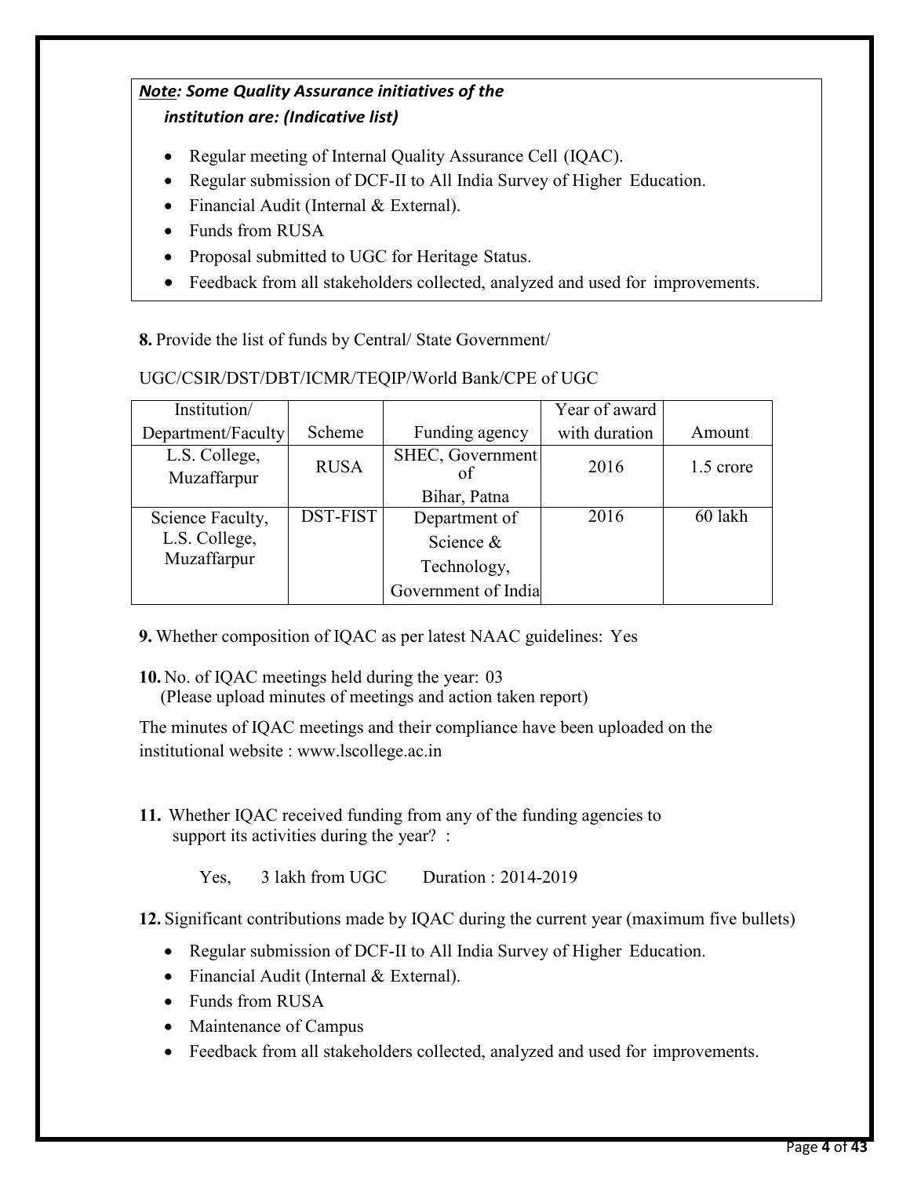***<u>Note</u>: Some Quality Assurance initiatives of the institution are: (Indicative list)***

- Regular meeting of Internal Quality Assurance Cell (IQAC).
- Regular submission of DCF-II to All India Survey of Higher Education.
- Financial Audit (Internal & External).
- Funds from RUSA
- Proposal submitted to UGC for Heritage Status.
- Feedback from all stakeholders collected, analyzed and used for improvements.

**8.** Provide the list of funds by Central/ State Government/

UGC/CSIR/DST/DBT/ICMR/TEQIP/World Bank/CPE of UGC

| Institution/ Department/Faculty | Scheme | Funding agency | Year of award with duration | Amount |
|---|---|---|---|---|
| L.S. College, Muzaffarpur | RUSA | SHEC, Government of Bihar, Patna | 2016 | 1.5 crore |
| Science Faculty, L.S. College, Muzaffarpur | DST-FIST | Department of Science & Technology, Government of India | 2016 | 60 lakh |

**9.** Whether composition of IQAC as per latest NAAC guidelines: Yes

**10.** No. of IQAC meetings held during the year: 03
(Please upload minutes of meetings and action taken report)

The minutes of IQAC meetings and their compliance have been uploaded on the institutional website : www.lscollege.ac.in

**11.** Whether IQAC received funding from any of the funding agencies to support its activities during the year? :

Yes, 3 lakh from UGC Duration : 2014-2019

**12.** Significant contributions made by IQAC during the current year (maximum five bullets)

- Regular submission of DCF-II to All India Survey of Higher Education.
- Financial Audit (Internal & External).
- Funds from RUSA
- Maintenance of Campus
- Feedback from all stakeholders collected, analyzed and used for improvements.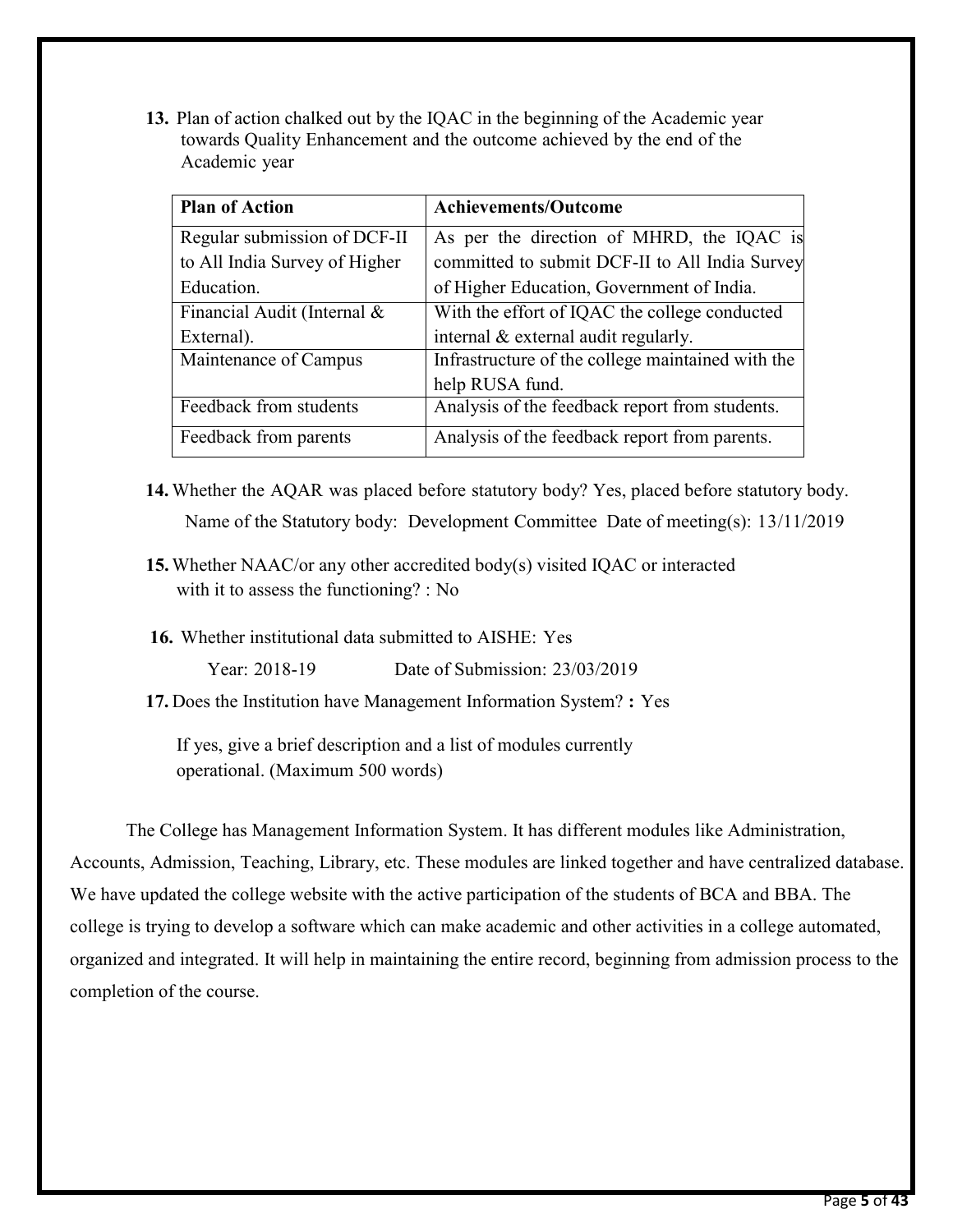**13.** Plan of action chalked out by the IQAC in the beginning of the Academic year towards Quality Enhancement and the outcome achieved by the end of the Academic year

| **Plan of Action** | **Achievements/Outcome** |
|---|---|
| Regular submission of DCF-II to All India Survey of Higher Education. | As per the direction of MHRD, the IQAC is committed to submit DCF-II to All India Survey of Higher Education, Government of India. |
| Financial Audit (Internal & External). | With the effort of IQAC the college conducted internal & external audit regularly. |
| Maintenance of Campus | Infrastructure of the college maintained with the help RUSA fund. |
| Feedback from students | Analysis of the feedback report from students. |
| Feedback from parents | Analysis of the feedback report from parents. |

**14.** Whether the AQAR was placed before statutory body? Yes, placed before statutory body.

Name of the Statutory body: Development Committee Date of meeting(s): 13/11/2019

**15.** Whether NAAC/or any other accredited body(s) visited IQAC or interacted with it to assess the functioning? : No

**16.** Whether institutional data submitted to AISHE: Yes

Year: 2018-19 Date of Submission: 23/03/2019

**17.** Does the Institution have Management Information System? **:** Yes

If yes, give a brief description and a list of modules currently operational. (Maximum 500 words)

The College has Management Information System. It has different modules like Administration, Accounts, Admission, Teaching, Library, etc. These modules are linked together and have centralized database. We have updated the college website with the active participation of the students of BCA and BBA. The college is trying to develop a software which can make academic and other activities in a college automated, organized and integrated. It will help in maintaining the entire record, beginning from admission process to the completion of the course.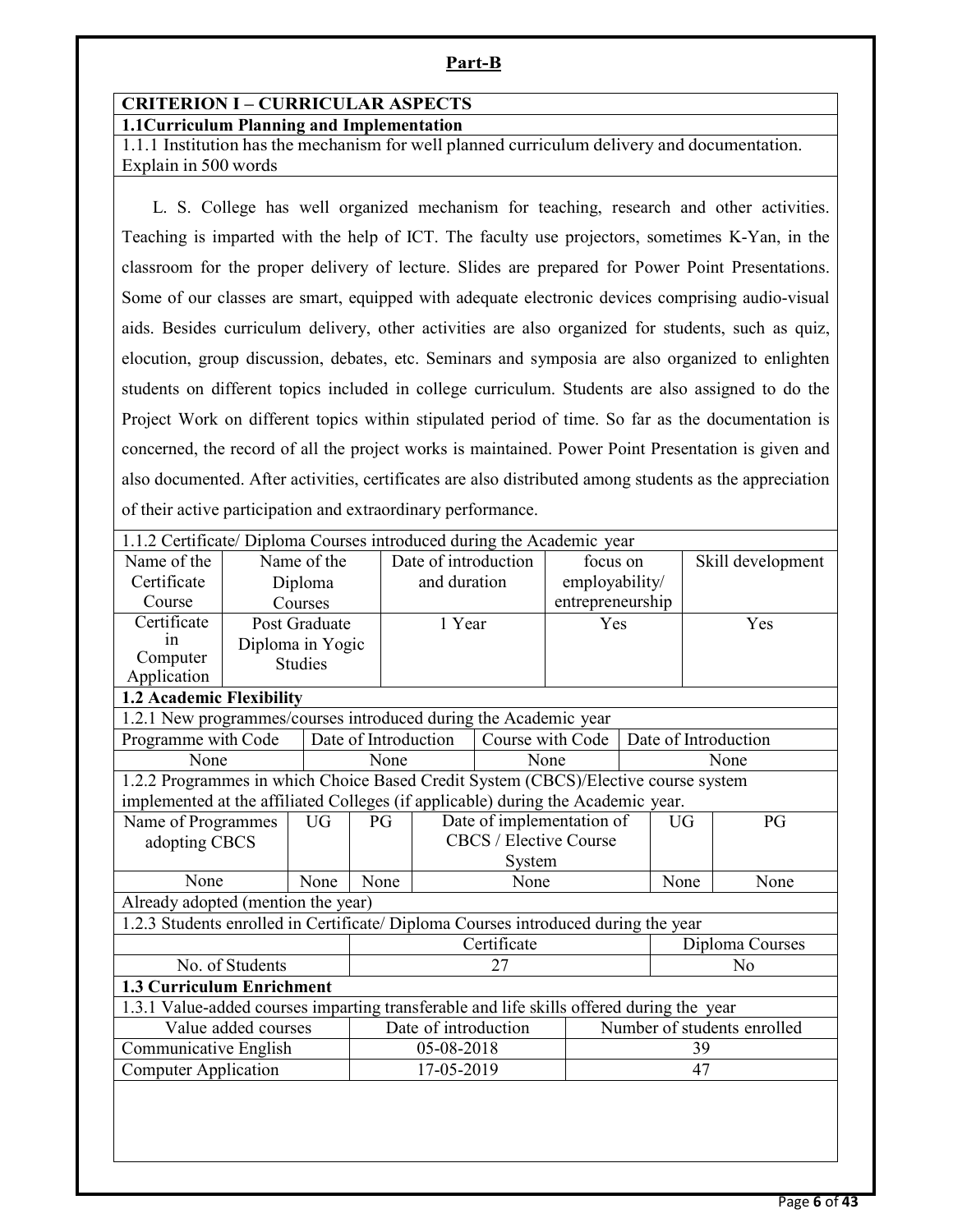## Part-B

### CRITERION I – CURRICULAR ASPECTS

**1.1Curriculum Planning and Implementation**

1.1.1 Institution has the mechanism for well planned curriculum delivery and documentation. Explain in 500 words

L. S. College has well organized mechanism for teaching, research and other activities. Teaching is imparted with the help of ICT. The faculty use projectors, sometimes K-Yan, in the classroom for the proper delivery of lecture. Slides are prepared for Power Point Presentations. Some of our classes are smart, equipped with adequate electronic devices comprising audio-visual aids. Besides curriculum delivery, other activities are also organized for students, such as quiz, elocution, group discussion, debates, etc. Seminars and symposia are also organized to enlighten students on different topics included in college curriculum. Students are also assigned to do the Project Work on different topics within stipulated period of time. So far as the documentation is concerned, the record of all the project works is maintained. Power Point Presentation is given and also documented. After activities, certificates are also distributed among students as the appreciation of their active participation and extraordinary performance.

1.1.2 Certificate/ Diploma Courses introduced during the Academic year

| Name of the Certificate Course | Name of the Diploma Courses | Date of introduction and duration | focus on employability/ entrepreneurship | Skill development |
|---|---|---|---|---|
| Certificate in Computer Application | Post Graduate Diploma in Yogic Studies | 1 Year | Yes | Yes |

**1.2 Academic Flexibility**

1.2.1 New programmes/courses introduced during the Academic year

| Programme with Code | Date of Introduction | Course with Code | Date of Introduction |
|---|---|---|---|
| None | None | None | None |

1.2.2 Programmes in which Choice Based Credit System (CBCS)/Elective course system implemented at the affiliated Colleges (if applicable) during the Academic year.

| Name of Programmes adopting CBCS | UG | PG | Date of implementation of CBCS / Elective Course System | UG | PG |
|---|---|---|---|---|---|
| None | None | None | None | None | None |

Already adopted (mention the year)

1.2.3 Students enrolled in Certificate/ Diploma Courses introduced during the year

| | Certificate | Diploma Courses |
|---|---|---|
| No. of Students | 27 | No |

**1.3 Curriculum Enrichment**

1.3.1 Value-added courses imparting transferable and life skills offered during the year

| Value added courses | Date of introduction | Number of students enrolled |
|---|---|---|
| Communicative English | 05-08-2018 | 39 |
| Computer Application | 17-05-2019 | 47 |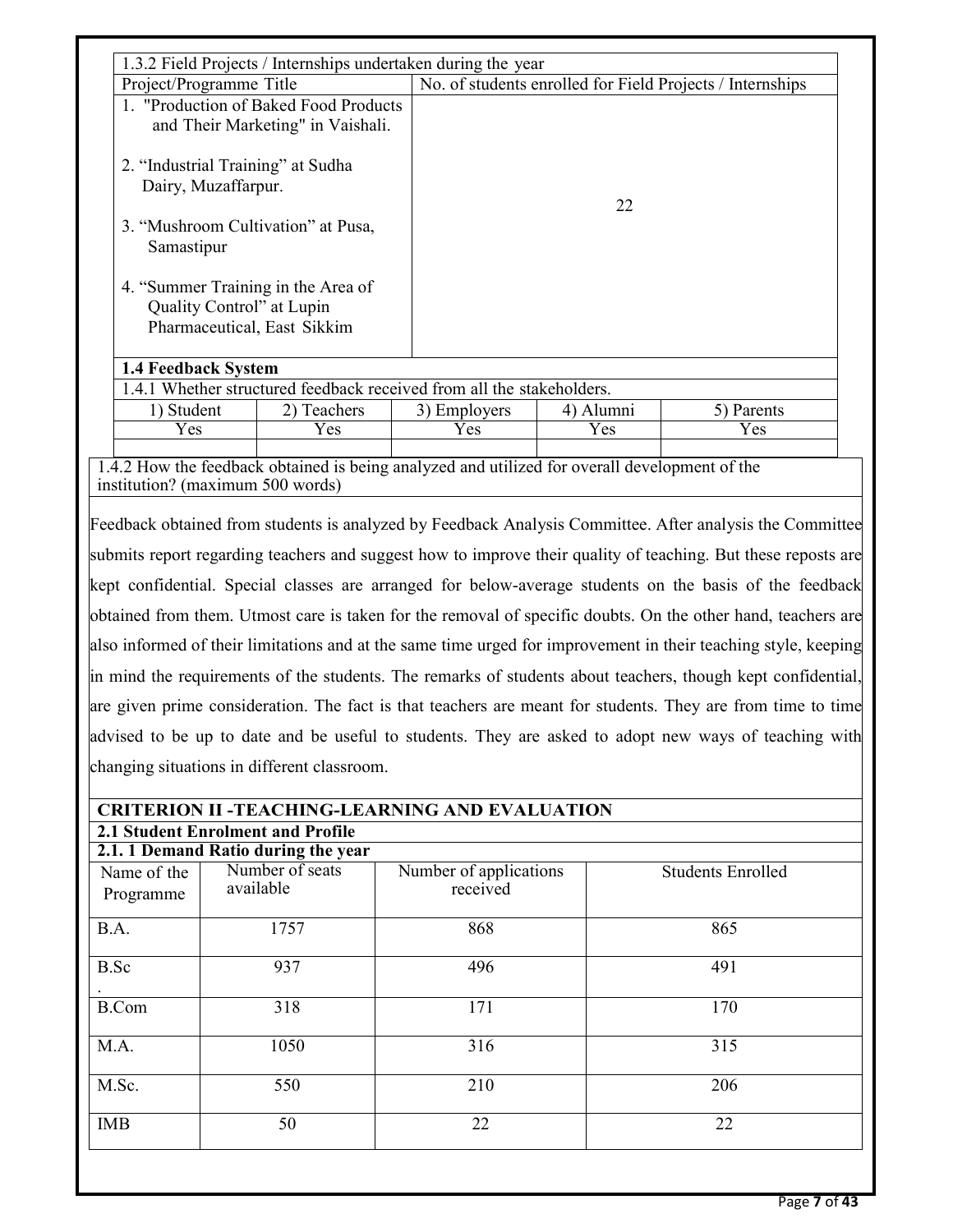| 1.3.2 Field Projects / Internships undertaken during the year | |
|---|---|
| Project/Programme Title | No. of students enrolled for Field Projects / Internships |
| 1. "Production of Baked Food Products and Their Marketing" in Vaishali.<br><br>2. "Industrial Training" at Sudha Dairy, Muzaffarpur.<br><br>3. "Mushroom Cultivation" at Pusa, Samastipur<br><br>4. "Summer Training in the Area of Quality Control" at Lupin Pharmaceutical, East Sikkim | 22 |

**1.4 Feedback System**

1.4.1 Whether structured feedback received from all the stakeholders.

| 1) Student | 2) Teachers | 3) Employers | 4) Alumni | 5) Parents |
|---|---|---|---|---|
| Yes | Yes | Yes | Yes | Yes |

1.4.2 How the feedback obtained is being analyzed and utilized for overall development of the institution? (maximum 500 words)

Feedback obtained from students is analyzed by Feedback Analysis Committee. After analysis the Committee submits report regarding teachers and suggest how to improve their quality of teaching. But these reposts are kept confidential. Special classes are arranged for below-average students on the basis of the feedback obtained from them. Utmost care is taken for the removal of specific doubts. On the other hand, teachers are also informed of their limitations and at the same time urged for improvement in their teaching style, keeping in mind the requirements of the students. The remarks of students about teachers, though kept confidential, are given prime consideration. The fact is that teachers are meant for students. They are from time to time advised to be up to date and be useful to students. They are asked to adopt new ways of teaching with changing situations in different classroom.

## CRITERION II -TEACHING-LEARNING AND EVALUATION

### 2.1 Student Enrolment and Profile

**2.1. 1 Demand Ratio during the year**

| Name of the Programme | Number of seats available | Number of applications received | Students Enrolled |
|---|---|---|---|
| B.A. | 1757 | 868 | 865 |
| B.Sc. | 937 | 496 | 491 |
| B.Com | 318 | 171 | 170 |
| M.A. | 1050 | 316 | 315 |
| M.Sc. | 550 | 210 | 206 |
| IMB | 50 | 22 | 22 |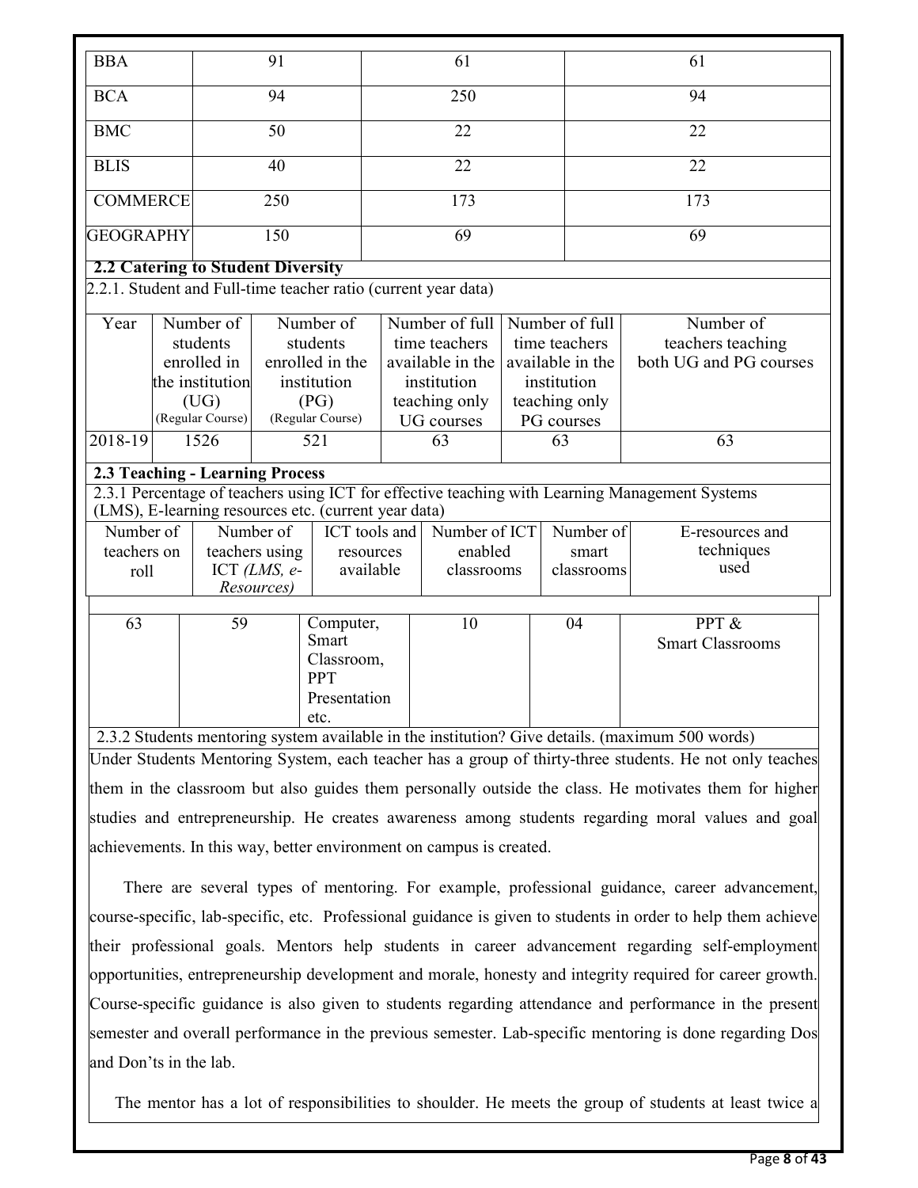| BBA | 91 | 61 | 61 |
|---|---|---|---|
| BCA | 94 | 250 | 94 |
| BMC | 50 | 22 | 22 |
| BLIS | 40 | 22 | 22 |
| COMMERCE | 250 | 173 | 173 |
| GEOGRAPHY | 150 | 69 | 69 |

**2.2 Catering to Student Diversity**

2.2.1. Student and Full-time teacher ratio (current year data)

| Year | Number of students enrolled in the institution (UG) (Regular Course) | Number of students enrolled in the institution (PG) (Regular Course) | Number of full time teachers available in the institution teaching only UG courses | Number of full time teachers available in the institution teaching only PG courses | Number of teachers teaching both UG and PG courses |
|---|---|---|---|---|---|
| 2018-19 | 1526 | 521 | 63 | 63 | 63 |

**2.3 Teaching - Learning Process**

2.3.1 Percentage of teachers using ICT for effective teaching with Learning Management Systems (LMS), E-learning resources etc. (current year data)

| Number of teachers on roll | Number of teachers using ICT *(LMS, e-Resources)* | ICT tools and resources available | Number of ICT enabled classrooms | Number of smart classrooms | E-resources and techniques used |
|---|---|---|---|---|---|
| 63 | 59 | Computer, Smart Classroom, PPT Presentation etc. | 10 | 04 | PPT & Smart Classrooms |

2.3.2 Students mentoring system available in the institution? Give details. (maximum 500 words)

Under Students Mentoring System, each teacher has a group of thirty-three students. He not only teaches them in the classroom but also guides them personally outside the class. He motivates them for higher studies and entrepreneurship. He creates awareness among students regarding moral values and goal achievements. In this way, better environment on campus is created.

There are several types of mentoring. For example, professional guidance, career advancement, course-specific, lab-specific, etc. Professional guidance is given to students in order to help them achieve their professional goals. Mentors help students in career advancement regarding self-employment opportunities, entrepreneurship development and morale, honesty and integrity required for career growth. Course-specific guidance is also given to students regarding attendance and performance in the present semester and overall performance in the previous semester. Lab-specific mentoring is done regarding Dos and Don'ts in the lab.

The mentor has a lot of responsibilities to shoulder. He meets the group of students at least twice a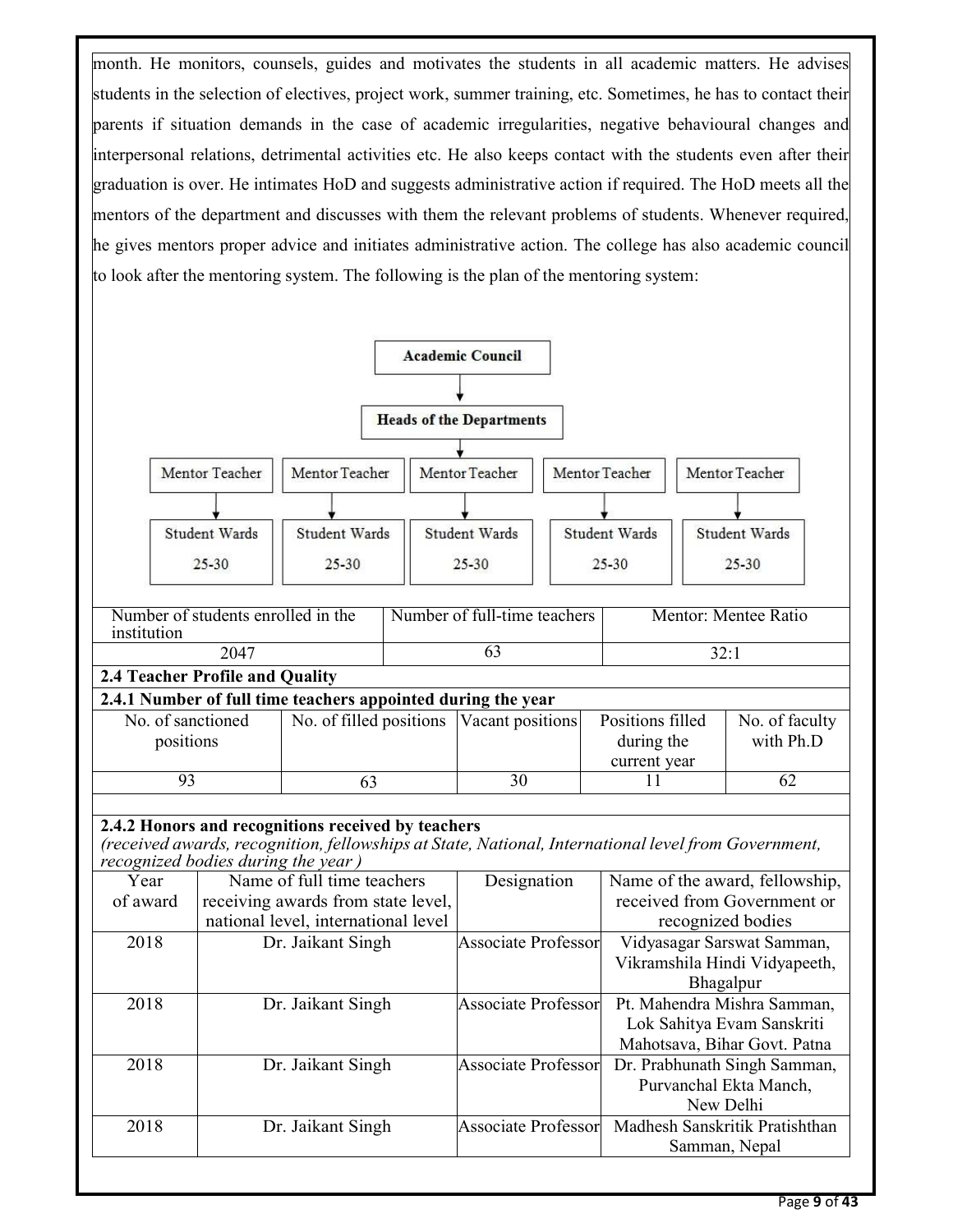month. He monitors, counsels, guides and motivates the students in all academic matters. He advises students in the selection of electives, project work, summer training, etc. Sometimes, he has to contact their parents if situation demands in the case of academic irregularities, negative behavioural changes and interpersonal relations, detrimental activities etc. He also keeps contact with the students even after their graduation is over. He intimates HoD and suggests administrative action if required. The HoD meets all the mentors of the department and discusses with them the relevant problems of students. Whenever required, he gives mentors proper advice and initiates administrative action. The college has also academic council to look after the mentoring system. The following is the plan of the mentoring system:

**Academic Council**
↓
**Heads of the Departments**
↓

| Mentor Teacher | Mentor Teacher | Mentor Teacher | Mentor Teacher | Mentor Teacher |
|---|---|---|---|---|
| ↓ | ↓ | ↓ | ↓ | ↓ |
| Student Wards 25-30 | Student Wards 25-30 | Student Wards 25-30 | Student Wards 25-30 | Student Wards 25-30 |

| Number of students enrolled in the institution | Number of full-time teachers | Mentor: Mentee Ratio |
|---|---|---|
| 2047 | 63 | 32:1 |

**2.4 Teacher Profile and Quality**

**2.4.1 Number of full time teachers appointed during the year**

| No. of sanctioned positions | No. of filled positions | Vacant positions | Positions filled during the current year | No. of faculty with Ph.D |
|---|---|---|---|---|
| 93 | 63 | 30 | 11 | 62 |

**2.4.2 Honors and recognitions received by teachers**

*(received awards, recognition, fellowships at State, National, International level from Government, recognized bodies during the year )*

| Year of award | Name of full time teachers receiving awards from state level, national level, international level | Designation | Name of the award, fellowship, received from Government or recognized bodies |
|---|---|---|---|
| 2018 | Dr. Jaikant Singh | Associate Professor | Vidyasagar Sarswat Samman, Vikramshila Hindi Vidyapeeth, Bhagalpur |
| 2018 | Dr. Jaikant Singh | Associate Professor | Pt. Mahendra Mishra Samman, Lok Sahitya Evam Sanskriti Mahotsava, Bihar Govt. Patna |
| 2018 | Dr. Jaikant Singh | Associate Professor | Dr. Prabhunath Singh Samman, Purvanchal Ekta Manch, New Delhi |
| 2018 | Dr. Jaikant Singh | Associate Professor | Madhesh Sanskritik Pratishthan Samman, Nepal |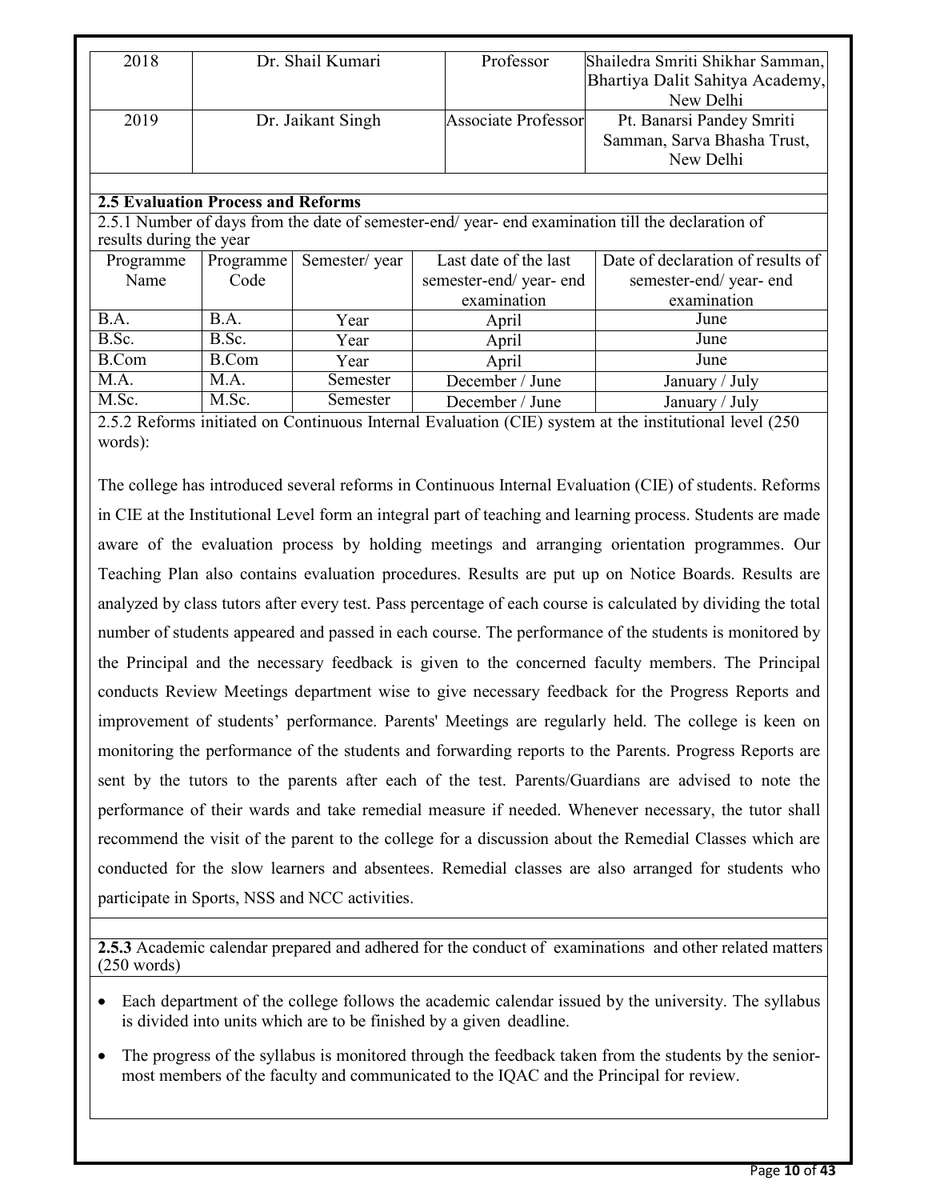| 2018 | Dr. Shail Kumari | Professor | Shailedra Smriti Shikhar Samman, Bhartiya Dalit Sahitya Academy, New Delhi |
|---|---|---|---|
| 2019 | Dr. Jaikant Singh | Associate Professor | Pt. Banarsi Pandey Smriti Samman, Sarva Bhasha Trust, New Delhi |

**2.5 Evaluation Process and Reforms**

2.5.1 Number of days from the date of semester-end/ year- end examination till the declaration of results during the year

| Programme Name | Programme Code | Semester/ year | Last date of the last semester-end/ year- end examination | Date of declaration of results of semester-end/ year- end examination |
|---|---|---|---|---|
| B.A. | B.A. | Year | April | June |
| B.Sc. | B.Sc. | Year | April | June |
| B.Com | B.Com | Year | April | June |
| M.A. | M.A. | Semester | December / June | January / July |
| M.Sc. | M.Sc. | Semester | December / June | January / July |

2.5.2 Reforms initiated on Continuous Internal Evaluation (CIE) system at the institutional level (250 words):

The college has introduced several reforms in Continuous Internal Evaluation (CIE) of students. Reforms in CIE at the Institutional Level form an integral part of teaching and learning process. Students are made aware of the evaluation process by holding meetings and arranging orientation programmes. Our Teaching Plan also contains evaluation procedures. Results are put up on Notice Boards. Results are analyzed by class tutors after every test. Pass percentage of each course is calculated by dividing the total number of students appeared and passed in each course. The performance of the students is monitored by the Principal and the necessary feedback is given to the concerned faculty members. The Principal conducts Review Meetings department wise to give necessary feedback for the Progress Reports and improvement of students' performance. Parents' Meetings are regularly held. The college is keen on monitoring the performance of the students and forwarding reports to the Parents. Progress Reports are sent by the tutors to the parents after each of the test. Parents/Guardians are advised to note the performance of their wards and take remedial measure if needed. Whenever necessary, the tutor shall recommend the visit of the parent to the college for a discussion about the Remedial Classes which are conducted for the slow learners and absentees. Remedial classes are also arranged for students who participate in Sports, NSS and NCC activities.

**2.5.3** Academic calendar prepared and adhered for the conduct of examinations and other related matters (250 words)

- Each department of the college follows the academic calendar issued by the university. The syllabus is divided into units which are to be finished by a given deadline.
- The progress of the syllabus is monitored through the feedback taken from the students by the senior-most members of the faculty and communicated to the IQAC and the Principal for review.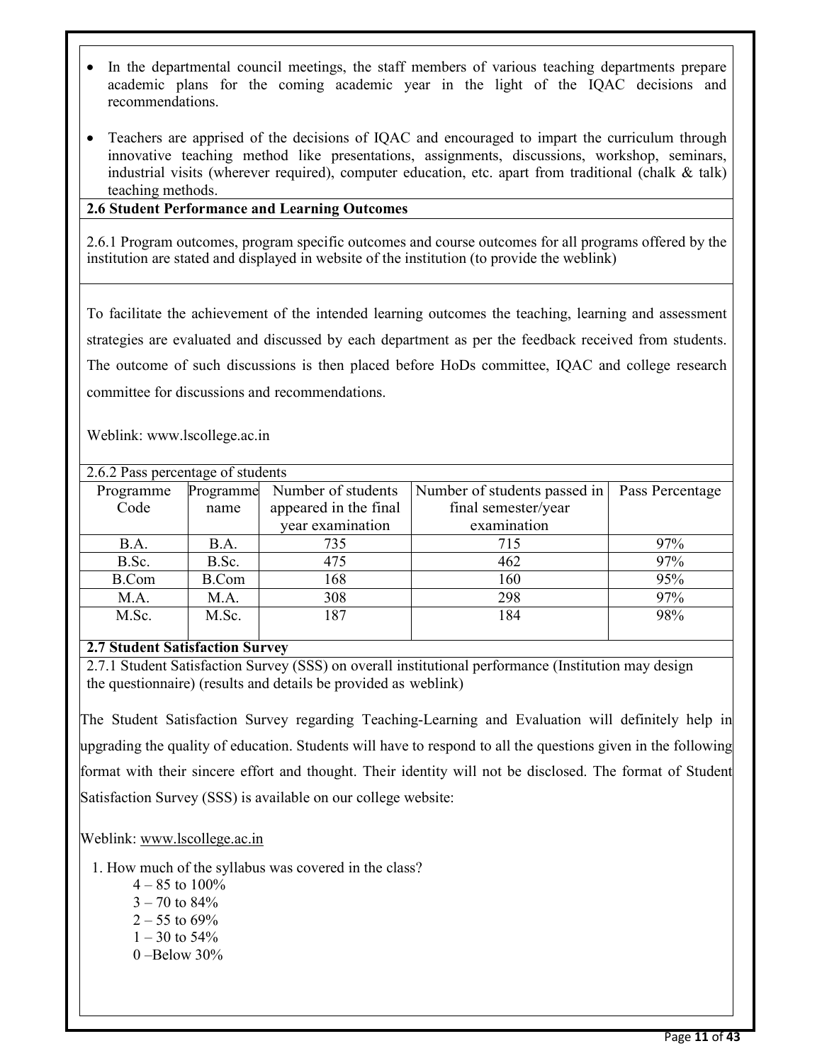- In the departmental council meetings, the staff members of various teaching departments prepare academic plans for the coming academic year in the light of the IQAC decisions and recommendations.
- Teachers are apprised of the decisions of IQAC and encouraged to impart the curriculum through innovative teaching method like presentations, assignments, discussions, workshop, seminars, industrial visits (wherever required), computer education, etc. apart from traditional (chalk & talk) teaching methods.

**2.6 Student Performance and Learning Outcomes**

2.6.1 Program outcomes, program specific outcomes and course outcomes for all programs offered by the institution are stated and displayed in website of the institution (to provide the weblink)

To facilitate the achievement of the intended learning outcomes the teaching, learning and assessment strategies are evaluated and discussed by each department as per the feedback received from students. The outcome of such discussions is then placed before HoDs committee, IQAC and college research committee for discussions and recommendations.

Weblink: www.lscollege.ac.in

2.6.2 Pass percentage of students

| Programme Code | Programme name | Number of students appeared in the final year examination | Number of students passed in final semester/year examination | Pass Percentage |
|---|---|---|---|---|
| B.A. | B.A. | 735 | 715 | 97% |
| B.Sc. | B.Sc. | 475 | 462 | 97% |
| B.Com | B.Com | 168 | 160 | 95% |
| M.A. | M.A. | 308 | 298 | 97% |
| M.Sc. | M.Sc. | 187 | 184 | 98% |

**2.7 Student Satisfaction Survey**

2.7.1 Student Satisfaction Survey (SSS) on overall institutional performance (Institution may design the questionnaire) (results and details be provided as weblink)

The Student Satisfaction Survey regarding Teaching-Learning and Evaluation will definitely help in upgrading the quality of education. Students will have to respond to all the questions given in the following format with their sincere effort and thought. Their identity will not be disclosed. The format of Student Satisfaction Survey (SSS) is available on our college website:

Weblink: www.lscollege.ac.in

1. How much of the syllabus was covered in the class?
   - 4 – 85 to 100%
   - 3 – 70 to 84%
   - 2 – 55 to 69%
   - 1 – 30 to 54%
   - 0 –Below 30%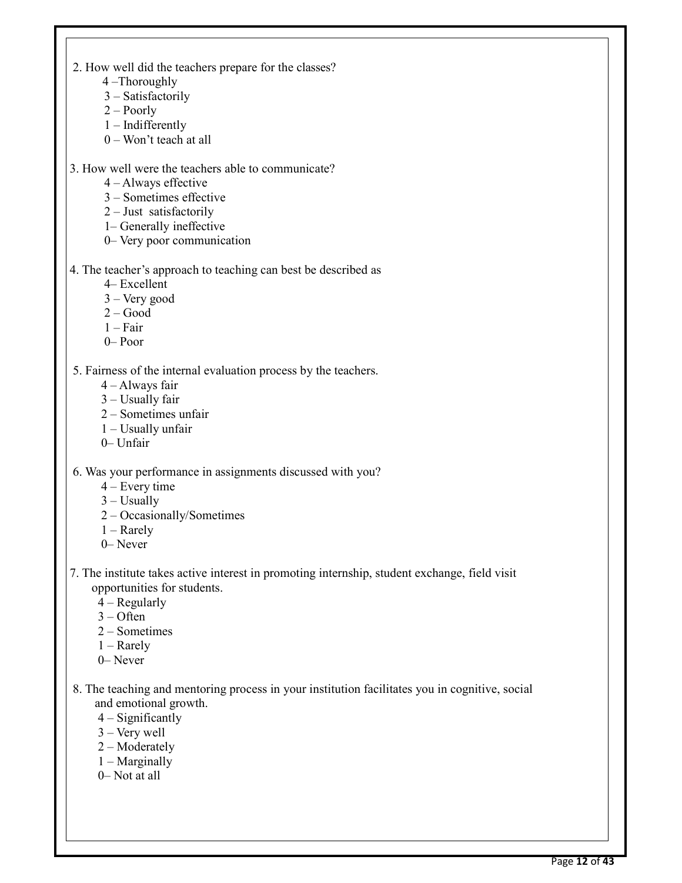2. How well did the teachers prepare for the classes?
   - 4 –Thoroughly
   - 3 – Satisfactorily
   - 2 – Poorly
   - 1 – Indifferently
   - 0 – Won't teach at all

3. How well were the teachers able to communicate?
   - 4 – Always effective
   - 3 – Sometimes effective
   - 2 – Just satisfactorily
   - 1– Generally ineffective
   - 0– Very poor communication

4. The teacher's approach to teaching can best be described as
   - 4– Excellent
   - 3 – Very good
   - 2 – Good
   - 1 – Fair
   - 0– Poor

5. Fairness of the internal evaluation process by the teachers.
   - 4 – Always fair
   - 3 – Usually fair
   - 2 – Sometimes unfair
   - 1 – Usually unfair
   - 0– Unfair

6. Was your performance in assignments discussed with you?
   - 4 – Every time
   - 3 – Usually
   - 2 – Occasionally/Sometimes
   - 1 – Rarely
   - 0– Never

7. The institute takes active interest in promoting internship, student exchange, field visit opportunities for students.
   - 4 – Regularly
   - 3 – Often
   - 2 – Sometimes
   - 1 – Rarely
   - 0– Never

8. The teaching and mentoring process in your institution facilitates you in cognitive, social and emotional growth.
   - 4 – Significantly
   - 3 – Very well
   - 2 – Moderately
   - 1 – Marginally
   - 0– Not at all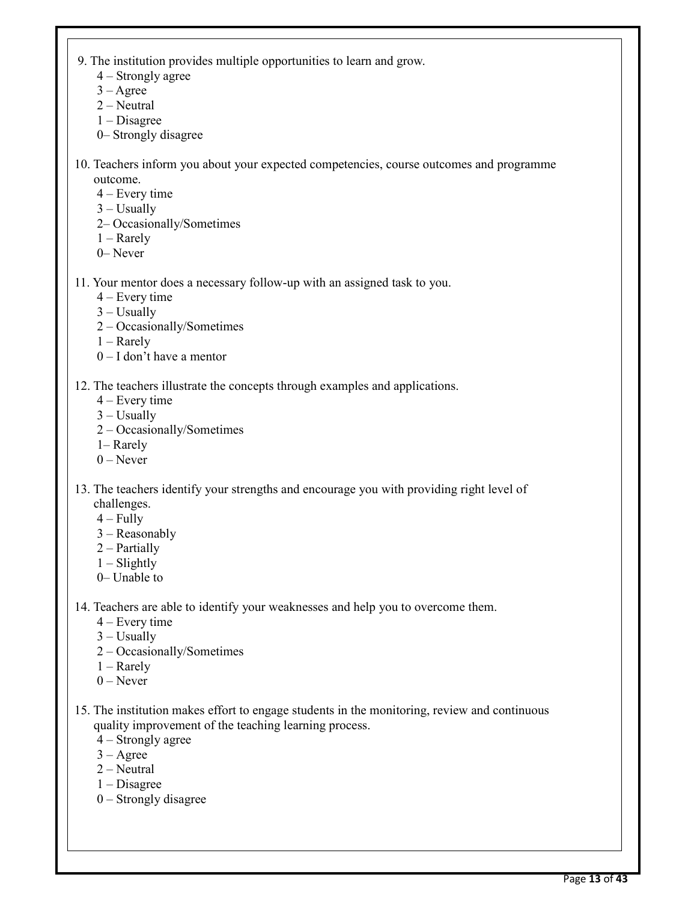9. The institution provides multiple opportunities to learn and grow.
   4 – Strongly agree
   3 – Agree
   2 – Neutral
   1 – Disagree
   0– Strongly disagree

10. Teachers inform you about your expected competencies, course outcomes and programme outcome.
   4 – Every time
   3 – Usually
   2– Occasionally/Sometimes
   1 – Rarely
   0– Never

11. Your mentor does a necessary follow-up with an assigned task to you.
   4 – Every time
   3 – Usually
   2 – Occasionally/Sometimes
   1 – Rarely
   0 – I don't have a mentor

12. The teachers illustrate the concepts through examples and applications.
   4 – Every time
   3 – Usually
   2 – Occasionally/Sometimes
   1– Rarely
   0 – Never

13. The teachers identify your strengths and encourage you with providing right level of challenges.
   4 – Fully
   3 – Reasonably
   2 – Partially
   1 – Slightly
   0– Unable to

14. Teachers are able to identify your weaknesses and help you to overcome them.
   4 – Every time
   3 – Usually
   2 – Occasionally/Sometimes
   1 – Rarely
   0 – Never

15. The institution makes effort to engage students in the monitoring, review and continuous quality improvement of the teaching learning process.
   4 – Strongly agree
   3 – Agree
   2 – Neutral
   1 – Disagree
   0 – Strongly disagree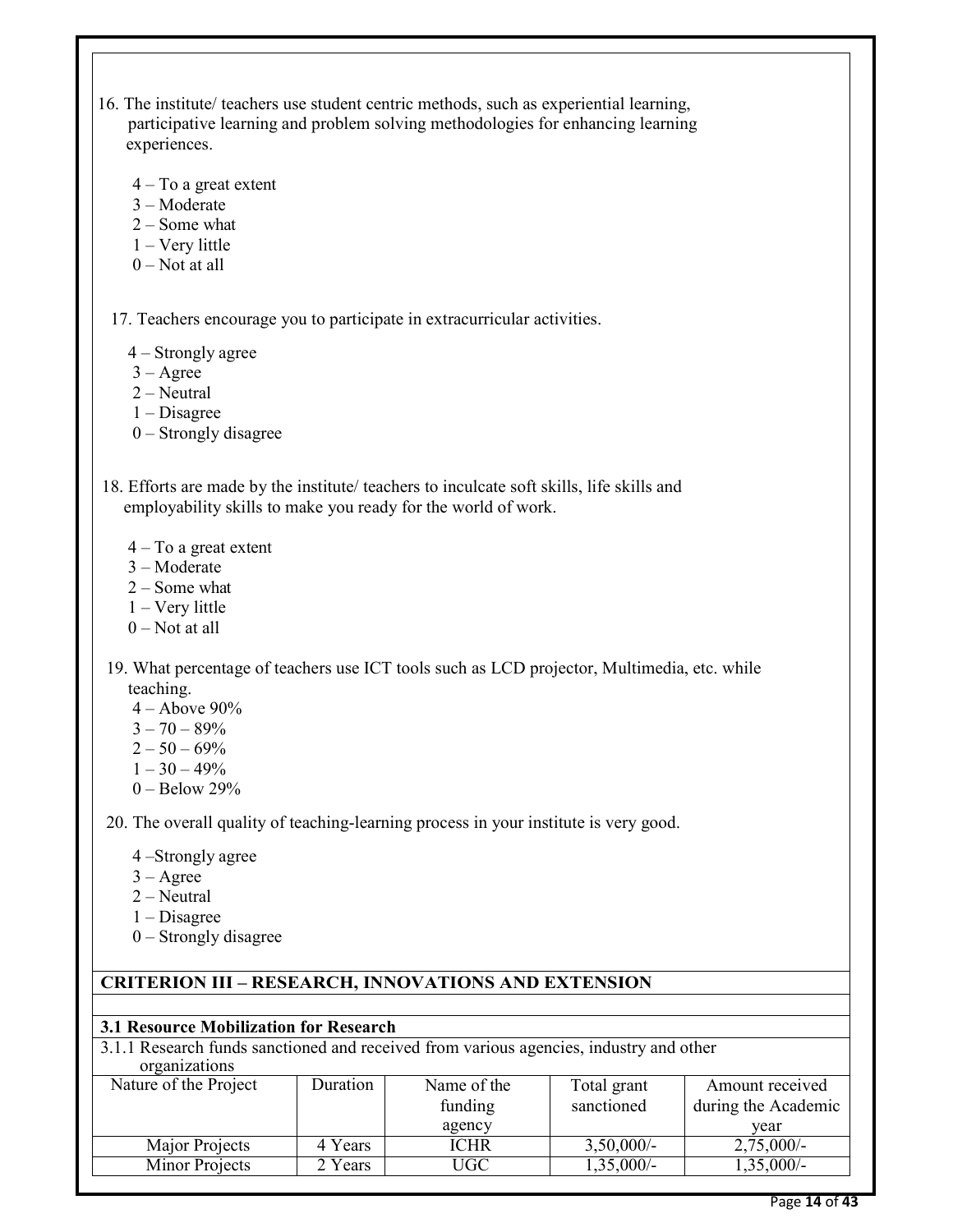16. The institute/ teachers use student centric methods, such as experiential learning, participative learning and problem solving methodologies for enhancing learning experiences.

    4 – To a great extent
    3 – Moderate
    2 – Some what
    1 – Very little
    0 – Not at all

17. Teachers encourage you to participate in extracurricular activities.

    4 – Strongly agree
    3 – Agree
    2 – Neutral
    1 – Disagree
    0 – Strongly disagree

18. Efforts are made by the institute/ teachers to inculcate soft skills, life skills and employability skills to make you ready for the world of work.

    4 – To a great extent
    3 – Moderate
    2 – Some what
    1 – Very little
    0 – Not at all

19. What percentage of teachers use ICT tools such as LCD projector, Multimedia, etc. while teaching.
    4 – Above 90%
    3 – 70 – 89%
    2 – 50 – 69%
    1 – 30 – 49%
    0 – Below 29%

20. The overall quality of teaching-learning process in your institute is very good.

    4 –Strongly agree
    3 – Agree
    2 – Neutral
    1 – Disagree
    0 – Strongly disagree

## CRITERION III – RESEARCH, INNOVATIONS AND EXTENSION

### 3.1 Resource Mobilization for Research

3.1.1 Research funds sanctioned and received from various agencies, industry and other organizations

| Nature of the Project | Duration | Name of the funding agency | Total grant sanctioned | Amount received during the Academic year |
|---|---|---|---|---|
| Major Projects | 4 Years | ICHR | 3,50,000/- | 2,75,000/- |
| Minor Projects | 2 Years | UGC | 1,35,000/- | 1,35,000/- |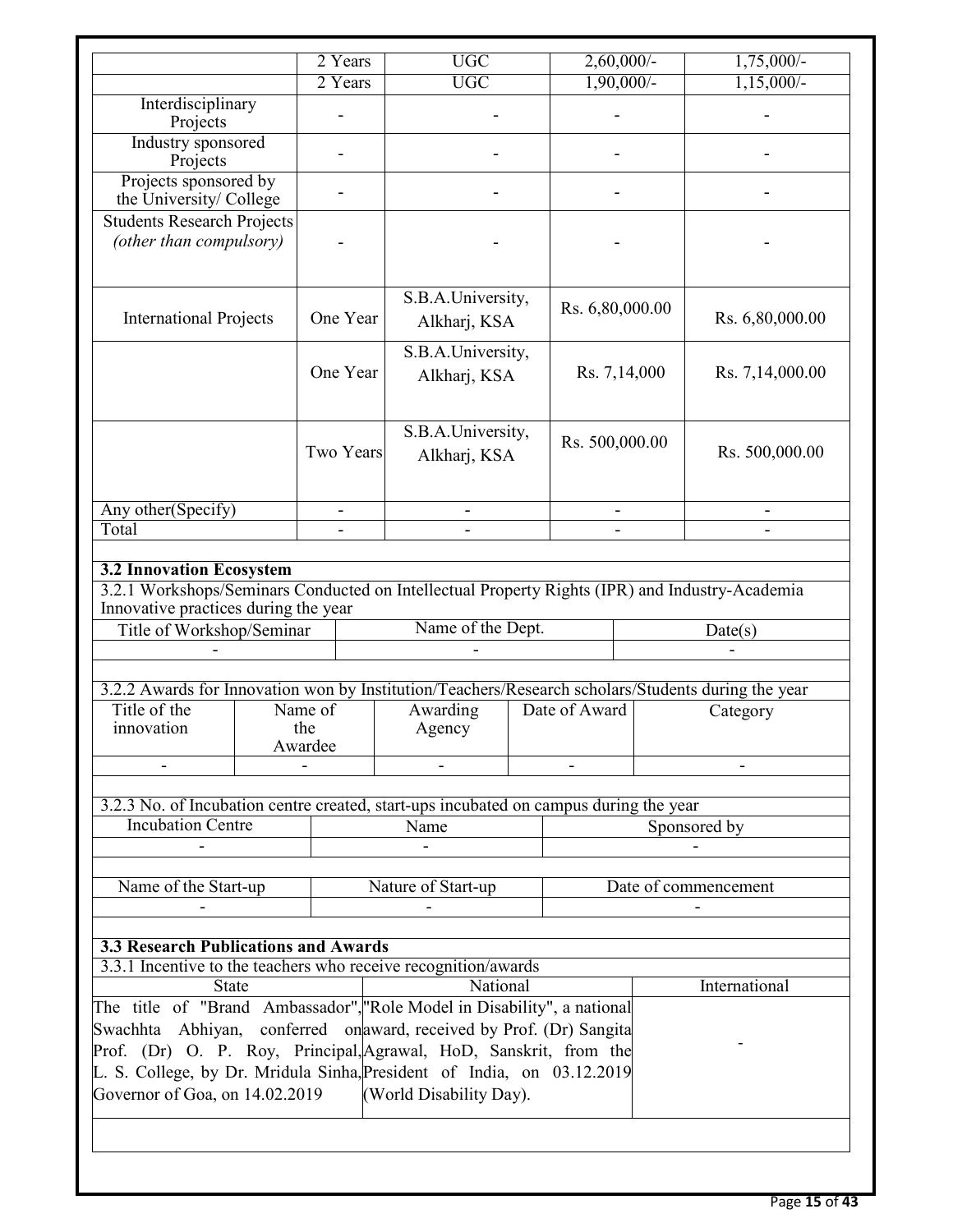| | | | | |
|---|---|---|---|---|
| | 2 Years | UGC | 2,60,000/- | 1,75,000/- |
| | 2 Years | UGC | 1,90,000/- | 1,15,000/- |
| Interdisciplinary Projects | - | - | - | - |
| Industry sponsored Projects | - | - | - | - |
| Projects sponsored by the University/ College | - | - | - | - |
| Students Research Projects *(other than compulsory)* | - | - | - | - |
| International Projects | One Year | S.B.A.University, Alkharj, KSA | Rs. 6,80,000.00 | Rs. 6,80,000.00 |
| | One Year | S.B.A.University, Alkharj, KSA | Rs. 7,14,000 | Rs. 7,14,000.00 |
| | Two Years | S.B.A.University, Alkharj, KSA | Rs. 500,000.00 | Rs. 500,000.00 |
| Any other(Specify) | - | - | - | - |
| Total | - | - | - | - |

**3.2 Innovation Ecosystem**

3.2.1 Workshops/Seminars Conducted on Intellectual Property Rights (IPR) and Industry-Academia Innovative practices during the year

| Title of Workshop/Seminar | Name of the Dept. | Date(s) |
|---|---|---|
| - | - | - |

3.2.2 Awards for Innovation won by Institution/Teachers/Research scholars/Students during the year

| Title of the innovation | Name of the Awardee | Awarding Agency | Date of Award | Category |
|---|---|---|---|---|
| - | - | - | - | - |

3.2.3 No. of Incubation centre created, start-ups incubated on campus during the year

| Incubation Centre | Name | Sponsored by |
|---|---|---|
| - | - | - |

| Name of the Start-up | Nature of Start-up | Date of commencement |
|---|---|---|
| - | - | - |

**3.3 Research Publications and Awards**

3.3.1 Incentive to the teachers who receive recognition/awards

| State | National | International |
|---|---|---|
| The title of "Brand Ambassador", Swachhta Abhiyan, conferred on Prof. (Dr) O. P. Roy, Principal, L. S. College, by Dr. Mridula Sinha, Governor of Goa, on 14.02.2019 | "Role Model in Disability", a national award, received by Prof. (Dr) Sangita Agrawal, HoD, Sanskrit, from the President of India, on 03.12.2019 (World Disability Day). | - |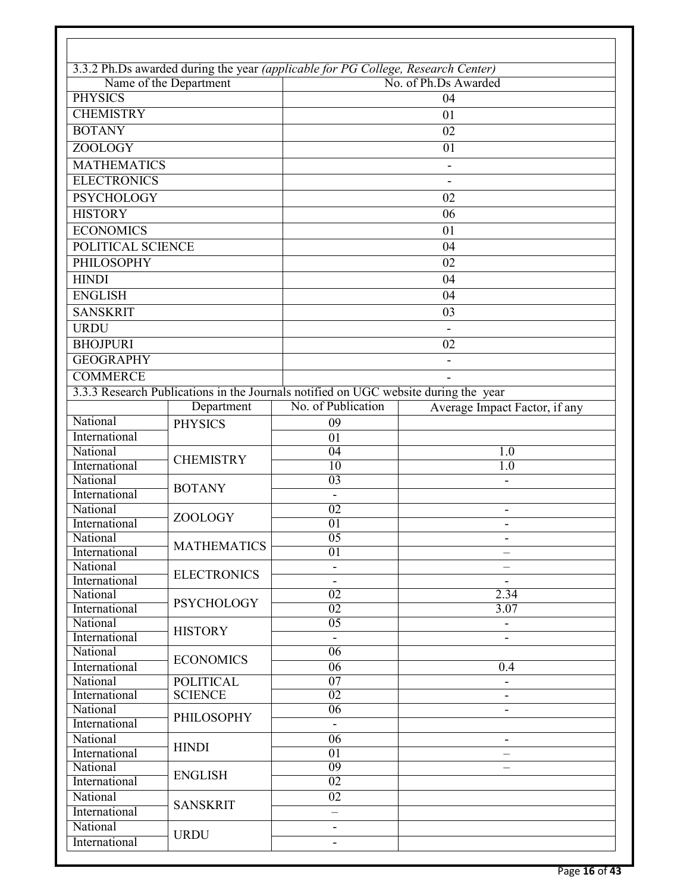3.3.2 Ph.Ds awarded during the year *(applicable for PG College, Research Center)*

| Name of the Department | No. of Ph.Ds Awarded |
|---|---|
| PHYSICS | 04 |
| CHEMISTRY | 01 |
| BOTANY | 02 |
| ZOOLOGY | 01 |
| MATHEMATICS | - |
| ELECTRONICS | - |
| PSYCHOLOGY | 02 |
| HISTORY | 06 |
| ECONOMICS | 01 |
| POLITICAL SCIENCE | 04 |
| PHILOSOPHY | 02 |
| HINDI | 04 |
| ENGLISH | 04 |
| SANSKRIT | 03 |
| URDU | - |
| BHOJPURI | 02 |
| GEOGRAPHY | - |
| COMMERCE | - |

3.3.3 Research Publications in the Journals notified on UGC website during the year

| | Department | No. of Publication | Average Impact Factor, if any |
|---|---|---|---|
| National | PHYSICS | 09 | |
| International | | 01 | |
| National | CHEMISTRY | 04 | 1.0 |
| International | | 10 | 1.0 |
| National | BOTANY | 03 | - |
| International | | - | |
| National | ZOOLOGY | 02 | - |
| International | | 01 | - |
| National | MATHEMATICS | 05 | - |
| International | | 01 | – |
| National | ELECTRONICS | - | – |
| International | | - | - |
| National | PSYCHOLOGY | 02 | 2.34 |
| International | | 02 | 3.07 |
| National | HISTORY | 05 | - |
| International | | - | - |
| National | ECONOMICS | 06 | |
| International | | 06 | 0.4 |
| National | POLITICAL SCIENCE | 07 | - |
| International | | 02 | - |
| National | PHILOSOPHY | 06 | - |
| International | | - | |
| National | HINDI | 06 | - |
| International | | 01 | – |
| National | ENGLISH | 09 | – |
| International | | 02 | |
| National | SANSKRIT | 02 | |
| International | | – | |
| National | URDU | - | |
| International | | - | |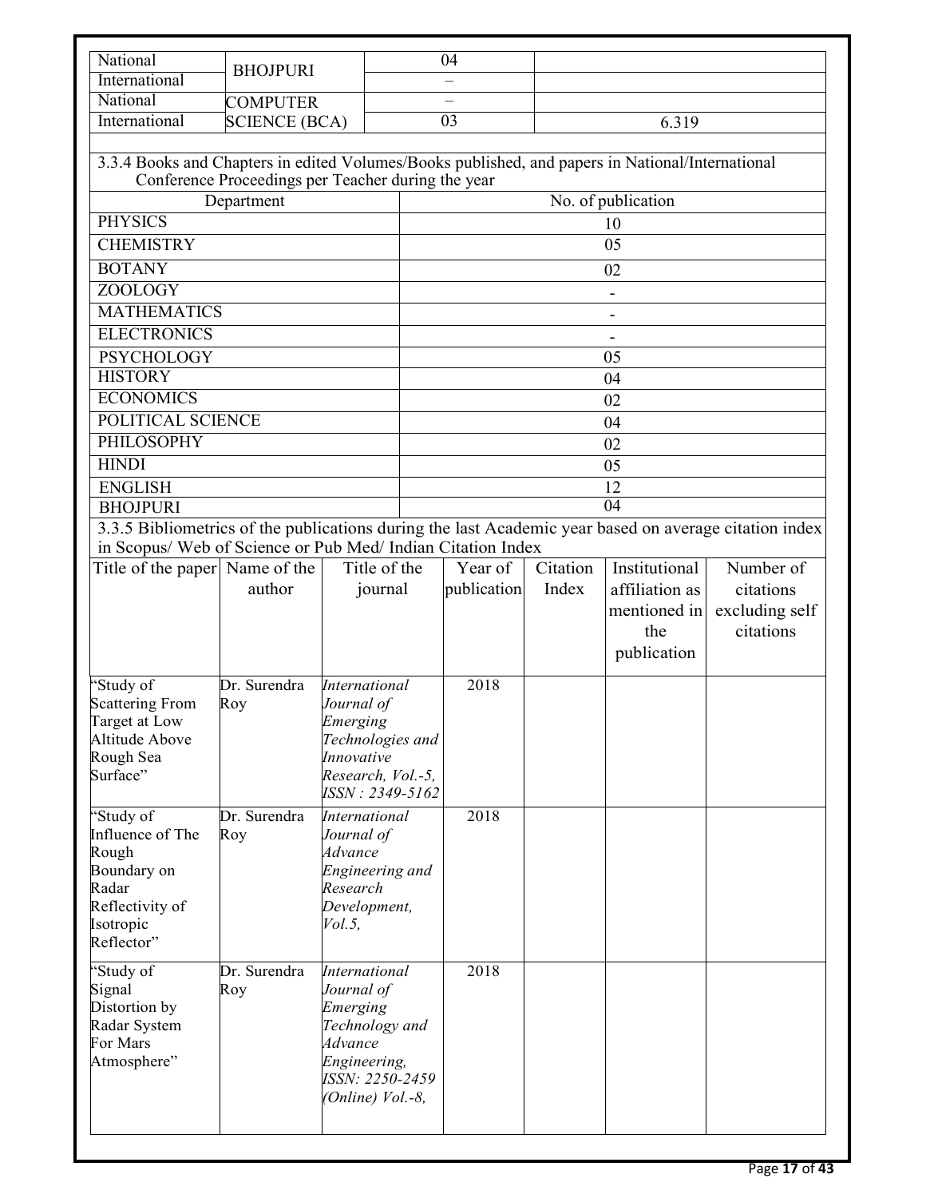| National | BHOJPURI | 04 | |
|---|---|---|---|
| International | | – | |
| National | COMPUTER SCIENCE (BCA) | – | |
| International | | 03 | 6.319 |

3.3.4 Books and Chapters in edited Volumes/Books published, and papers in National/International Conference Proceedings per Teacher during the year

| Department | No. of publication |
|---|---|
| PHYSICS | 10 |
| CHEMISTRY | 05 |
| BOTANY | 02 |
| ZOOLOGY | - |
| MATHEMATICS | - |
| ELECTRONICS | - |
| PSYCHOLOGY | 05 |
| HISTORY | 04 |
| ECONOMICS | 02 |
| POLITICAL SCIENCE | 04 |
| PHILOSOPHY | 02 |
| HINDI | 05 |
| ENGLISH | 12 |
| BHOJPURI | 04 |

3.3.5 Bibliometrics of the publications during the last Academic year based on average citation index in Scopus/ Web of Science or Pub Med/ Indian Citation Index

| Title of the paper | Name of the author | Title of the journal | Year of publication | Citation Index | Institutional affiliation as mentioned in the publication | Number of citations excluding self citations |
|---|---|---|---|---|---|---|
| "Study of Scattering From Target at Low Altitude Above Rough Sea Surface" | Dr. Surendra Roy | *International Journal of Emerging Technologies and Innovative Research, Vol.-5, ISSN : 2349-5162* | 2018 | | | |
| "Study of Influence of The Rough Boundary on Radar Reflectivity of Isotropic Reflector" | Dr. Surendra Roy | *International Journal of Advance Engineering and Research Development, Vol.5,* | 2018 | | | |
| "Study of Signal Distortion by Radar System For Mars Atmosphere" | Dr. Surendra Roy | *International Journal of Emerging Technology and Advance Engineering, ISSN: 2250-2459 (Online) Vol.-8,* | 2018 | | | |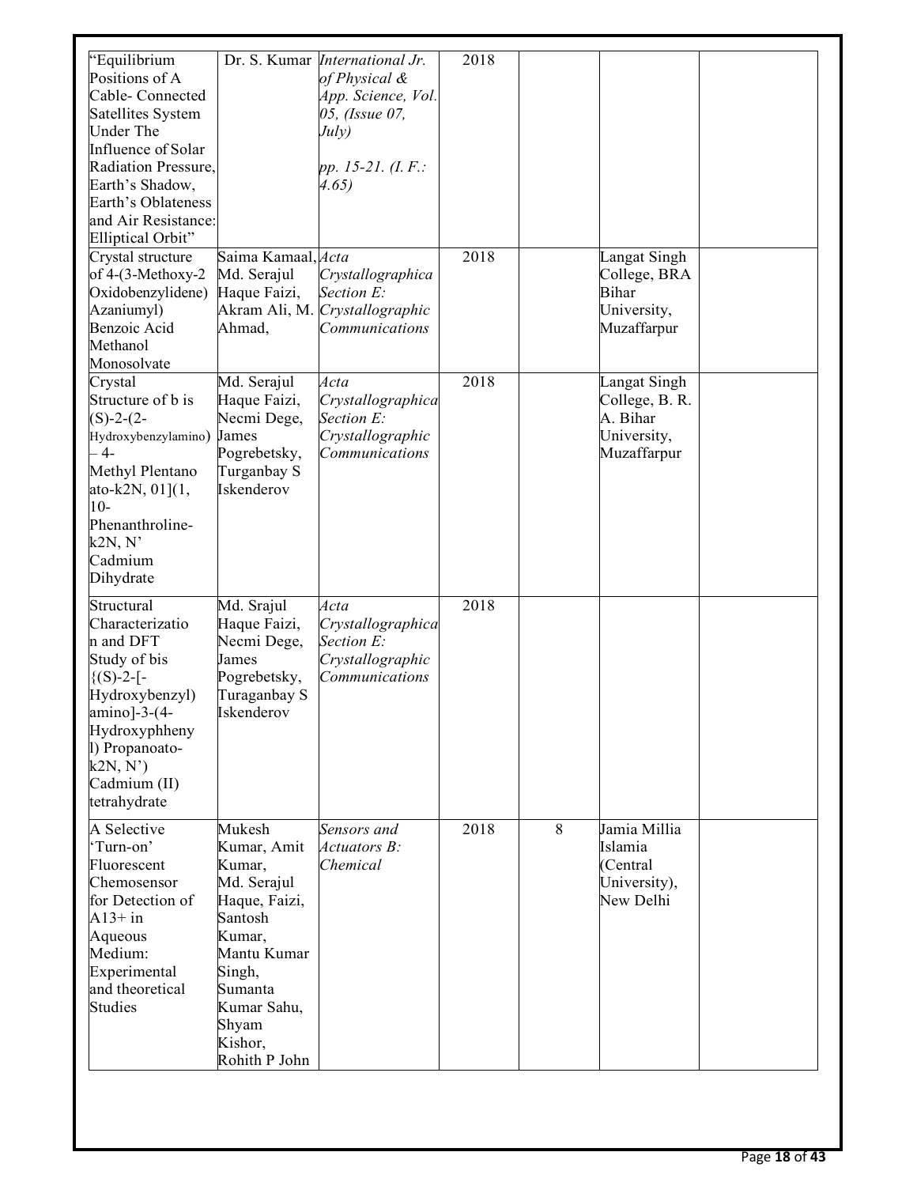| | | | | | | |
|---|---|---|---|---|---|---|
| "Equilibrium Positions of A Cable- Connected Satellites System Under The Influence of Solar Radiation Pressure, Earth's Shadow, Earth's Oblateness and Air Resistance: Elliptical Orbit" | Dr. S. Kumar | *International Jr. of Physical & App. Science, Vol. 05, (Issue 07, July)* *pp. 15-21. (I. F.: 4.65)* | 2018 | | | |
| Crystal structure of 4-(3-Methoxy-2 Oxidobenzylidene) Azaniumyl) Benzoic Acid Methanol Monosolvate | Saima Kamaal, Md. Serajul Haque Faizi, Akram Ali, M. Ahmad, | *Acta Crystallographica Section E: Crystallographic Communications* | 2018 | | Langat Singh College, BRA Bihar University, Muzaffarpur | |
| Crystal Structure of b is (S)-2-(2-Hydroxybenzylamino) – 4-Methyl Plentano ato-k2N, 01](1, 10-Phenanthroline-k2N, N' Cadmium Dihydrate | Md. Serajul Haque Faizi, Necmi Dege, James Pogrebetsky, Turganbay S Iskenderov | *Acta Crystallographica Section E: Crystallographic Communications* | 2018 | | Langat Singh College, B. R. A. Bihar University, Muzaffarpur | |
| Structural Characterization and DFT Study of bis {(S)-2-[-Hydroxybenzyl) amino]-3-(4-Hydroxyphheny l) Propanoato-k2N, N') Cadmium (II) tetrahydrate | Md. Srajul Haque Faizi, Necmi Dege, James Pogrebetsky, Turaganbay S Iskenderov | *Acta Crystallographica Section E: Crystallographic Communications* | 2018 | | | |
| A Selective 'Turn-on' Fluorescent Chemosensor for Detection of A13+ in Aqueous Medium: Experimental and theoretical Studies | Mukesh Kumar, Amit Kumar, Md. Serajul Haque, Faizi, Santosh Kumar, Mantu Kumar Singh, Sumanta Kumar Sahu, Shyam Kishor, Rohith P John | *Sensors and Actuators B: Chemical* | 2018 | 8 | Jamia Millia Islamia (Central University), New Delhi | |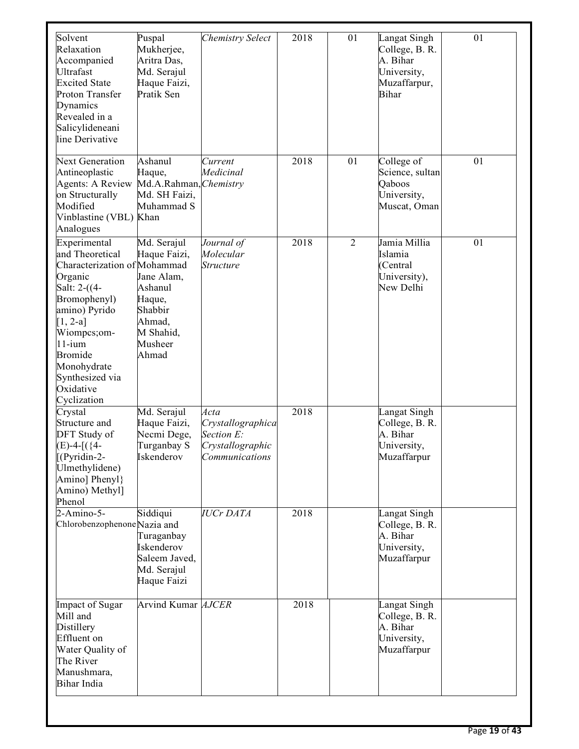| Solvent Relaxation Accompanied Ultrafast Excited State Proton Transfer Dynamics Revealed in a Salicylideneaniline Derivative | Puspal Mukherjee, Aritra Das, Md. Serajul Haque Faizi, Pratik Sen | *Chemistry Select* | 2018 | 01 | Langat Singh College, B. R. A. Bihar University, Muzaffarpur, Bihar | 01 |
|---|---|---|---|---|---|---|
| Next Generation Antineoplastic Agents: A Review on Structurally Modified Vinblastine (VBL) Analogues | Ashanul Haque, Md.A.Rahman, Md. SH Faizi, Muhammad S Khan | *Current Medicinal Chemistry* | 2018 | 01 | College of Science, sultan Qaboos University, Muscat, Oman | 01 |
| Experimental and Theoretical Characterization of Organic Salt: 2-((4-Bromophenyl) amino) Pyrido [1, 2-a] Wiompcs;om-11-ium Bromide Monohydrate Synthesized via Oxidative Cyclization | Md. Serajul Haque Faizi, Mohammad Jane Alam, Ashanul Haque, Shabbir Ahmad, M Shahid, Musheer Ahmad | *Journal of Molecular Structure* | 2018 | 2 | Jamia Millia Islamia (Central University), New Delhi | 01 |
| Crystal Structure and DFT Study of (E)-4-[({4-[(Pyridin-2-Ulmethylidene) Amino] Phenyl} Amino) Methyl] Phenol | Md. Serajul Haque Faizi, Necmi Dege, Turganbay S Iskenderov | *Acta Crystallographica Section E: Crystallographic Communications* | 2018 | | Langat Singh College, B. R. A. Bihar University, Muzaffarpur | |
| 2-Amino-5-Chlorobenzophenone | Siddiqui Nazia and Turaganbay Iskenderov Saleem Javed, Md. Serajul Haque Faizi | *IUCr DATA* | 2018 | | Langat Singh College, B. R. A. Bihar University, Muzaffarpur | |
| Impact of Sugar Mill and Distillery Effluent on Water Quality of The River Manushmara, Bihar India | Arvind Kumar | *AJCER* | 2018 | | Langat Singh College, B. R. A. Bihar University, Muzaffarpur | |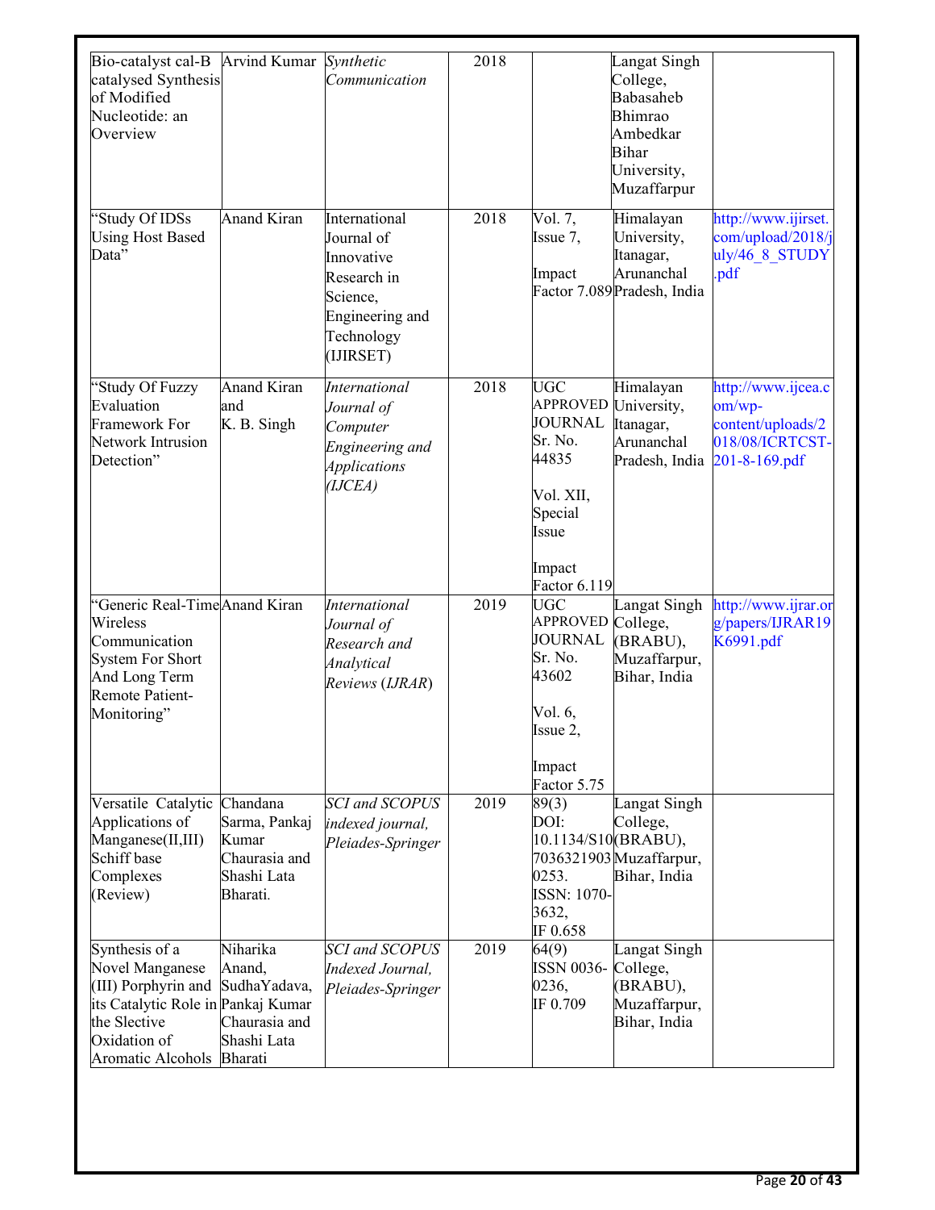| | | | | | | |
|---|---|---|---|---|---|---|
| Bio-catalyst cal-B catalysed Synthesis of Modified Nucleotide: an Overview | Arvind Kumar | *Synthetic Communication* | 2018 | | Langat Singh College, Babasaheb Bhimrao Ambedkar Bihar University, Muzaffarpur | |
| "Study Of IDSs Using Host Based Data" | Anand Kiran | International Journal of Innovative Research in Science, Engineering and Technology (IJIRSET) | 2018 | Vol. 7, Issue 7, Impact Factor 7.089 | Himalayan University, Itanagar, Arunanchal Pradesh, India | http://www.ijirset.com/upload/2018/july/46_8_STUDY.pdf |
| "Study Of Fuzzy Evaluation Framework For Network Intrusion Detection" | Anand Kiran and K. B. Singh | *International Journal of Computer Engineering and Applications (IJCEA)* | 2018 | UGC APPROVED JOURNAL Sr. No. 44835 Vol. XII, Special Issue Impact Factor 6.119 | Himalayan University, Itanagar, Arunanchal Pradesh, India | http://www.ijcea.com/wp-content/uploads/2018/08/ICRTCST-201-8-169.pdf |
| "Generic Real-Time Wireless Communication System For Short And Long Term Remote Patient-Monitoring" | Anand Kiran | *International Journal of Research and Analytical Reviews (IJRAR)* | 2019 | UGC APPROVED JOURNAL Sr. No. 43602 Vol. 6, Issue 2, Impact Factor 5.75 | Langat Singh College, (BRABU), Muzaffarpur, Bihar, India | http://www.ijrar.org/papers/IJRAR19K6991.pdf |
| Versatile Catalytic Applications of Manganese(II,III) Schiff base Complexes (Review) | Chandana Sarma, Pankaj Kumar Chaurasia and Shashi Lata Bharati. | *SCI and SCOPUS indexed journal, Pleiades-Springer* | 2019 | 89(3) DOI: 10.1134/S107036321903 0253. ISSN: 1070-3632, IF 0.658 | Langat Singh College, (BRABU), Muzaffarpur, Bihar, India | |
| Synthesis of a Novel Manganese (III) Porphyrin and its Catalytic Role in the Slective Oxidation of Aromatic Alcohols | Niharika Anand, SudhaYadava, Pankaj Kumar Chaurasia and Shashi Lata Bharati | *SCI and SCOPUS Indexed Journal, Pleiades-Springer* | 2019 | 64(9) ISSN 0036-0236, IF 0.709 | Langat Singh College, (BRABU), Muzaffarpur, Bihar, India | |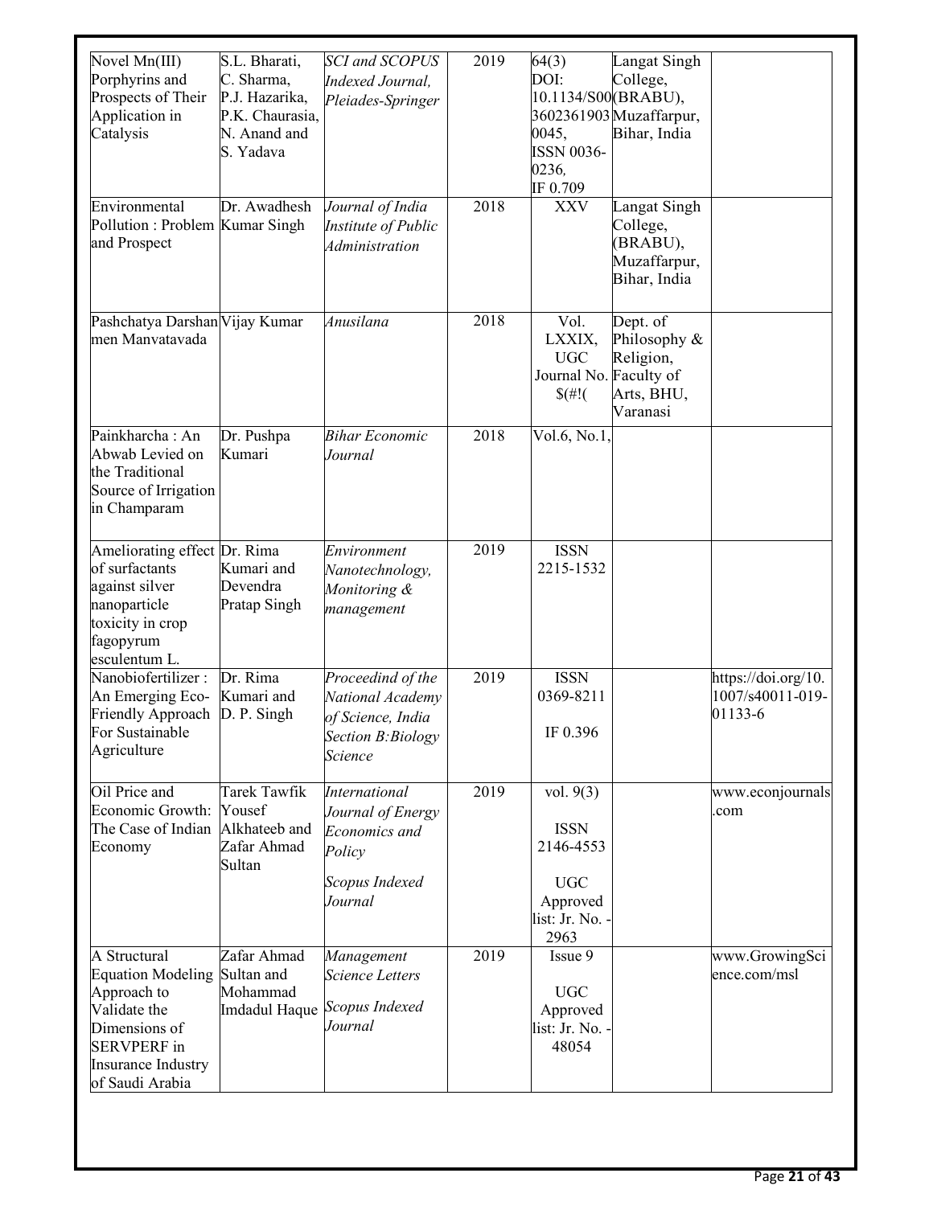| | | | | | | |
|---|---|---|---|---|---|---|
| Novel Mn(III) Porphyrins and Prospects of Their Application in Catalysis | S.L. Bharati, C. Sharma, P.J. Hazarika, P.K. Chaurasia, N. Anand and S. Yadava | *SCI and SCOPUS Indexed Journal, Pleiades-Springer* | 2019 | 64(3) DOI: 10.1134/S00 3602361903 0045, ISSN 0036-0236, IF 0.709 | Langat Singh College, (BRABU), Muzaffarpur, Bihar, India | |
| Environmental Pollution : Problem and Prospect | Dr. Awadhesh Kumar Singh | *Journal of India Institute of Public Administration* | 2018 | XXV | Langat Singh College, (BRABU), Muzaffarpur, Bihar, India | |
| Pashchatya Darshan men Manvatavada | Vijay Kumar | *Anusilana* | 2018 | Vol. LXXIX, UGC Journal No. $(#!( | Dept. of Philosophy & Religion, Faculty of Arts, BHU, Varanasi | |
| Painkharcha : An Abwab Levied on the Traditional Source of Irrigation in Champaram | Dr. Pushpa Kumari | *Bihar Economic Journal* | 2018 | Vol.6, No.1, | | |
| Ameliorating effect of surfactants against silver nanoparticle toxicity in crop fagopyrum esculentum L. | Dr. Rima Kumari and Devendra Pratap Singh | *Environment Nanotechnology, Monitoring & management* | 2019 | ISSN 2215-1532 | | |
| Nanobiofertilizer : An Emerging Eco-Friendly Approach For Sustainable Agriculture | Dr. Rima Kumari and D. P. Singh | *Proceedind of the National Academy of Science, India Section B:Biology Science* | 2019 | ISSN 0369-8211<br><br>IF 0.396 | | https://doi.org/10.1007/s40011-019-01133-6 |
| Oil Price and Economic Growth: The Case of Indian Economy | Tarek Tawfik Yousef Alkhateeb and Zafar Ahmad Sultan | *International Journal of Energy Economics and Policy*<br><br>*Scopus Indexed Journal* | 2019 | vol. 9(3)<br><br>ISSN 2146-4553<br><br>UGC Approved list: Jr. No. -2963 | | www.econjournals.com |
| A Structural Equation Modeling Approach to Validate the Dimensions of SERVPERF in Insurance Industry of Saudi Arabia | Zafar Ahmad Sultan and Mohammad Imdadul Haque | *Management Science Letters*<br><br>*Scopus Indexed Journal* | 2019 | Issue 9<br><br>UGC Approved list: Jr. No. -48054 | | www.GrowingScience.com/msl |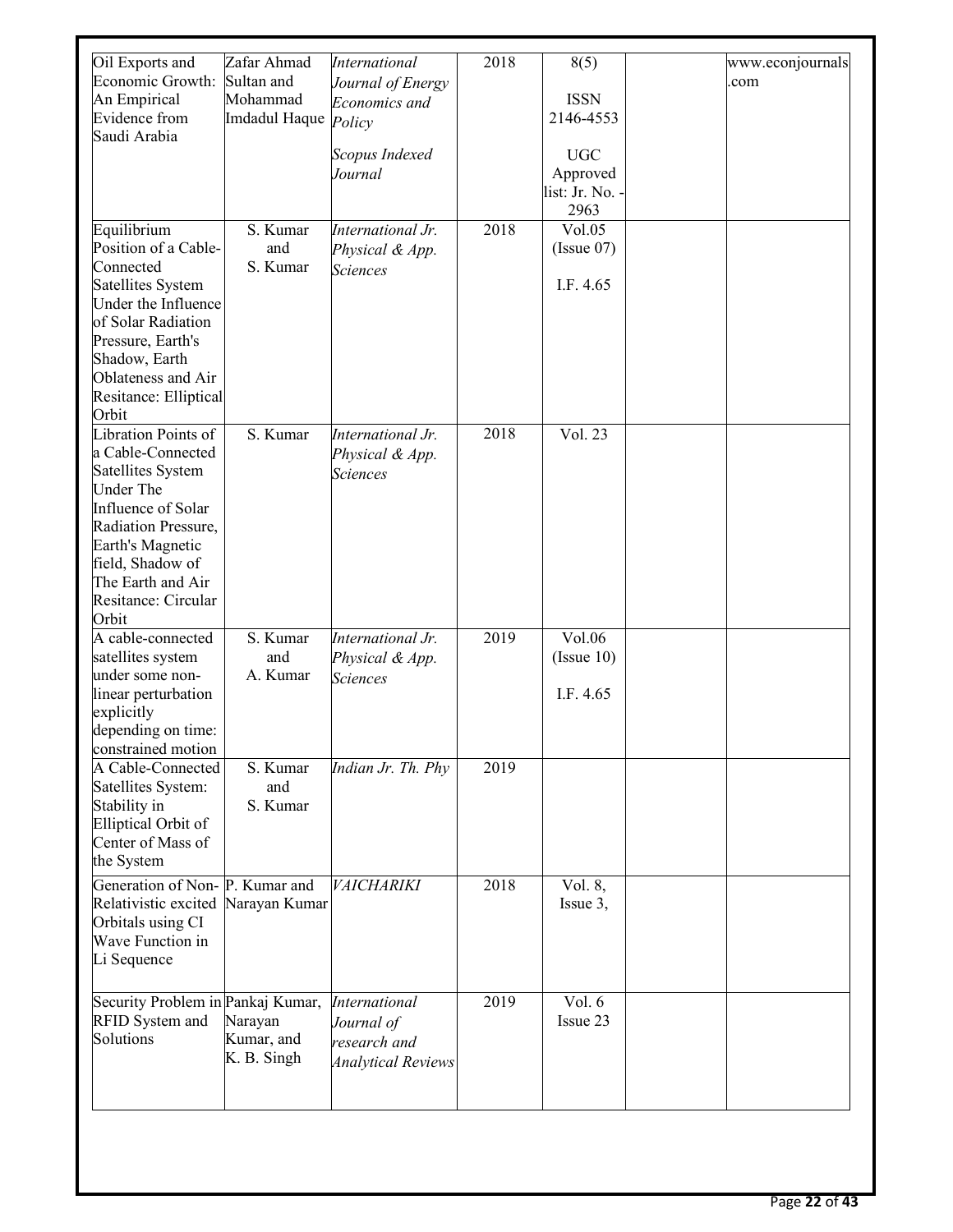| Oil Exports and Economic Growth: An Empirical Evidence from Saudi Arabia | Zafar Ahmad Sultan and Mohammad Imdadul Haque | *International Journal of Energy Economics and Policy*<br><br>*Scopus Indexed Journal* | 2018 | 8(5)<br><br>ISSN 2146-4553<br><br>UGC Approved list: Jr. No. - 2963 | | www.econjournals.com |
|---|---|---|---|---|---|---|
| Equilibrium Position of a Cable-Connected Satellites System Under the Influence of Solar Radiation Pressure, Earth's Shadow, Earth Oblateness and Air Resitance: Elliptical Orbit | S. Kumar and S. Kumar | *International Jr. Physical & App. Sciences* | 2018 | Vol.05 (Issue 07)<br><br>I.F. 4.65 | | |
| Libration Points of a Cable-Connected Satellites System Under The Influence of Solar Radiation Pressure, Earth's Magnetic field, Shadow of The Earth and Air Resitance: Circular Orbit | S. Kumar | *International Jr. Physical & App. Sciences* | 2018 | Vol. 23 | | |
| A cable-connected satellites system under some non-linear perturbation explicitly depending on time: constrained motion | S. Kumar and A. Kumar | *International Jr. Physical & App. Sciences* | 2019 | Vol.06 (Issue 10)<br><br>I.F. 4.65 | | |
| A Cable-Connected Satellites System: Stability in Elliptical Orbit of Center of Mass of the System | S. Kumar and S. Kumar | *Indian Jr. Th. Phy* | 2019 | | | |
| Generation of Non-Relativistic excited Orbitals using CI Wave Function in Li Sequence | P. Kumar and Narayan Kumar | *VAICHARIKI* | 2018 | Vol. 8, Issue 3, | | |
| Security Problem in RFID System and Solutions | Pankaj Kumar, Narayan Kumar, and K. B. Singh | *International Journal of research and Analytical Reviews* | 2019 | Vol. 6 Issue 23 | | |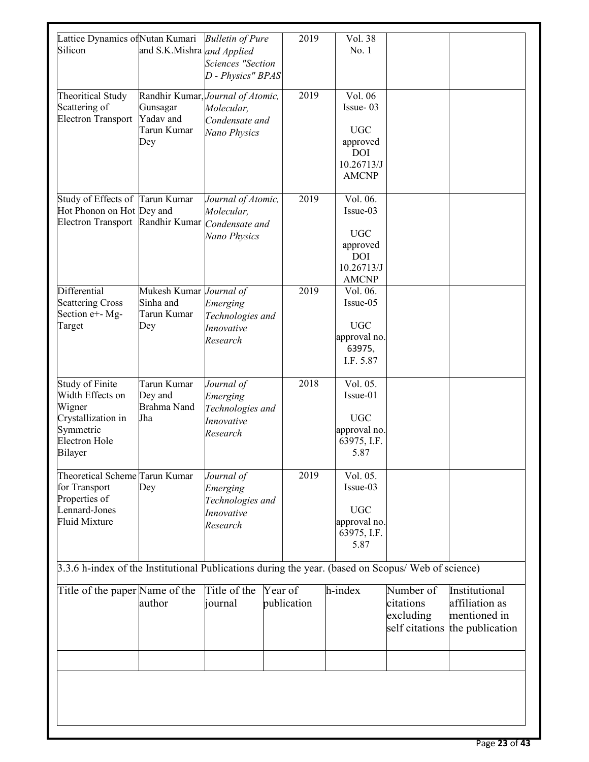| | | | | | | |
|---|---|---|---|---|---|---|
| Lattice Dynamics of Silicon | Nutan Kumari and S.K.Mishra | *Bulletin of Pure and Applied Sciences "Section D - Physics" BPAS* | 2019 | Vol. 38 No. 1 | | |
| Theoritical Study Scattering of Electron Transport | Randhir Kumar, Gunsagar Yadav and Tarun Kumar Dey | *Journal of Atomic, Molecular, Condensate and Nano Physics* | 2019 | Vol. 06 Issue- 03 UGC approved DOI 10.26713/JAMCNP | | |
| Study of Effects of Hot Phonon on Hot Electron Transport | Tarun Kumar Dey and Randhir Kumar | *Journal of Atomic, Molecular, Condensate and Nano Physics* | 2019 | Vol. 06. Issue-03 UGC approved DOI 10.26713/JAMCNP | | |
| Differential Scattering Cross Section e+- Mg-Target | Mukesh Kumar Sinha and Tarun Kumar Dey | *Journal of Emerging Technologies and Innovative Research* | 2019 | Vol. 06. Issue-05 UGC approval no. 63975, I.F. 5.87 | | |
| Study of Finite Width Effects on Wigner Crystallization in Symmetric Electron Hole Bilayer | Tarun Kumar Dey and Brahma Nand Jha | *Journal of Emerging Technologies and Innovative Research* | 2018 | Vol. 05. Issue-01 UGC approval no. 63975, I.F. 5.87 | | |
| Theoretical Scheme for Transport Properties of Lennard-Jones Fluid Mixture | Tarun Kumar Dey | *Journal of Emerging Technologies and Innovative Research* | 2019 | Vol. 05. Issue-03 UGC approval no. 63975, I.F. 5.87 | | |

3.3.6 h-index of the Institutional Publications during the year. (based on Scopus/ Web of science)

| Title of the paper | Name of the author | Title of the journal | Year of publication | h-index | Number of citations excluding self citations | Institutional affiliation as mentioned in the publication |
|---|---|---|---|---|---|---|
| | | | | | | |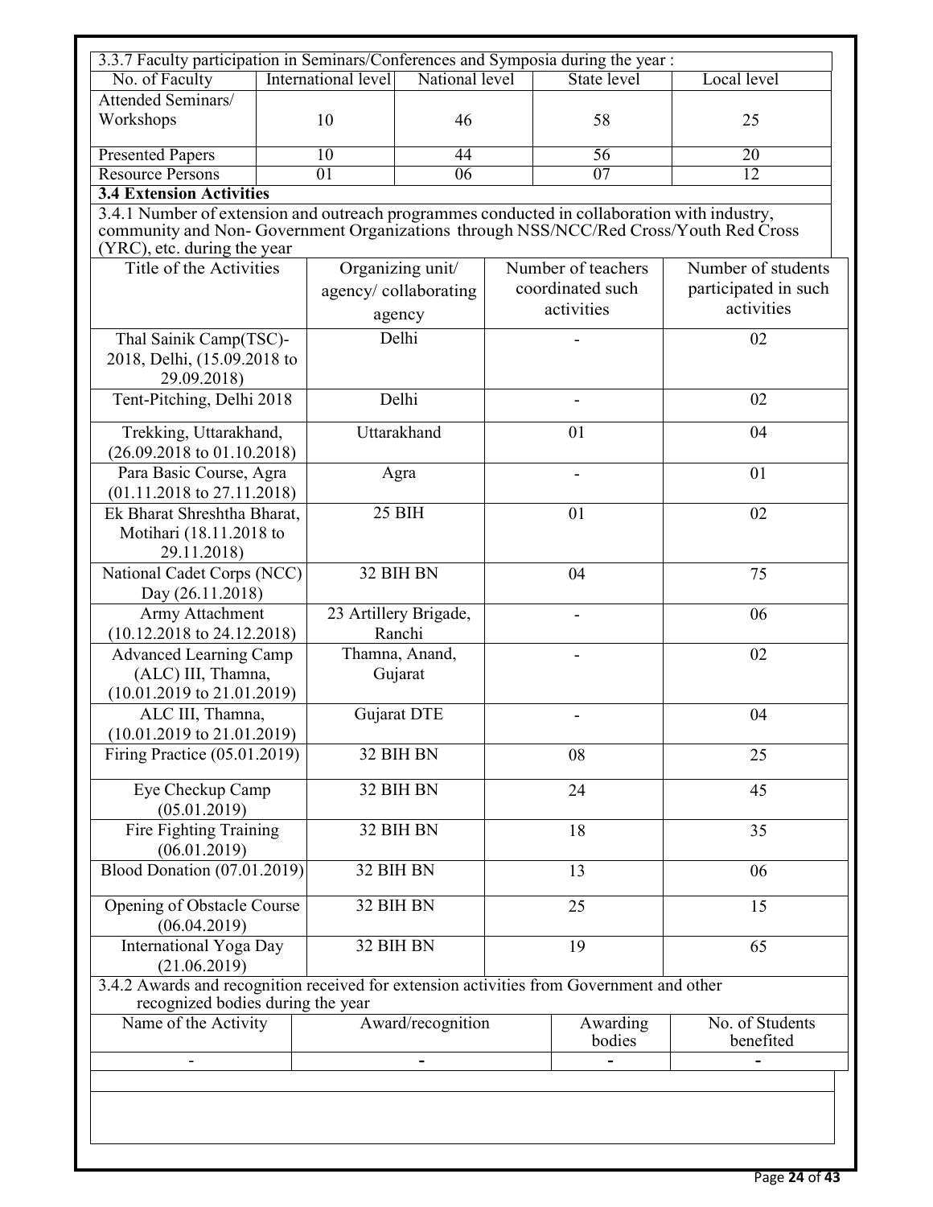3.3.7 Faculty participation in Seminars/Conferences and Symposia during the year :

| No. of Faculty | International level | National level | State level | Local level |
|---|---|---|---|---|
| Attended Seminars/ Workshops | 10 | 46 | 58 | 25 |
| Presented Papers | 10 | 44 | 56 | 20 |
| Resource Persons | 01 | 06 | 07 | 12 |

**3.4 Extension Activities**

3.4.1 Number of extension and outreach programmes conducted in collaboration with industry, community and Non- Government Organizations through NSS/NCC/Red Cross/Youth Red Cross (YRC), etc. during the year

| Title of the Activities | Organizing unit/ agency/ collaborating agency | Number of teachers coordinated such activities | Number of students participated in such activities |
|---|---|---|---|
| Thal Sainik Camp(TSC)-2018, Delhi, (15.09.2018 to 29.09.2018) | Delhi | - | 02 |
| Tent-Pitching, Delhi 2018 | Delhi | - | 02 |
| Trekking, Uttarakhand, (26.09.2018 to 01.10.2018) | Uttarakhand | 01 | 04 |
| Para Basic Course, Agra (01.11.2018 to 27.11.2018) | Agra | - | 01 |
| Ek Bharat Shreshtha Bharat, Motihari (18.11.2018 to 29.11.2018) | 25 BIH | 01 | 02 |
| National Cadet Corps (NCC) Day (26.11.2018) | 32 BIH BN | 04 | 75 |
| Army Attachment (10.12.2018 to 24.12.2018) | 23 Artillery Brigade, Ranchi | - | 06 |
| Advanced Learning Camp (ALC) III, Thamna, (10.01.2019 to 21.01.2019) | Thamna, Anand, Gujarat | - | 02 |
| ALC III, Thamna, (10.01.2019 to 21.01.2019) | Gujarat DTE | - | 04 |
| Firing Practice (05.01.2019) | 32 BIH BN | 08 | 25 |
| Eye Checkup Camp (05.01.2019) | 32 BIH BN | 24 | 45 |
| Fire Fighting Training (06.01.2019) | 32 BIH BN | 18 | 35 |
| Blood Donation (07.01.2019) | 32 BIH BN | 13 | 06 |
| Opening of Obstacle Course (06.04.2019) | 32 BIH BN | 25 | 15 |
| International Yoga Day (21.06.2019) | 32 BIH BN | 19 | 65 |

3.4.2 Awards and recognition received for extension activities from Government and other recognized bodies during the year

| Name of the Activity | Award/recognition | Awarding bodies | No. of Students benefited |
|---|---|---|---|
| - | - | - | - |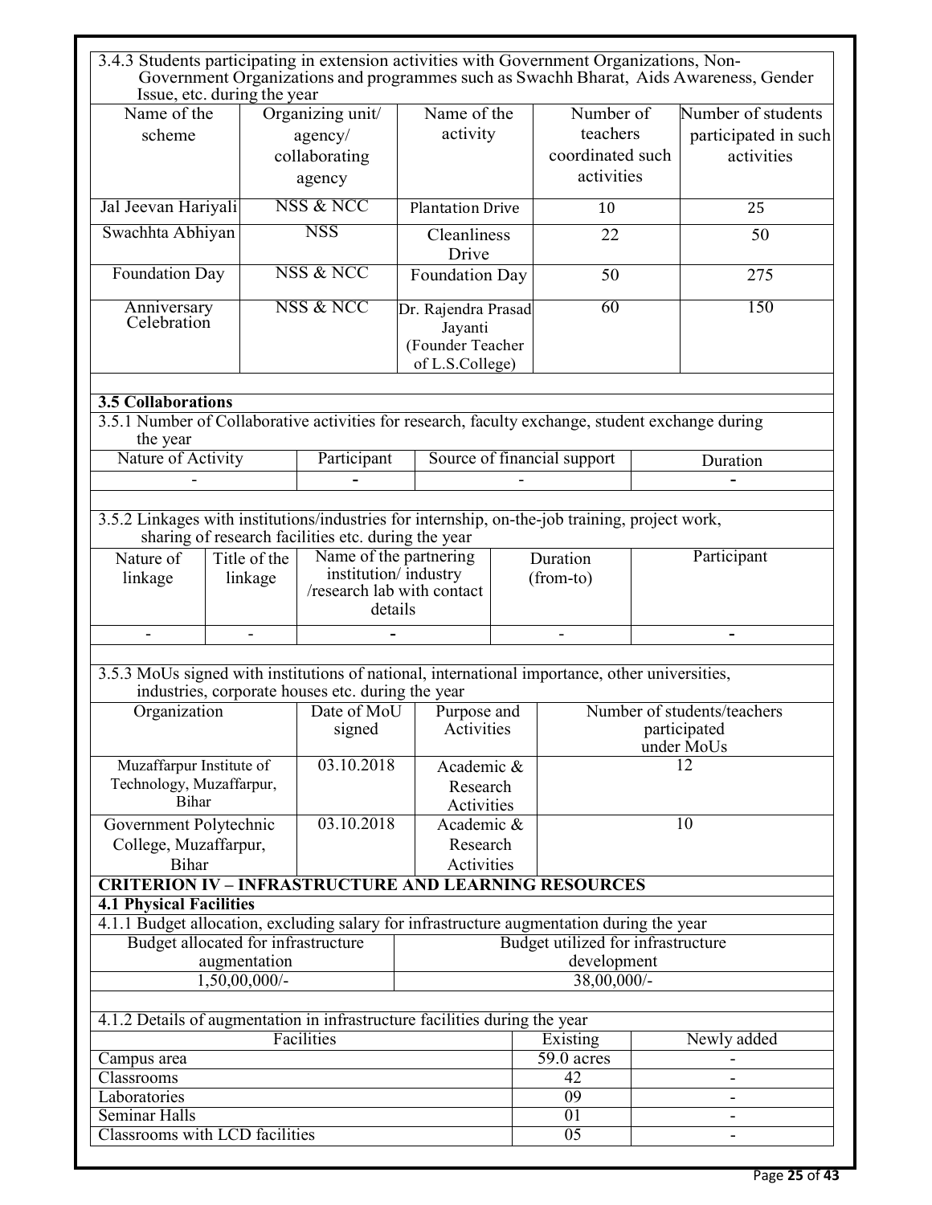3.4.3 Students participating in extension activities with Government Organizations, Non-Government Organizations and programmes such as Swachh Bharat, Aids Awareness, Gender Issue, etc. during the year

| Name of the scheme | Organizing unit/ agency/ collaborating agency | Name of the activity | Number of teachers coordinated such activities | Number of students participated in such activities |
|---|---|---|---|---|
| Jal Jeevan Hariyali | NSS & NCC | Plantation Drive | 10 | 25 |
| Swachhta Abhiyan | NSS | Cleanliness Drive | 22 | 50 |
| Foundation Day | NSS & NCC | Foundation Day | 50 | 275 |
| Anniversary Celebration | NSS & NCC | Dr. Rajendra Prasad Jayanti (Founder Teacher of L.S.College) | 60 | 150 |

**3.5 Collaborations**

3.5.1 Number of Collaborative activities for research, faculty exchange, student exchange during the year

| Nature of Activity | Participant | Source of financial support | Duration |
|---|---|---|---|
| - | - | - | - |

3.5.2 Linkages with institutions/industries for internship, on-the-job training, project work, sharing of research facilities etc. during the year

| Nature of linkage | Title of the linkage | Name of the partnering institution/ industry /research lab with contact details | Duration (from-to) | Participant |
|---|---|---|---|---|
| - | - | - | - | - |

3.5.3 MoUs signed with institutions of national, international importance, other universities, industries, corporate houses etc. during the year

| Organization | Date of MoU signed | Purpose and Activities | Number of students/teachers participated under MoUs |
|---|---|---|---|
| Muzaffarpur Institute of Technology, Muzaffarpur, Bihar | 03.10.2018 | Academic & Research Activities | 12 |
| Government Polytechnic College, Muzaffarpur, Bihar | 03.10.2018 | Academic & Research Activities | 10 |

**CRITERION IV – INFRASTRUCTURE AND LEARNING RESOURCES**

**4.1 Physical Facilities**

4.1.1 Budget allocation, excluding salary for infrastructure augmentation during the year

| Budget allocated for infrastructure augmentation | Budget utilized for infrastructure development |
|---|---|
| 1,50,00,000/- | 38,00,000/- |

4.1.2 Details of augmentation in infrastructure facilities during the year

| Facilities | Existing | Newly added |
|---|---|---|
| Campus area | 59.0 acres | - |
| Classrooms | 42 | - |
| Laboratories | 09 | - |
| Seminar Halls | 01 | - |
| Classrooms with LCD facilities | 05 | - |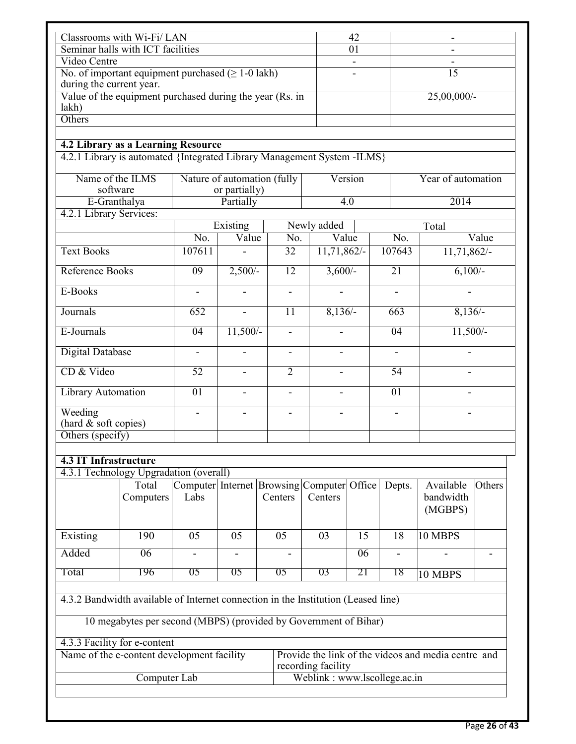| | | |
|---|---|---|
| Classrooms with Wi-Fi/ LAN | 42 | - |
| Seminar halls with ICT facilities | 01 | - |
| Video Centre | - | - |
| No. of important equipment purchased (≥ 1-0 lakh) during the current year. | - | 15 |
| Value of the equipment purchased during the year (Rs. in lakh) | | 25,00,000/- |
| Others | | |

**4.2 Library as a Learning Resource**

4.2.1 Library is automated {Integrated Library Management System -ILMS}

| Name of the ILMS software | Nature of automation (fully or partially) | Version | Year of automation |
|---|---|---|---|
| E-Granthalya | Partially | 4.0 | 2014 |

4.2.1 Library Services:

| | Existing | | Newly added | | Total | |
|---|---|---|---|---|---|---|
| | No. | Value | No. | Value | No. | Value |
| Text Books | 107611 | - | 32 | 11,71,862/- | 107643 | 11,71,862/- |
| Reference Books | 09 | 2,500/- | 12 | 3,600/- | 21 | 6,100/- |
| E-Books | - | - | - | - | - | - |
| Journals | 652 | - | 11 | 8,136/- | 663 | 8,136/- |
| E-Journals | 04 | 11,500/- | - | - | 04 | 11,500/- |
| Digital Database | - | - | - | - | - | - |
| CD & Video | 52 | - | 2 | - | 54 | - |
| Library Automation | 01 | - | - | - | 01 | - |
| Weeding (hard & soft copies) | - | - | - | - | - | - |
| Others (specify) | | | | | | |

**4.3 IT Infrastructure**

4.3.1 Technology Upgradation (overall)

| | Total Computers | Computer Labs | Internet | Browsing Centers | Computer Centers | Office | Depts. | Available bandwidth (MGBPS) | Others |
|---|---|---|---|---|---|---|---|---|---|
| Existing | 190 | 05 | 05 | 05 | 03 | 15 | 18 | 10 MBPS | |
| Added | 06 | - | - | - | | 06 | - | - | - |
| Total | 196 | 05 | 05 | 05 | 03 | 21 | 18 | 10 MBPS | |

4.3.2 Bandwidth available of Internet connection in the Institution (Leased line)

10 megabytes per second (MBPS) (provided by Government of Bihar)

4.3.3 Facility for e-content

| Name of the e-content development facility | Provide the link of the videos and media centre and recording facility |
|---|---|
| Computer Lab | Weblink : www.lscollege.ac.in |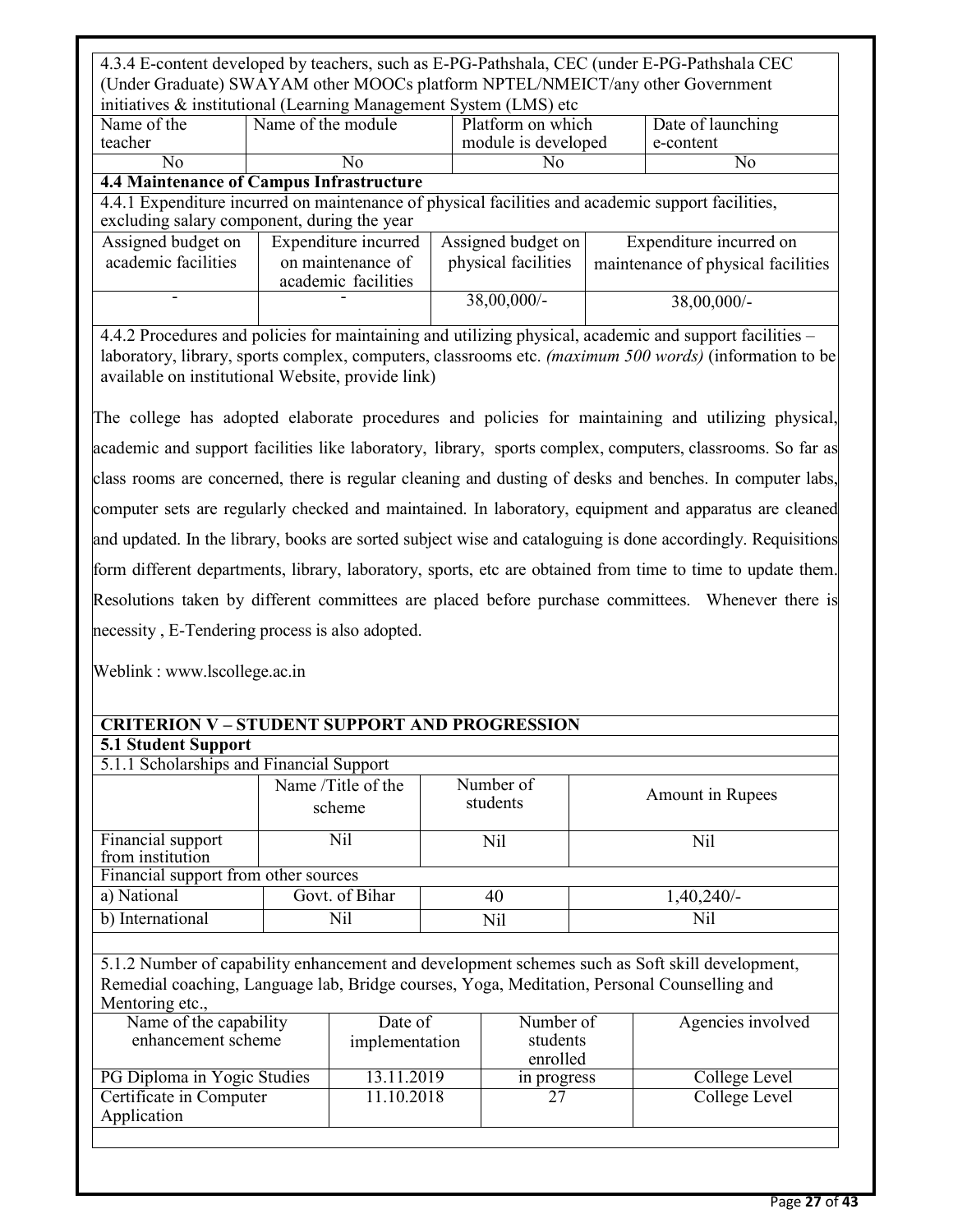4.3.4 E-content developed by teachers, such as E-PG-Pathshala, CEC (under E-PG-Pathshala CEC (Under Graduate) SWAYAM other MOOCs platform NPTEL/NMEICT/any other Government initiatives & institutional (Learning Management System (LMS) etc

| Name of the teacher | Name of the module | Platform on which module is developed | Date of launching e-content |
|---|---|---|---|
| No | No | No | No |

**4.4 Maintenance of Campus Infrastructure**

4.4.1 Expenditure incurred on maintenance of physical facilities and academic support facilities, excluding salary component, during the year

| Assigned budget on academic facilities | Expenditure incurred on maintenance of academic facilities | Assigned budget on physical facilities | Expenditure incurred on maintenance of physical facilities |
|---|---|---|---|
| - | - | 38,00,000/- | 38,00,000/- |

4.4.2 Procedures and policies for maintaining and utilizing physical, academic and support facilities – laboratory, library, sports complex, computers, classrooms etc. *(maximum 500 words)* (information to be available on institutional Website, provide link)

The college has adopted elaborate procedures and policies for maintaining and utilizing physical, academic and support facilities like laboratory, library, sports complex, computers, classrooms. So far as class rooms are concerned, there is regular cleaning and dusting of desks and benches. In computer labs, computer sets are regularly checked and maintained. In laboratory, equipment and apparatus are cleaned and updated. In the library, books are sorted subject wise and cataloguing is done accordingly. Requisitions form different departments, library, laboratory, sports, etc are obtained from time to time to update them. Resolutions taken by different committees are placed before purchase committees. Whenever there is necessity , E-Tendering process is also adopted.

Weblink : www.lscollege.ac.in

**CRITERION V – STUDENT SUPPORT AND PROGRESSION**

**5.1 Student Support**

5.1.1 Scholarships and Financial Support

| | Name /Title of the scheme | Number of students | Amount in Rupees |
|---|---|---|---|
| Financial support from institution | Nil | Nil | Nil |
| Financial support from other sources | | | |
| a) National | Govt. of Bihar | 40 | 1,40,240/- |
| b) International | Nil | Nil | Nil |

5.1.2 Number of capability enhancement and development schemes such as Soft skill development, Remedial coaching, Language lab, Bridge courses, Yoga, Meditation, Personal Counselling and Mentoring etc.,

| Name of the capability enhancement scheme | Date of implementation | Number of students enrolled | Agencies involved |
|---|---|---|---|
| PG Diploma in Yogic Studies | 13.11.2019 | in progress | College Level |
| Certificate in Computer Application | 11.10.2018 | 27 | College Level |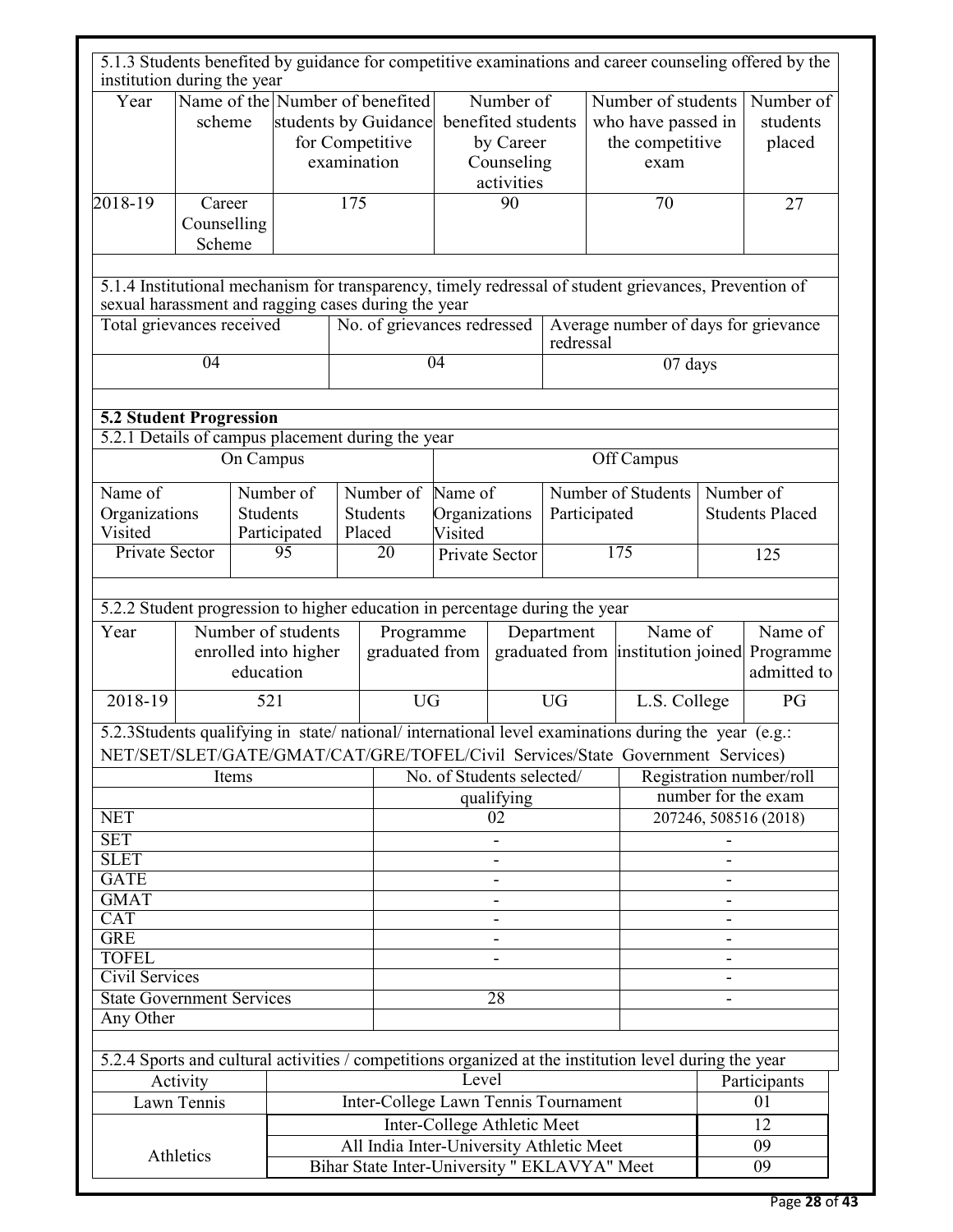5.1.3 Students benefited by guidance for competitive examinations and career counseling offered by the institution during the year

| Year | Name of the scheme | Number of benefited students by Guidance for Competitive examination | Number of benefited students by Career Counseling activities | Number of students who have passed in the competitive exam | Number of students placed |
|---|---|---|---|---|---|
| 2018-19 | Career Counselling Scheme | 175 | 90 | 70 | 27 |

5.1.4 Institutional mechanism for transparency, timely redressal of student grievances, Prevention of sexual harassment and ragging cases during the year

| Total grievances received | No. of grievances redressed | Average number of days for grievance redressal |
|---|---|---|
| 04 | 04 | 07 days |

**5.2 Student Progression**

5.2.1 Details of campus placement during the year

| On Campus | | | Off Campus | | |
|---|---|---|---|---|---|
| Name of Organizations Visited | Number of Students Participated | Number of Students Placed | Name of Organizations Visited | Number of Students Participated | Number of Students Placed |
| Private Sector | 95 | 20 | Private Sector | 175 | 125 |

5.2.2 Student progression to higher education in percentage during the year

| Year | Number of students enrolled into higher education | Programme graduated from | Department graduated from | Name of institution joined | Name of Programme admitted to |
|---|---|---|---|---|---|
| 2018-19 | 521 | UG | UG | L.S. College | PG |

5.2.3Students qualifying in state/ national/ international level examinations during the year (e.g.: NET/SET/SLET/GATE/GMAT/CAT/GRE/TOFEL/Civil Services/State Government Services)

| Items | No. of Students selected/ qualifying | Registration number/roll number for the exam |
|---|---|---|
| NET | 02 | 207246, 508516 (2018) |
| SET | - | - |
| SLET | - | - |
| GATE | - | - |
| GMAT | - | - |
| CAT | - | - |
| GRE | - | - |
| TOFEL | - | - |
| Civil Services | | - |
| State Government Services | 28 | - |
| Any Other | | |

5.2.4 Sports and cultural activities / competitions organized at the institution level during the year

| Activity | Level | Participants |
|---|---|---|
| Lawn Tennis | Inter-College Lawn Tennis Tournament | 01 |
| Athletics | Inter-College Athletic Meet | 12 |
| | All India Inter-University Athletic Meet | 09 |
| | Bihar State Inter-University " EKLAVYA" Meet | 09 |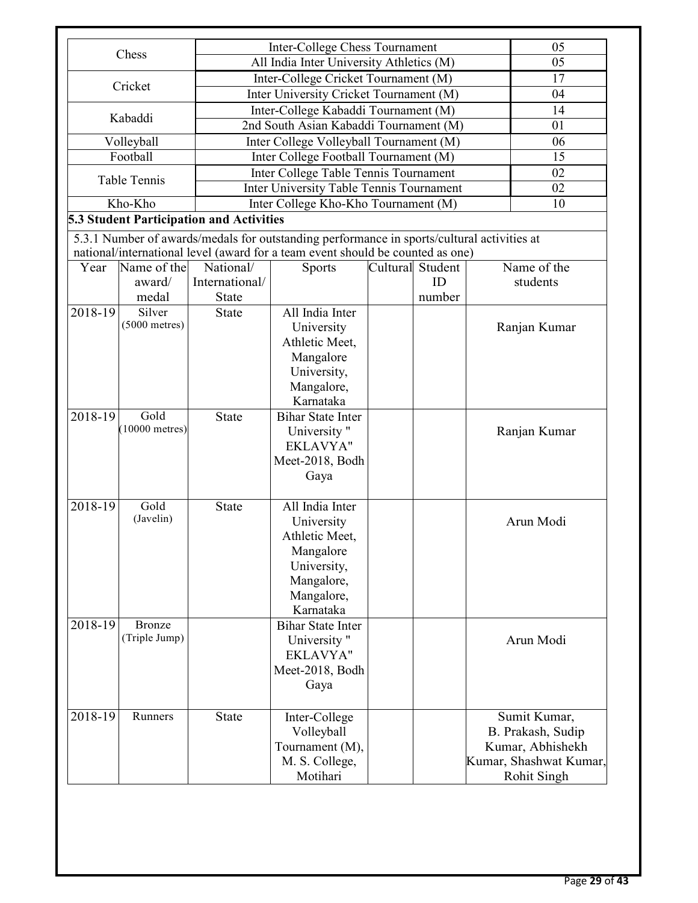| Chess | Inter-College Chess Tournament | 05 |
|---|---|---|
| | All India Inter University Athletics (M) | 05 |
| Cricket | Inter-College Cricket Tournament (M) | 17 |
| | Inter University Cricket Tournament (M) | 04 |
| Kabaddi | Inter-College Kabaddi Tournament (M) | 14 |
| | 2nd South Asian Kabaddi Tournament (M) | 01 |
| Volleyball | Inter College Volleyball Tournament (M) | 06 |
| Football | Inter College Football Tournament (M) | 15 |
| Table Tennis | Inter College Table Tennis Tournament | 02 |
| | Inter University Table Tennis Tournament | 02 |
| Kho-Kho | Inter College Kho-Kho Tournament (M) | 10 |

**5.3 Student Participation and Activities**

5.3.1 Number of awards/medals for outstanding performance in sports/cultural activities at national/international level (award for a team event should be counted as one)

| Year | Name of the award/ medal | National/ International/ State | Sports | Cultural | Student ID number | Name of the students |
|---|---|---|---|---|---|---|
| 2018-19 | Silver (5000 metres) | State | All India Inter University Athletic Meet, Mangalore University, Mangalore, Karnataka | | | Ranjan Kumar |
| 2018-19 | Gold (10000 metres) | State | Bihar State Inter University " EKLAVYA" Meet-2018, Bodh Gaya | | | Ranjan Kumar |
| 2018-19 | Gold (Javelin) | State | All India Inter University Athletic Meet, Mangalore University, Mangalore, Mangalore, Karnataka | | | Arun Modi |
| 2018-19 | Bronze (Triple Jump) | | Bihar State Inter University " EKLAVYA" Meet-2018, Bodh Gaya | | | Arun Modi |
| 2018-19 | Runners | State | Inter-College Volleyball Tournament (M), M. S. College, Motihari | | | Sumit Kumar, B. Prakash, Sudip Kumar, Abhishekh Kumar, Shashwat Kumar, Rohit Singh |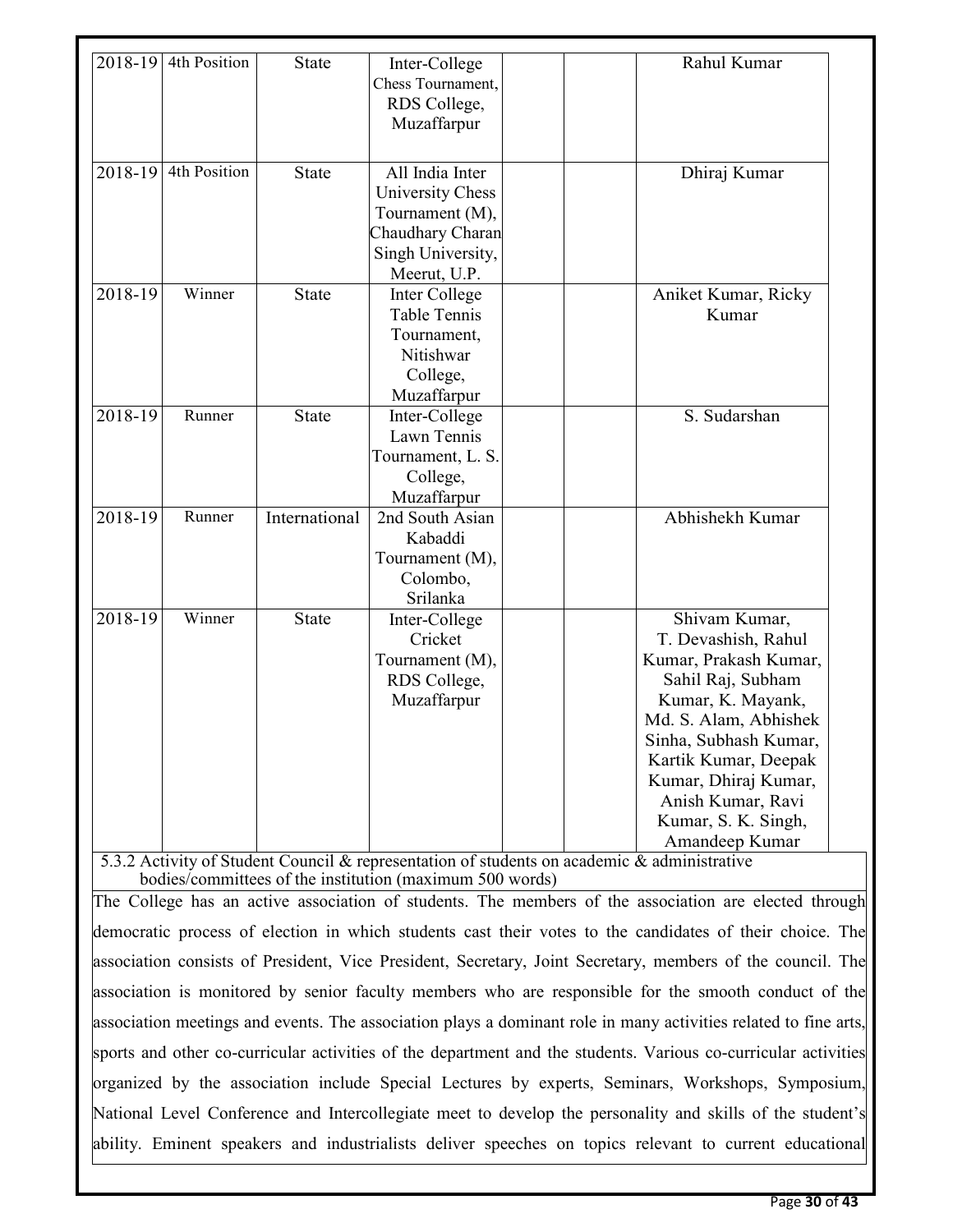| 2018-19 | 4th Position | State | Inter-College Chess Tournament, RDS College, Muzaffarpur | | | Rahul Kumar |
|---|---|---|---|---|---|---|
| 2018-19 | 4th Position | State | All India Inter University Chess Tournament (M), Chaudhary Charan Singh University, Meerut, U.P. | | | Dhiraj Kumar |
| 2018-19 | Winner | State | Inter College Table Tennis Tournament, Nitishwar College, Muzaffarpur | | | Aniket Kumar, Ricky Kumar |
| 2018-19 | Runner | State | Inter-College Lawn Tennis Tournament, L. S. College, Muzaffarpur | | | S. Sudarshan |
| 2018-19 | Runner | International | 2nd South Asian Kabaddi Tournament (M), Colombo, Srilanka | | | Abhishekh Kumar |
| 2018-19 | Winner | State | Inter-College Cricket Tournament (M), RDS College, Muzaffarpur | | | Shivam Kumar, T. Devashish, Rahul Kumar, Prakash Kumar, Sahil Raj, Subham Kumar, K. Mayank, Md. S. Alam, Abhishek Sinha, Subhash Kumar, Kartik Kumar, Deepak Kumar, Dhiraj Kumar, Anish Kumar, Ravi Kumar, S. K. Singh, Amandeep Kumar |

5.3.2 Activity of Student Council & representation of students on academic & administrative bodies/committees of the institution (maximum 500 words)

The College has an active association of students. The members of the association are elected through democratic process of election in which students cast their votes to the candidates of their choice. The association consists of President, Vice President, Secretary, Joint Secretary, members of the council. The association is monitored by senior faculty members who are responsible for the smooth conduct of the association meetings and events. The association plays a dominant role in many activities related to fine arts, sports and other co-curricular activities of the department and the students. Various co-curricular activities organized by the association include Special Lectures by experts, Seminars, Workshops, Symposium, National Level Conference and Intercollegiate meet to develop the personality and skills of the student's ability. Eminent speakers and industrialists deliver speeches on topics relevant to current educational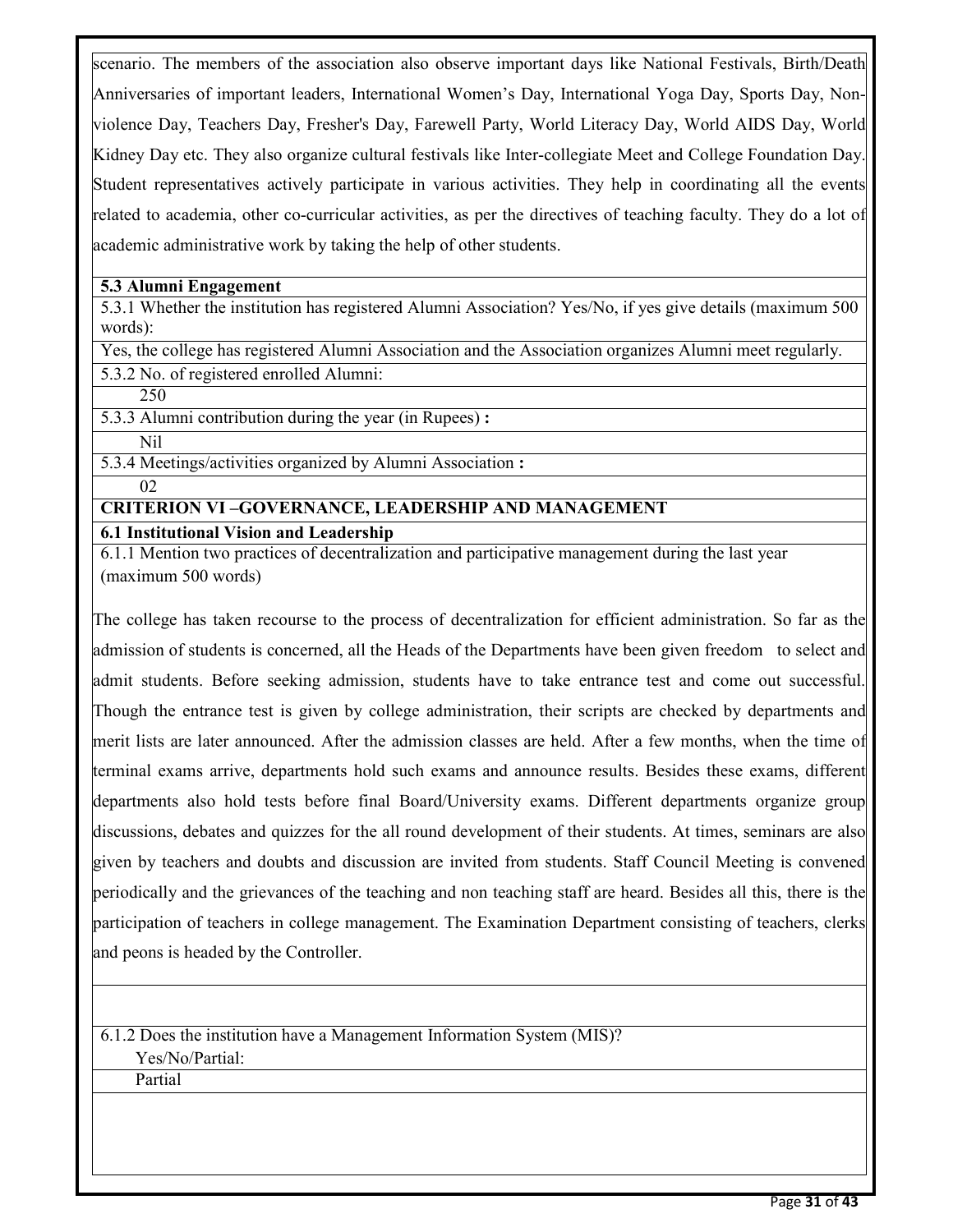scenario. The members of the association also observe important days like National Festivals, Birth/Death Anniversaries of important leaders, International Women's Day, International Yoga Day, Sports Day, Non-violence Day, Teachers Day, Fresher's Day, Farewell Party, World Literacy Day, World AIDS Day, World Kidney Day etc. They also organize cultural festivals like Inter-collegiate Meet and College Foundation Day. Student representatives actively participate in various activities. They help in coordinating all the events related to academia, other co-curricular activities, as per the directives of teaching faculty. They do a lot of academic administrative work by taking the help of other students.

**5.3 Alumni Engagement**

5.3.1 Whether the institution has registered Alumni Association? Yes/No, if yes give details (maximum 500 words):

Yes, the college has registered Alumni Association and the Association organizes Alumni meet regularly.

5.3.2 No. of registered enrolled Alumni:

250

5.3.3 Alumni contribution during the year (in Rupees) **:**

Nil

5.3.4 Meetings/activities organized by Alumni Association **:**

02

**CRITERION VI –GOVERNANCE, LEADERSHIP AND MANAGEMENT**

**6.1 Institutional Vision and Leadership**

6.1.1 Mention two practices of decentralization and participative management during the last year (maximum 500 words)

The college has taken recourse to the process of decentralization for efficient administration. So far as the admission of students is concerned, all the Heads of the Departments have been given freedom to select and admit students. Before seeking admission, students have to take entrance test and come out successful. Though the entrance test is given by college administration, their scripts are checked by departments and merit lists are later announced. After the admission classes are held. After a few months, when the time of terminal exams arrive, departments hold such exams and announce results. Besides these exams, different departments also hold tests before final Board/University exams. Different departments organize group discussions, debates and quizzes for the all round development of their students. At times, seminars are also given by teachers and doubts and discussion are invited from students. Staff Council Meeting is convened periodically and the grievances of the teaching and non teaching staff are heard. Besides all this, there is the participation of teachers in college management. The Examination Department consisting of teachers, clerks and peons is headed by the Controller.

6.1.2 Does the institution have a Management Information System (MIS)?
Yes/No/Partial:

Partial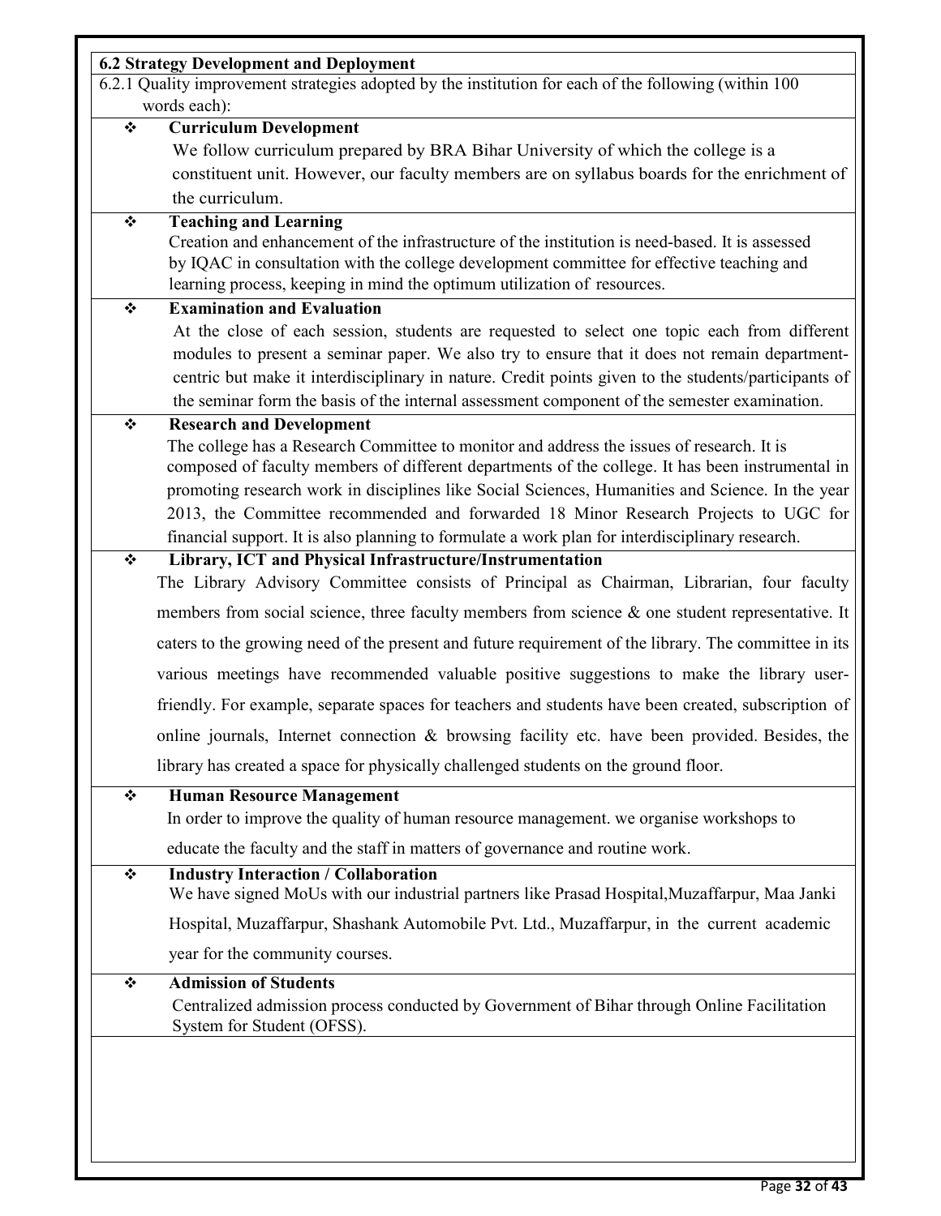**6.2 Strategy Development and Deployment**

6.2.1 Quality improvement strategies adopted by the institution for each of the following (within 100 words each):

- **Curriculum Development**

  We follow curriculum prepared by BRA Bihar University of which the college is a constituent unit. However, our faculty members are on syllabus boards for the enrichment of the curriculum.

- **Teaching and Learning**

  Creation and enhancement of the infrastructure of the institution is need-based. It is assessed by IQAC in consultation with the college development committee for effective teaching and learning process, keeping in mind the optimum utilization of resources.

- **Examination and Evaluation**

  At the close of each session, students are requested to select one topic each from different modules to present a seminar paper. We also try to ensure that it does not remain department-centric but make it interdisciplinary in nature. Credit points given to the students/participants of the seminar form the basis of the internal assessment component of the semester examination.

- **Research and Development**

  The college has a Research Committee to monitor and address the issues of research. It is composed of faculty members of different departments of the college. It has been instrumental in promoting research work in disciplines like Social Sciences, Humanities and Science. In the year 2013, the Committee recommended and forwarded 18 Minor Research Projects to UGC for financial support. It is also planning to formulate a work plan for interdisciplinary research.

- **Library, ICT and Physical Infrastructure/Instrumentation**

  The Library Advisory Committee consists of Principal as Chairman, Librarian, four faculty members from social science, three faculty members from science & one student representative. It caters to the growing need of the present and future requirement of the library. The committee in its various meetings have recommended valuable positive suggestions to make the library user-friendly. For example, separate spaces for teachers and students have been created, subscription of online journals, Internet connection & browsing facility etc. have been provided. Besides, the library has created a space for physically challenged students on the ground floor.

- **Human Resource Management**

  In order to improve the quality of human resource management. we organise workshops to educate the faculty and the staff in matters of governance and routine work.

- **Industry Interaction / Collaboration**

  We have signed MoUs with our industrial partners like Prasad Hospital,Muzaffarpur, Maa Janki Hospital, Muzaffarpur, Shashank Automobile Pvt. Ltd., Muzaffarpur, in the current academic year for the community courses.

- **Admission of Students**

  Centralized admission process conducted by Government of Bihar through Online Facilitation System for Student (OFSS).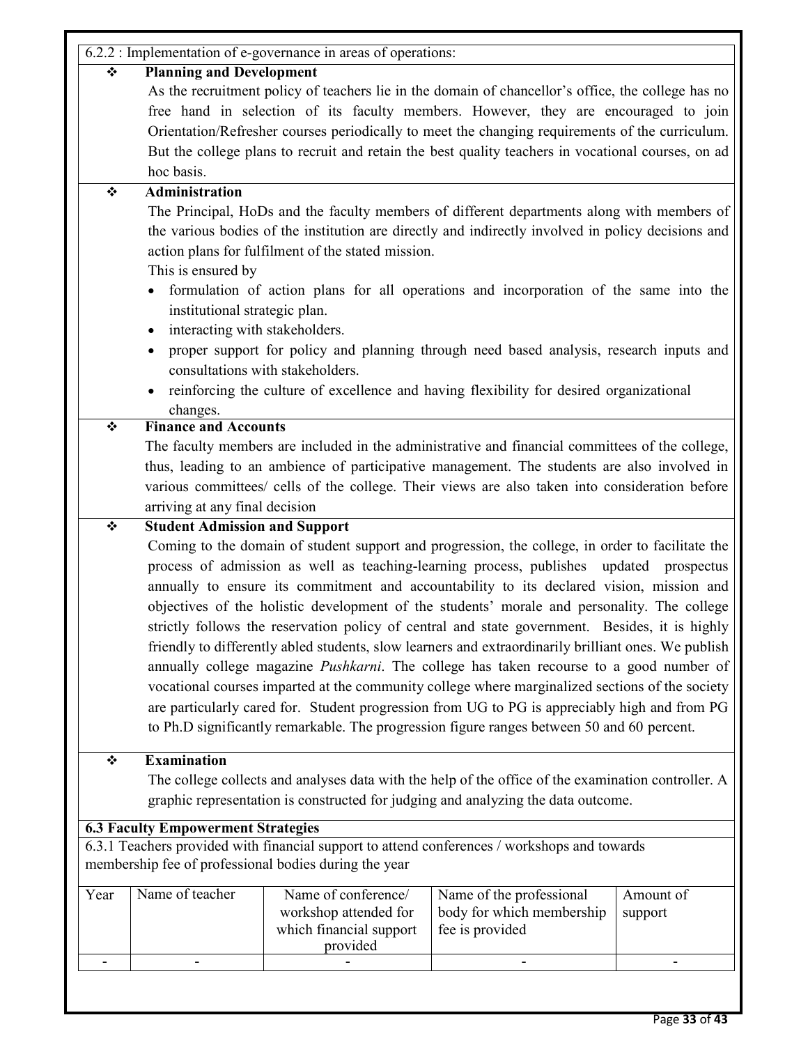6.2.2 : Implementation of e-governance in areas of operations:

- **Planning and Development**

  As the recruitment policy of teachers lie in the domain of chancellor's office, the college has no free hand in selection of its faculty members. However, they are encouraged to join Orientation/Refresher courses periodically to meet the changing requirements of the curriculum. But the college plans to recruit and retain the best quality teachers in vocational courses, on ad hoc basis.

- **Administration**

  The Principal, HoDs and the faculty members of different departments along with members of the various bodies of the institution are directly and indirectly involved in policy decisions and action plans for fulfilment of the stated mission.

  This is ensured by

  - formulation of action plans for all operations and incorporation of the same into the institutional strategic plan.
  - interacting with stakeholders.
  - proper support for policy and planning through need based analysis, research inputs and consultations with stakeholders.
  - reinforcing the culture of excellence and having flexibility for desired organizational changes.

- **Finance and Accounts**

  The faculty members are included in the administrative and financial committees of the college, thus, leading to an ambience of participative management. The students are also involved in various committees/ cells of the college. Their views are also taken into consideration before arriving at any final decision

- **Student Admission and Support**

  Coming to the domain of student support and progression, the college, in order to facilitate the process of admission as well as teaching-learning process, publishes updated prospectus annually to ensure its commitment and accountability to its declared vision, mission and objectives of the holistic development of the students' morale and personality. The college strictly follows the reservation policy of central and state government. Besides, it is highly friendly to differently abled students, slow learners and extraordinarily brilliant ones. We publish annually college magazine *Pushkarni*. The college has taken recourse to a good number of vocational courses imparted at the community college where marginalized sections of the society are particularly cared for. Student progression from UG to PG is appreciably high and from PG to Ph.D significantly remarkable. The progression figure ranges between 50 and 60 percent.

- **Examination**

  The college collects and analyses data with the help of the office of the examination controller. A graphic representation is constructed for judging and analyzing the data outcome.

**6.3 Faculty Empowerment Strategies**

6.3.1 Teachers provided with financial support to attend conferences / workshops and towards membership fee of professional bodies during the year

| Year | Name of teacher | Name of conference/ workshop attended for which financial support provided | Name of the professional body for which membership fee is provided | Amount of support |
|---|---|---|---|---|
| - | - | - | - | - |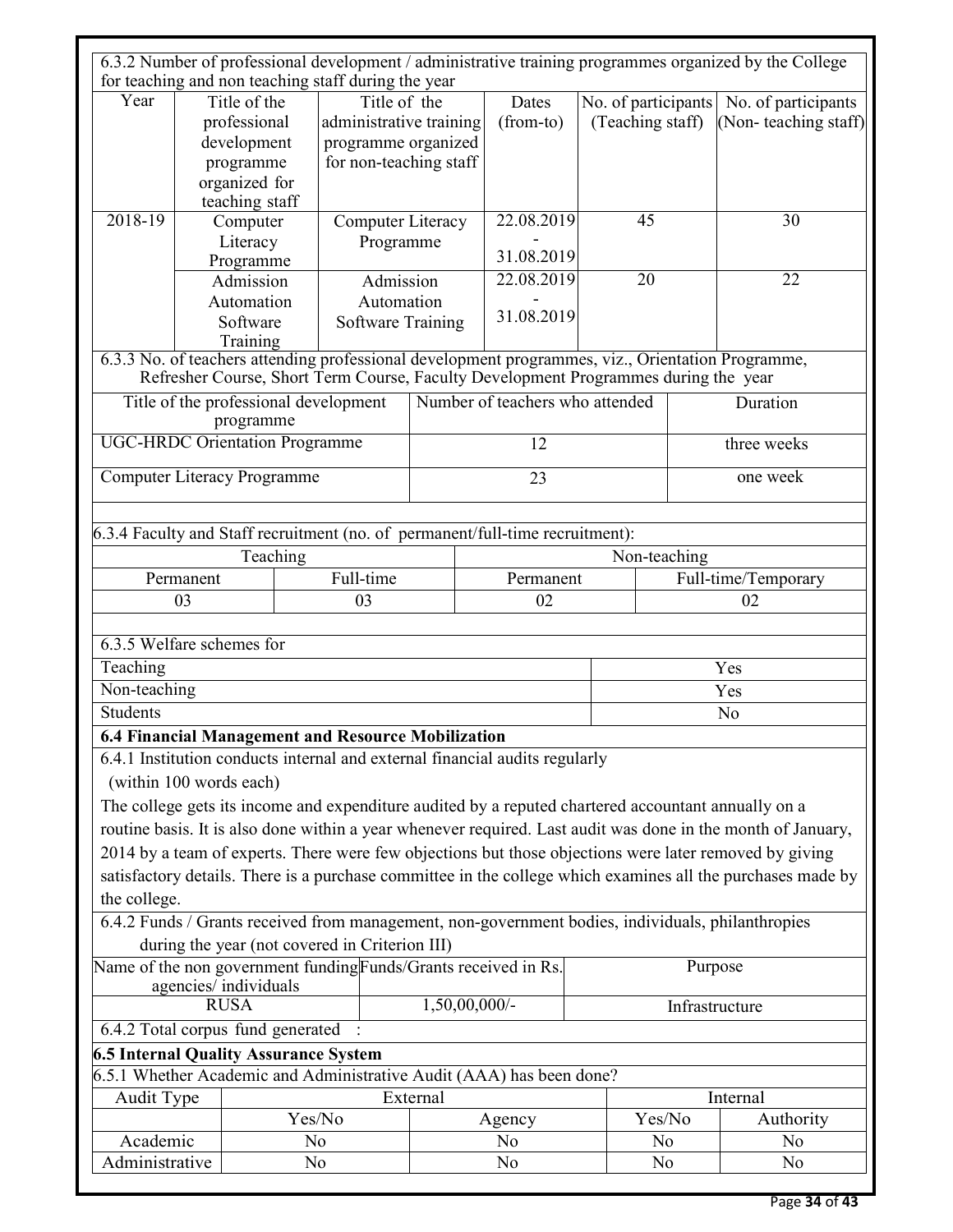6.3.2 Number of professional development / administrative training programmes organized by the College for teaching and non teaching staff during the year

| Year | Title of the professional development programme organized for teaching staff | Title of the administrative training programme organized for non-teaching staff | Dates (from-to) | No. of participants (Teaching staff) | No. of participants (Non- teaching staff) |
|---|---|---|---|---|---|
| 2018-19 | Computer Literacy Programme | Computer Literacy Programme | 22.08.2019 - 31.08.2019 | 45 | 30 |
| | Admission Automation Software Training | Admission Automation Software Training | 22.08.2019 - 31.08.2019 | 20 | 22 |

6.3.3 No. of teachers attending professional development programmes, viz., Orientation Programme, Refresher Course, Short Term Course, Faculty Development Programmes during the year

| Title of the professional development programme | Number of teachers who attended | Duration |
|---|---|---|
| UGC-HRDC Orientation Programme | 12 | three weeks |
| Computer Literacy Programme | 23 | one week |

6.3.4 Faculty and Staff recruitment (no. of permanent/full-time recruitment):

| Teaching | | Non-teaching | |
|---|---|---|---|
| Permanent | Full-time | Permanent | Full-time/Temporary |
| 03 | 03 | 02 | 02 |

6.3.5 Welfare schemes for

| | |
|---|---|
| Teaching | Yes |
| Non-teaching | Yes |
| Students | No |

**6.4 Financial Management and Resource Mobilization**

6.4.1 Institution conducts internal and external financial audits regularly
(within 100 words each)

The college gets its income and expenditure audited by a reputed chartered accountant annually on a routine basis. It is also done within a year whenever required. Last audit was done in the month of January, 2014 by a team of experts. There were few objections but those objections were later removed by giving satisfactory details. There is a purchase committee in the college which examines all the purchases made by the college.

6.4.2 Funds / Grants received from management, non-government bodies, individuals, philanthropies during the year (not covered in Criterion III)

| Name of the non government funding agencies/ individuals | Funds/Grants received in Rs. | Purpose |
|---|---|---|
| RUSA | 1,50,00,000/- | Infrastructure |

6.4.2 Total corpus fund generated :

**6.5 Internal Quality Assurance System**

6.5.1 Whether Academic and Administrative Audit (AAA) has been done?

| Audit Type | External | | Internal | |
|---|---|---|---|---|
| | Yes/No | Agency | Yes/No | Authority |
| Academic | No | No | No | No |
| Administrative | No | No | No | No |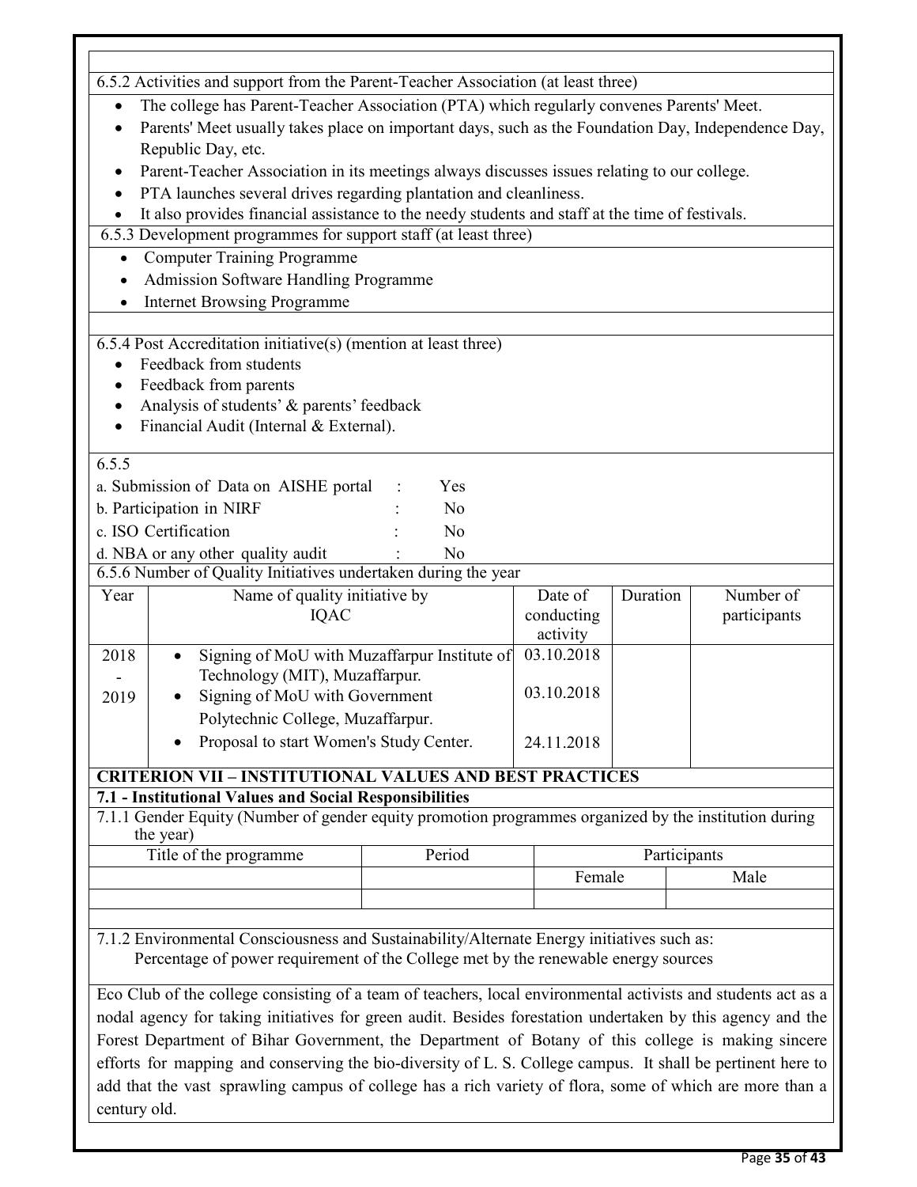6.5.2 Activities and support from the Parent-Teacher Association (at least three)

- The college has Parent-Teacher Association (PTA) which regularly convenes Parents' Meet.
- Parents' Meet usually takes place on important days, such as the Foundation Day, Independence Day, Republic Day, etc.
- Parent-Teacher Association in its meetings always discusses issues relating to our college.
- PTA launches several drives regarding plantation and cleanliness.
- It also provides financial assistance to the needy students and staff at the time of festivals.

6.5.3 Development programmes for support staff (at least three)

- Computer Training Programme
- Admission Software Handling Programme
- Internet Browsing Programme

6.5.4 Post Accreditation initiative(s) (mention at least three)

- Feedback from students
- Feedback from parents
- Analysis of students' & parents' feedback
- Financial Audit (Internal & External).

6.5.5

a. Submission of Data on AISHE portal : Yes
b. Participation in NIRF : No
c. ISO Certification : No
d. NBA or any other quality audit : No

6.5.6 Number of Quality Initiatives undertaken during the year

| Year | Name of quality initiative by IQAC | Date of conducting activity | Duration | Number of participants |
|---|---|---|---|---|
| 2018 - 2019 | • Signing of MoU with Muzaffarpur Institute of Technology (MIT), Muzaffarpur.<br>• Signing of MoU with Government Polytechnic College, Muzaffarpur.<br>• Proposal to start Women's Study Center. | 03.10.2018<br>03.10.2018<br>24.11.2018 | | |

## CRITERION VII – INSTITUTIONAL VALUES AND BEST PRACTICES

### 7.1 - Institutional Values and Social Responsibilities

7.1.1 Gender Equity (Number of gender equity promotion programmes organized by the institution during the year)

| Title of the programme | Period | Participants | |
|---|---|---|---|
| | | Female | Male |
| | | | |

7.1.2 Environmental Consciousness and Sustainability/Alternate Energy initiatives such as:
Percentage of power requirement of the College met by the renewable energy sources

Eco Club of the college consisting of a team of teachers, local environmental activists and students act as a nodal agency for taking initiatives for green audit. Besides forestation undertaken by this agency and the Forest Department of Bihar Government, the Department of Botany of this college is making sincere efforts for mapping and conserving the bio-diversity of L. S. College campus. It shall be pertinent here to add that the vast sprawling campus of college has a rich variety of flora, some of which are more than a century old.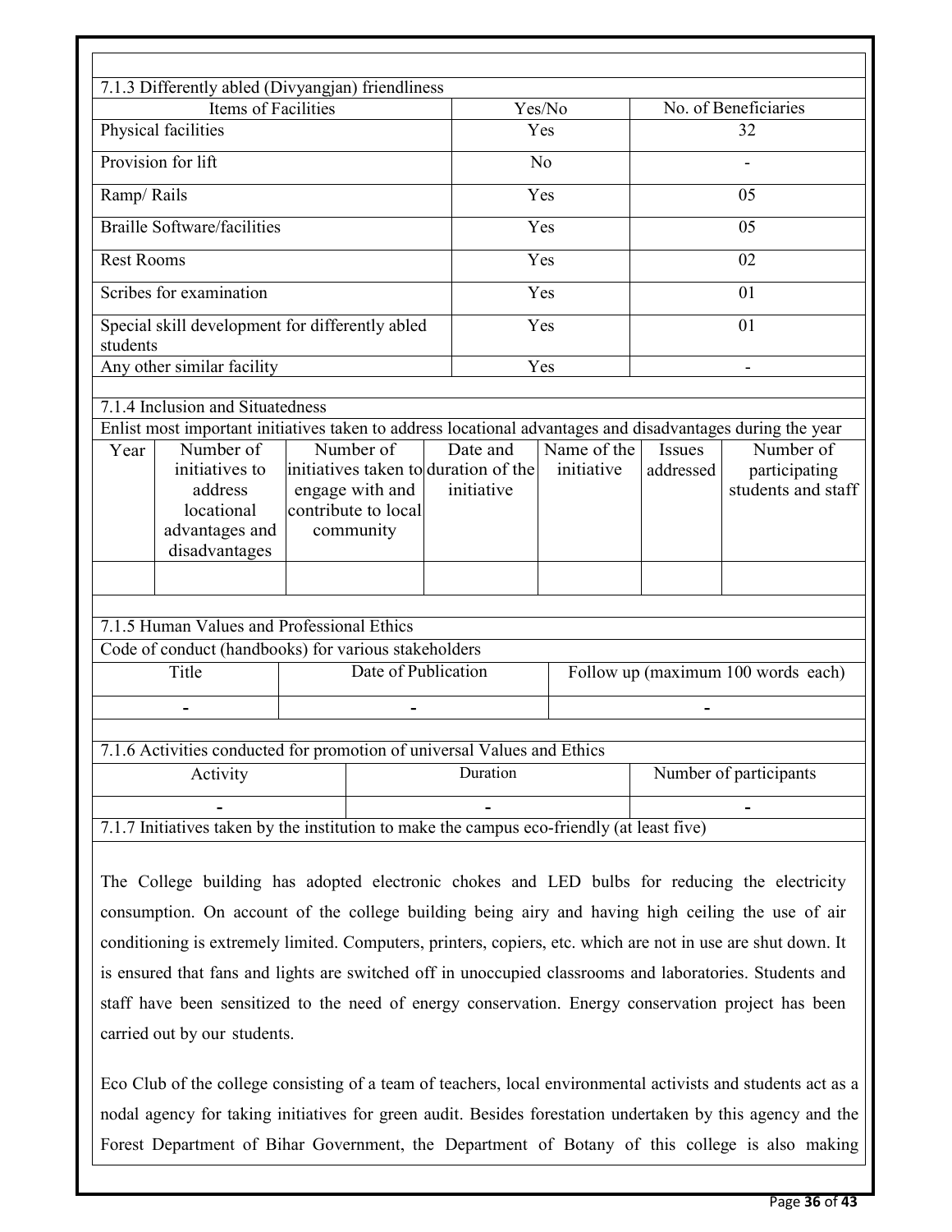7.1.3 Differently abled (Divyangjan) friendliness

| Items of Facilities | Yes/No | No. of Beneficiaries |
|---|---|---|
| Physical facilities | Yes | 32 |
| Provision for lift | No | - |
| Ramp/ Rails | Yes | 05 |
| Braille Software/facilities | Yes | 05 |
| Rest Rooms | Yes | 02 |
| Scribes for examination | Yes | 01 |
| Special skill development for differently abled students | Yes | 01 |
| Any other similar facility | Yes | - |

7.1.4 Inclusion and Situatedness

Enlist most important initiatives taken to address locational advantages and disadvantages during the year

| Year | Number of initiatives to address locational advantages and disadvantages | Number of initiatives taken to engage with and contribute to local community | Date and duration of the initiative | Name of the initiative | Issues addressed | Number of participating students and staff |
|---|---|---|---|---|---|---|
| | | | | | | |

7.1.5 Human Values and Professional Ethics

Code of conduct (handbooks) for various stakeholders

| Title | Date of Publication | Follow up (maximum 100 words each) |
|---|---|---|
| - | - | - |

7.1.6 Activities conducted for promotion of universal Values and Ethics

| Activity | Duration | Number of participants |
|---|---|---|
| - | - | - |

7.1.7 Initiatives taken by the institution to make the campus eco-friendly (at least five)

The College building has adopted electronic chokes and LED bulbs for reducing the electricity consumption. On account of the college building being airy and having high ceiling the use of air conditioning is extremely limited. Computers, printers, copiers, etc. which are not in use are shut down. It is ensured that fans and lights are switched off in unoccupied classrooms and laboratories. Students and staff have been sensitized to the need of energy conservation. Energy conservation project has been carried out by our students.

Eco Club of the college consisting of a team of teachers, local environmental activists and students act as a nodal agency for taking initiatives for green audit. Besides forestation undertaken by this agency and the Forest Department of Bihar Government, the Department of Botany of this college is also making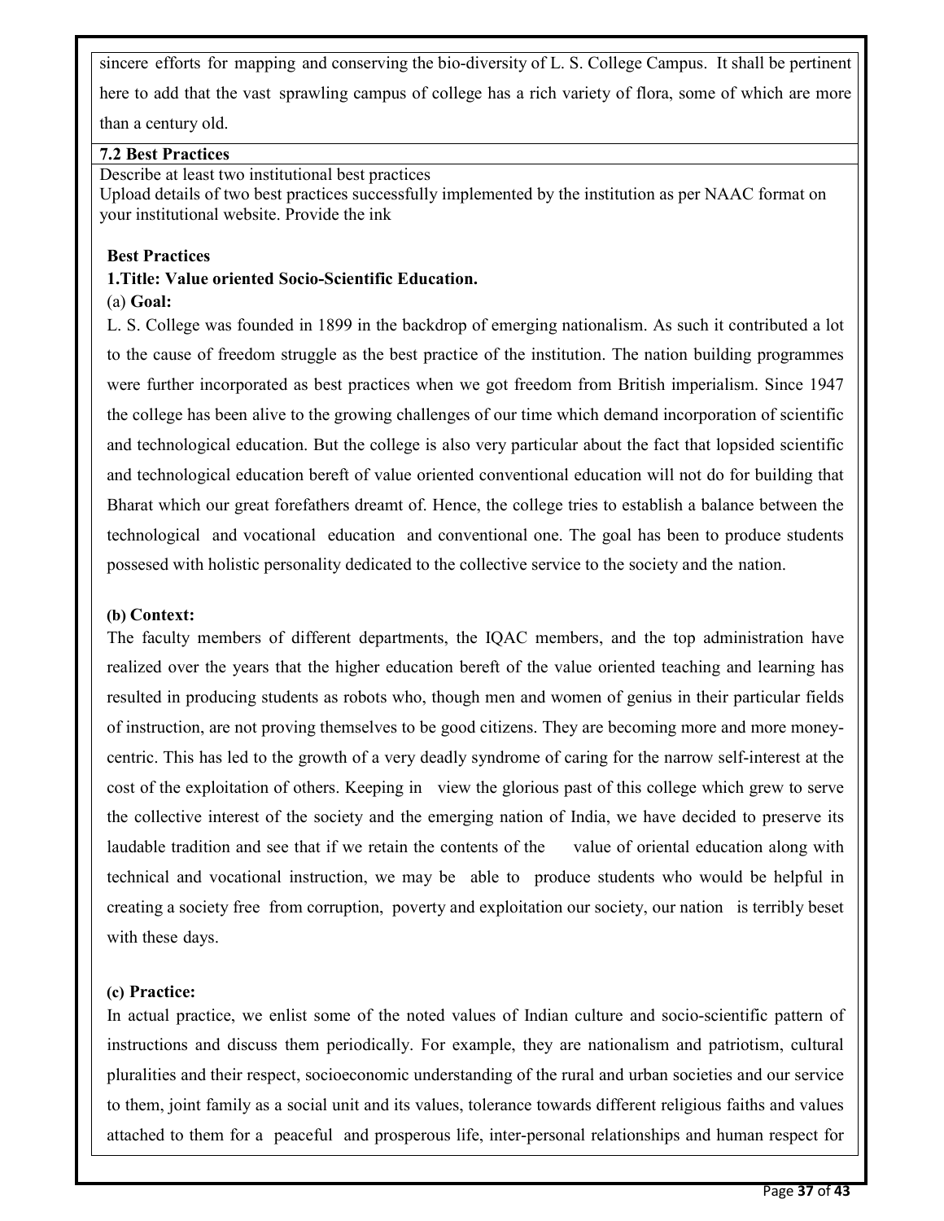sincere efforts for mapping and conserving the bio-diversity of L. S. College Campus. It shall be pertinent here to add that the vast sprawling campus of college has a rich variety of flora, some of which are more than a century old.

**7.2 Best Practices**

Describe at least two institutional best practices

Upload details of two best practices successfully implemented by the institution as per NAAC format on your institutional website. Provide the ink

**Best Practices**

**1.Title: Value oriented Socio-Scientific Education.**

(a) **Goal:**

L. S. College was founded in 1899 in the backdrop of emerging nationalism. As such it contributed a lot to the cause of freedom struggle as the best practice of the institution. The nation building programmes were further incorporated as best practices when we got freedom from British imperialism. Since 1947 the college has been alive to the growing challenges of our time which demand incorporation of scientific and technological education. But the college is also very particular about the fact that lopsided scientific and technological education bereft of value oriented conventional education will not do for building that Bharat which our great forefathers dreamt of. Hence, the college tries to establish a balance between the technological and vocational education and conventional one. The goal has been to produce students possesed with holistic personality dedicated to the collective service to the society and the nation.

**(b) Context:**

The faculty members of different departments, the IQAC members, and the top administration have realized over the years that the higher education bereft of the value oriented teaching and learning has resulted in producing students as robots who, though men and women of genius in their particular fields of instruction, are not proving themselves to be good citizens. They are becoming more and more money-centric. This has led to the growth of a very deadly syndrome of caring for the narrow self-interest at the cost of the exploitation of others. Keeping in view the glorious past of this college which grew to serve the collective interest of the society and the emerging nation of India, we have decided to preserve its laudable tradition and see that if we retain the contents of the value of oriental education along with technical and vocational instruction, we may be able to produce students who would be helpful in creating a society free from corruption, poverty and exploitation our society, our nation is terribly beset with these days.

**(c) Practice:**

In actual practice, we enlist some of the noted values of Indian culture and socio-scientific pattern of instructions and discuss them periodically. For example, they are nationalism and patriotism, cultural pluralities and their respect, socioeconomic understanding of the rural and urban societies and our service to them, joint family as a social unit and its values, tolerance towards different religious faiths and values attached to them for a peaceful and prosperous life, inter-personal relationships and human respect for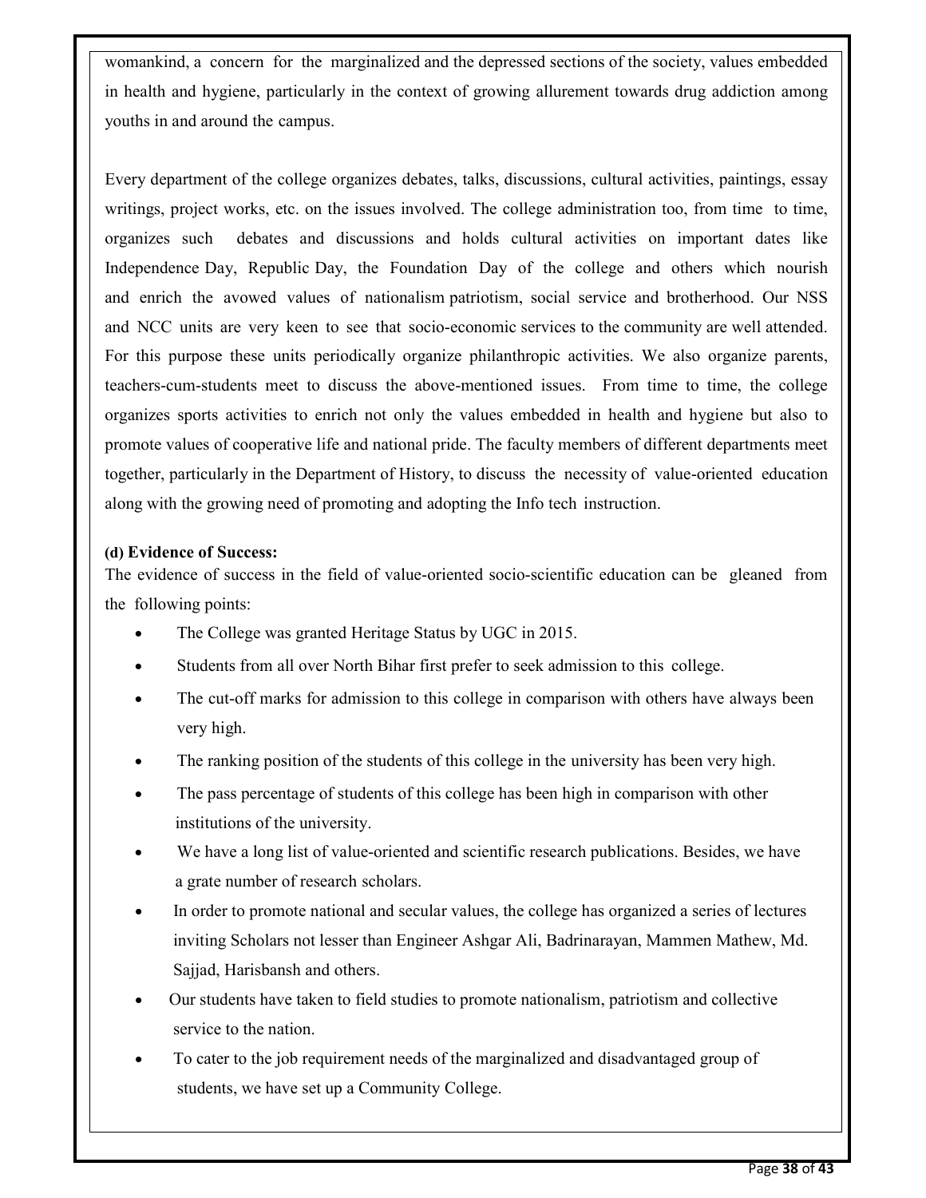womankind, a concern for the marginalized and the depressed sections of the society, values embedded in health and hygiene, particularly in the context of growing allurement towards drug addiction among youths in and around the campus.

Every department of the college organizes debates, talks, discussions, cultural activities, paintings, essay writings, project works, etc. on the issues involved. The college administration too, from time to time, organizes such debates and discussions and holds cultural activities on important dates like Independence Day, Republic Day, the Foundation Day of the college and others which nourish and enrich the avowed values of nationalism patriotism, social service and brotherhood. Our NSS and NCC units are very keen to see that socio-economic services to the community are well attended. For this purpose these units periodically organize philanthropic activities. We also organize parents, teachers-cum-students meet to discuss the above-mentioned issues. From time to time, the college organizes sports activities to enrich not only the values embedded in health and hygiene but also to promote values of cooperative life and national pride. The faculty members of different departments meet together, particularly in the Department of History, to discuss the necessity of value-oriented education along with the growing need of promoting and adopting the Info tech instruction.

**(d) Evidence of Success:**

The evidence of success in the field of value-oriented socio-scientific education can be gleaned from the following points:

- The College was granted Heritage Status by UGC in 2015.
- Students from all over North Bihar first prefer to seek admission to this college.
- The cut-off marks for admission to this college in comparison with others have always been very high.
- The ranking position of the students of this college in the university has been very high.
- The pass percentage of students of this college has been high in comparison with other institutions of the university.
- We have a long list of value-oriented and scientific research publications. Besides, we have a grate number of research scholars.
- In order to promote national and secular values, the college has organized a series of lectures inviting Scholars not lesser than Engineer Ashgar Ali, Badrinarayan, Mammen Mathew, Md. Sajjad, Harisbansh and others.
- Our students have taken to field studies to promote nationalism, patriotism and collective service to the nation.
- To cater to the job requirement needs of the marginalized and disadvantaged group of students, we have set up a Community College.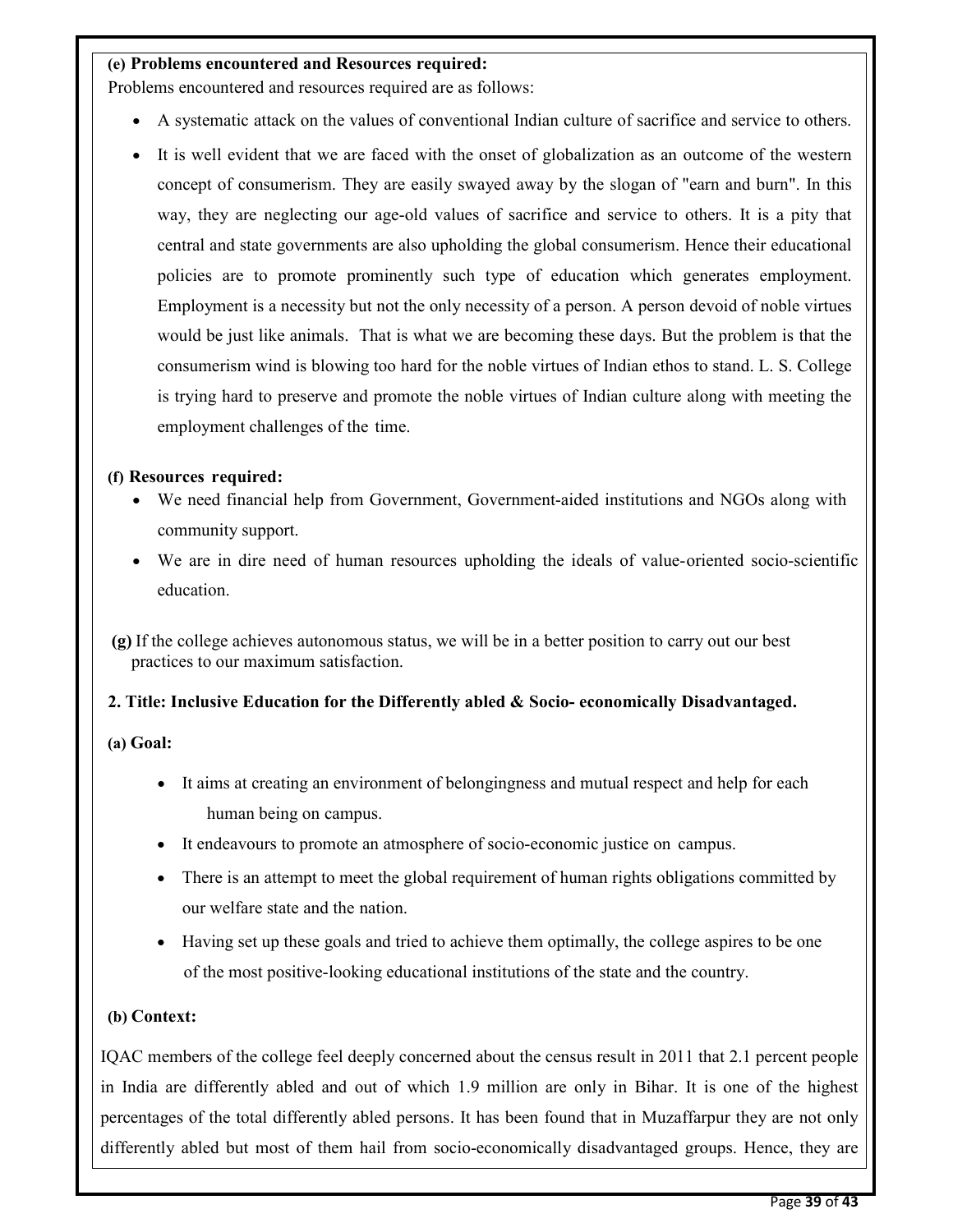**(e) Problems encountered and Resources required:**

Problems encountered and resources required are as follows:

- A systematic attack on the values of conventional Indian culture of sacrifice and service to others.
- It is well evident that we are faced with the onset of globalization as an outcome of the western concept of consumerism. They are easily swayed away by the slogan of "earn and burn". In this way, they are neglecting our age-old values of sacrifice and service to others. It is a pity that central and state governments are also upholding the global consumerism. Hence their educational policies are to promote prominently such type of education which generates employment. Employment is a necessity but not the only necessity of a person. A person devoid of noble virtues would be just like animals. That is what we are becoming these days. But the problem is that the consumerism wind is blowing too hard for the noble virtues of Indian ethos to stand. L. S. College is trying hard to preserve and promote the noble virtues of Indian culture along with meeting the employment challenges of the time.

**(f) Resources required:**

- We need financial help from Government, Government-aided institutions and NGOs along with community support.
- We are in dire need of human resources upholding the ideals of value-oriented socio-scientific education.

**(g)** If the college achieves autonomous status, we will be in a better position to carry out our best practices to our maximum satisfaction.

**2. Title: Inclusive Education for the Differently abled & Socio- economically Disadvantaged.**

**(a) Goal:**

- It aims at creating an environment of belongingness and mutual respect and help for each human being on campus.
- It endeavours to promote an atmosphere of socio-economic justice on campus.
- There is an attempt to meet the global requirement of human rights obligations committed by our welfare state and the nation.
- Having set up these goals and tried to achieve them optimally, the college aspires to be one of the most positive-looking educational institutions of the state and the country.

**(b) Context:**

IQAC members of the college feel deeply concerned about the census result in 2011 that 2.1 percent people in India are differently abled and out of which 1.9 million are only in Bihar. It is one of the highest percentages of the total differently abled persons. It has been found that in Muzaffarpur they are not only differently abled but most of them hail from socio-economically disadvantaged groups. Hence, they are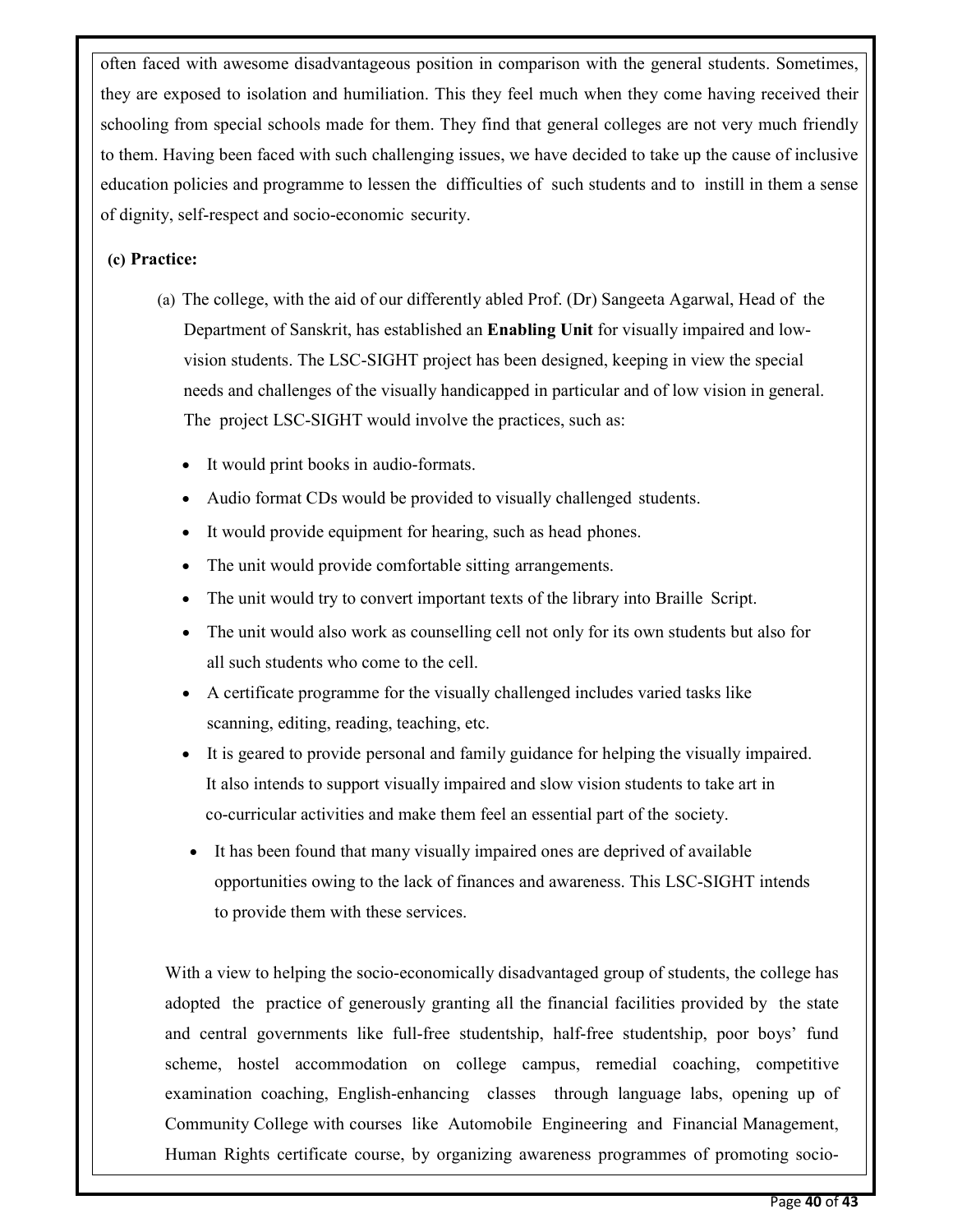often faced with awesome disadvantageous position in comparison with the general students. Sometimes, they are exposed to isolation and humiliation. This they feel much when they come having received their schooling from special schools made for them. They find that general colleges are not very much friendly to them. Having been faced with such challenging issues, we have decided to take up the cause of inclusive education policies and programme to lessen the difficulties of such students and to instill in them a sense of dignity, self-respect and socio-economic security.

**(c) Practice:**

(a) The college, with the aid of our differently abled Prof. (Dr) Sangeeta Agarwal, Head of the Department of Sanskrit, has established an **Enabling Unit** for visually impaired and low-vision students. The LSC-SIGHT project has been designed, keeping in view the special needs and challenges of the visually handicapped in particular and of low vision in general. The project LSC-SIGHT would involve the practices, such as:

- It would print books in audio-formats.
- Audio format CDs would be provided to visually challenged students.
- It would provide equipment for hearing, such as head phones.
- The unit would provide comfortable sitting arrangements.
- The unit would try to convert important texts of the library into Braille Script.
- The unit would also work as counselling cell not only for its own students but also for all such students who come to the cell.
- A certificate programme for the visually challenged includes varied tasks like scanning, editing, reading, teaching, etc.
- It is geared to provide personal and family guidance for helping the visually impaired. It also intends to support visually impaired and slow vision students to take art in co-curricular activities and make them feel an essential part of the society.
- It has been found that many visually impaired ones are deprived of available opportunities owing to the lack of finances and awareness. This LSC-SIGHT intends to provide them with these services.

With a view to helping the socio-economically disadvantaged group of students, the college has adopted the practice of generously granting all the financial facilities provided by the state and central governments like full-free studentship, half-free studentship, poor boys' fund scheme, hostel accommodation on college campus, remedial coaching, competitive examination coaching, English-enhancing classes through language labs, opening up of Community College with courses like Automobile Engineering and Financial Management, Human Rights certificate course, by organizing awareness programmes of promoting socio-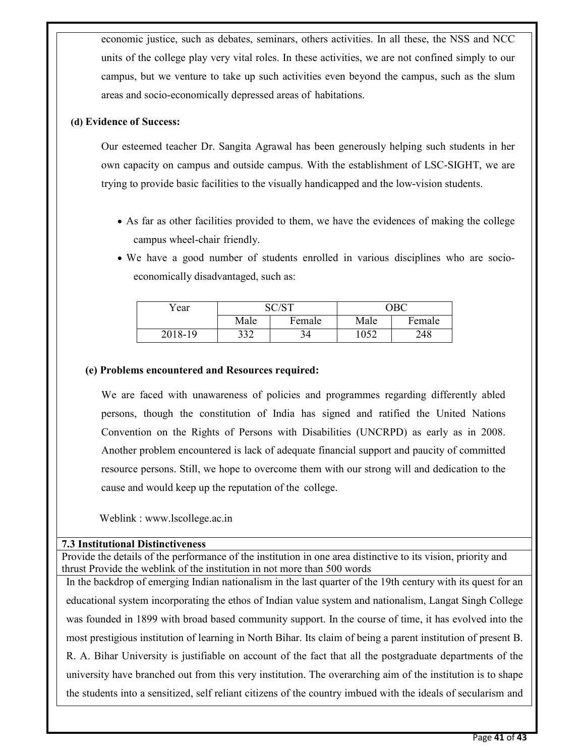economic justice, such as debates, seminars, others activities. In all these, the NSS and NCC units of the college play very vital roles. In these activities, we are not confined simply to our campus, but we venture to take up such activities even beyond the campus, such as the slum areas and socio-economically depressed areas of habitations.

**(d) Evidence of Success:**

Our esteemed teacher Dr. Sangita Agrawal has been generously helping such students in her own capacity on campus and outside campus. With the establishment of LSC-SIGHT, we are trying to provide basic facilities to the visually handicapped and the low-vision students.

- As far as other facilities provided to them, we have the evidences of making the college campus wheel-chair friendly.
- We have a good number of students enrolled in various disciplines who are socio-economically disadvantaged, such as:

| Year | SC/ST | | OBC | |
|---|---|---|---|---|
| | Male | Female | Male | Female |
| 2018-19 | 332 | 34 | 1052 | 248 |

**(e) Problems encountered and Resources required:**

We are faced with unawareness of policies and programmes regarding differently abled persons, though the constitution of India has signed and ratified the United Nations Convention on the Rights of Persons with Disabilities (UNCRPD) as early as in 2008. Another problem encountered is lack of adequate financial support and paucity of committed resource persons. Still, we hope to overcome them with our strong will and dedication to the cause and would keep up the reputation of the college.

Weblink : www.lscollege.ac.in

**7.3 Institutional Distinctiveness**

Provide the details of the performance of the institution in one area distinctive to its vision, priority and thrust Provide the weblink of the institution in not more than 500 words

In the backdrop of emerging Indian nationalism in the last quarter of the 19th century with its quest for an educational system incorporating the ethos of Indian value system and nationalism, Langat Singh College was founded in 1899 with broad based community support. In the course of time, it has evolved into the most prestigious institution of learning in North Bihar. Its claim of being a parent institution of present B. R. A. Bihar University is justifiable on account of the fact that all the postgraduate departments of the university have branched out from this very institution. The overarching aim of the institution is to shape the students into a sensitized, self reliant citizens of the country imbued with the ideals of secularism and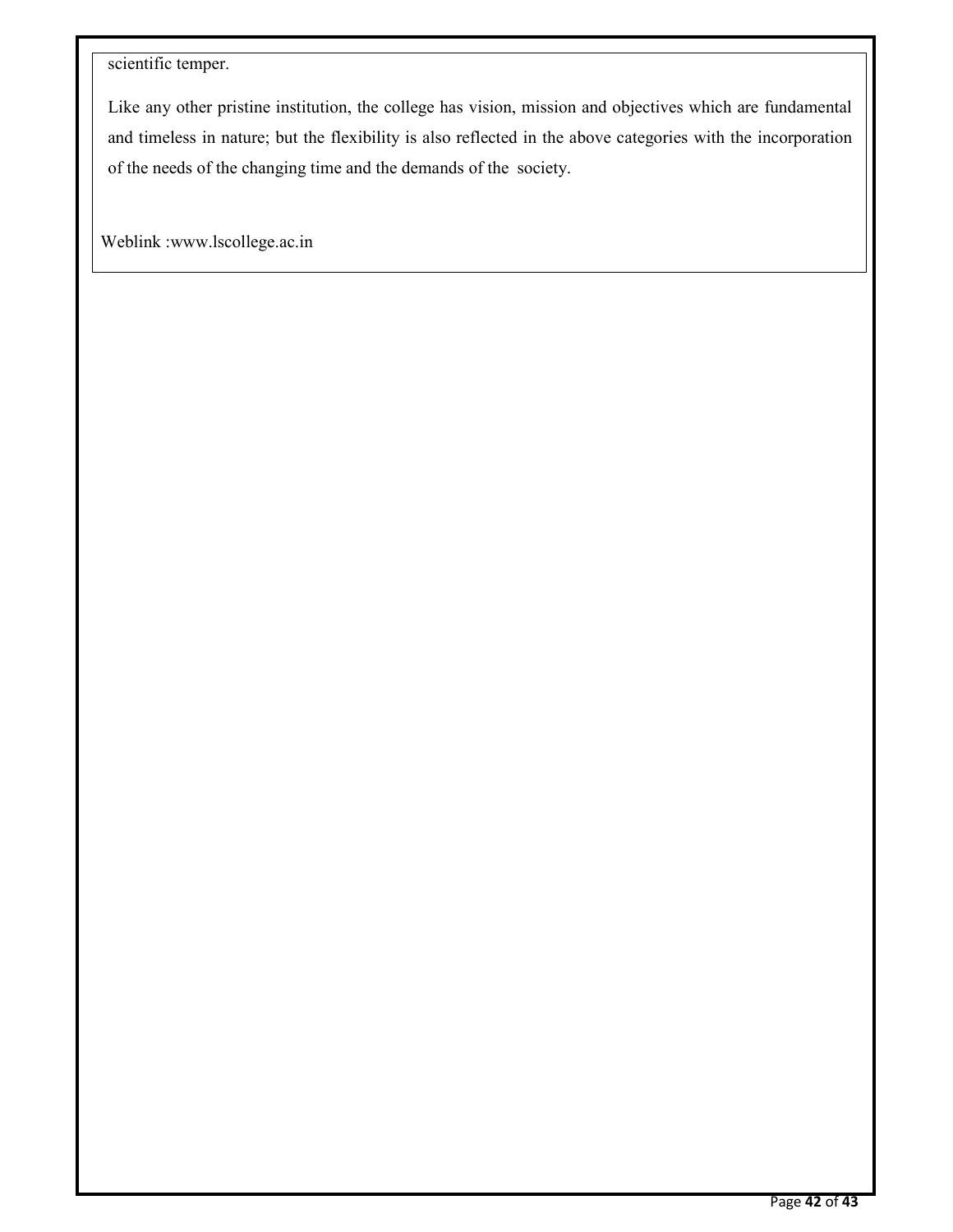scientific temper.

Like any other pristine institution, the college has vision, mission and objectives which are fundamental and timeless in nature; but the flexibility is also reflected in the above categories with the incorporation of the needs of the changing time and the demands of the society.

Weblink :www.lscollege.ac.in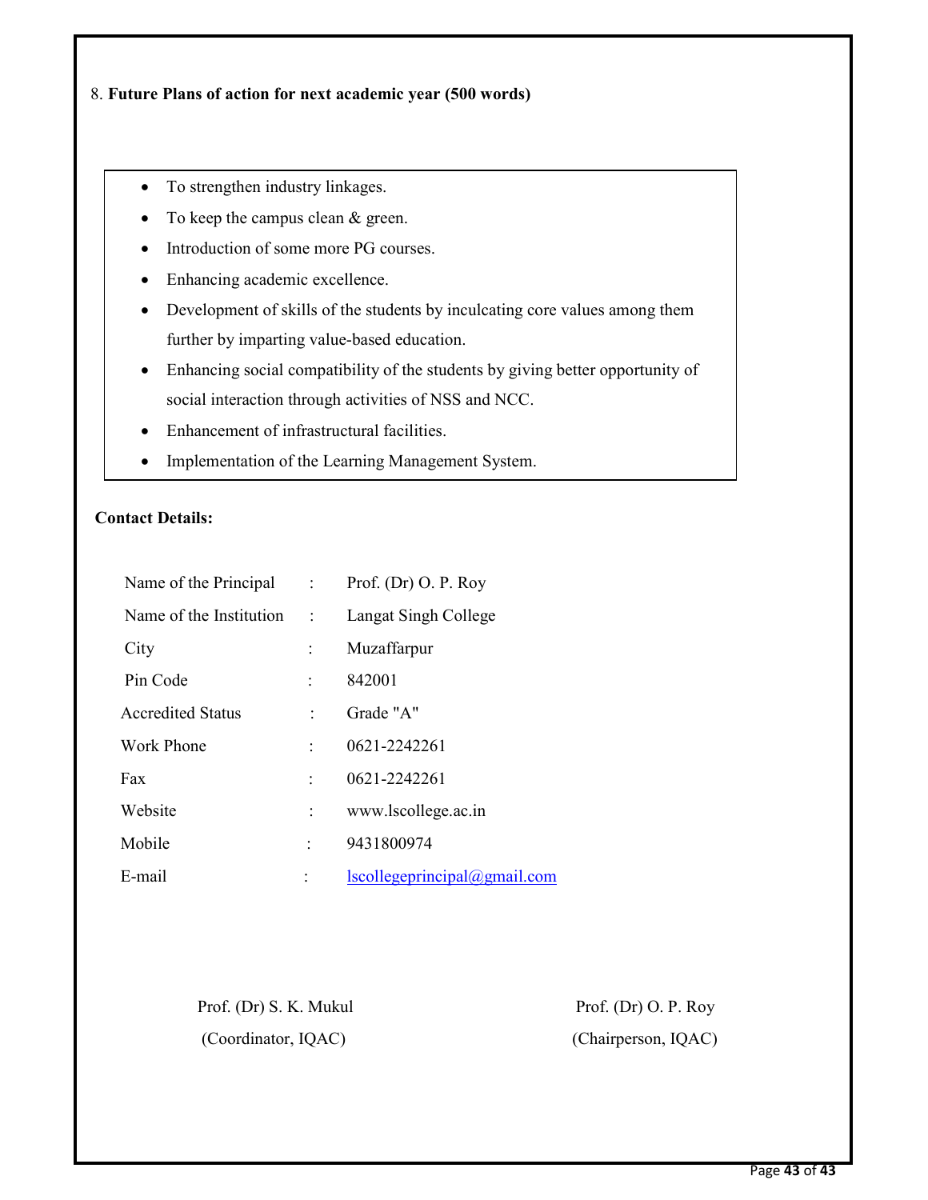8. **Future Plans of action for next academic year (500 words)**

- To strengthen industry linkages.
- To keep the campus clean & green.
- Introduction of some more PG courses.
- Enhancing academic excellence.
- Development of skills of the students by inculcating core values among them further by imparting value-based education.
- Enhancing social compatibility of the students by giving better opportunity of social interaction through activities of NSS and NCC.
- Enhancement of infrastructural facilities.
- Implementation of the Learning Management System.

**Contact Details:**

| | | |
|---|---|---|
| Name of the Principal | : | Prof. (Dr) O. P. Roy |
| Name of the Institution | : | Langat Singh College |
| City | : | Muzaffarpur |
| Pin Code | : | 842001 |
| Accredited Status | : | Grade "A" |
| Work Phone | : | 0621-2242261 |
| Fax | : | 0621-2242261 |
| Website | : | www.lscollege.ac.in |
| Mobile | : | 9431800974 |
| E-mail | : | lscollegeprincipal@gmail.com |

Prof. (Dr) S. K. Mukul
(Coordinator, IQAC)

Prof. (Dr) O. P. Roy
(Chairperson, IQAC)